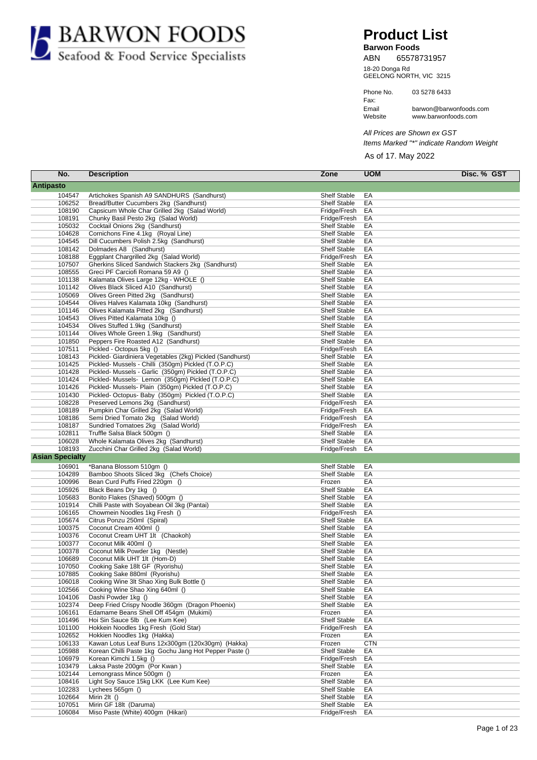BARWON FOODS
Seafood & Food Service Specialists

# Product List

**Barwon Foods**

ABN 65578731957

18-20 Donga Rd
GEELONG NORTH, VIC 3215

Phone No. 03 5278 6433
Fax:
Email barwon@barwonfoods.com
Website www.barwonfoods.com

*All Prices are Shown ex GST*

*Items Marked "*" indicate Random Weight*

As of 17. May 2022

| No. | Description | Zone | UOM | Disc. % GST |
|---|---|---|---|---|
| **Antipasto** | | | | |
| 104547 | Artichokes Spanish A9 SANDHURS (Sandhurst) | Shelf Stable | EA | |
| 106252 | Bread/Butter Cucumbers 2kg (Sandhurst) | Shelf Stable | EA | |
| 108190 | Capsicum Whole Char Grilled 2kg (Salad World) | Fridge/Fresh | EA | |
| 108191 | Chunky Basil Pesto 2kg (Salad World) | Fridge/Fresh | EA | |
| 105032 | Cocktail Onions 2kg (Sandhurst) | Shelf Stable | EA | |
| 104628 | Cornichons Fine 4.1kg (Royal Line) | Shelf Stable | EA | |
| 104545 | Dill Cucumbers Polish 2.5kg (Sandhurst) | Shelf Stable | EA | |
| 108142 | Dolmades A8 (Sandhurst) | Shelf Stable | EA | |
| 108188 | Eggplant Chargrilled 2kg (Salad World) | Fridge/Fresh | EA | |
| 107507 | Gherkins Sliced Sandwich Stackers 2kg (Sandhurst) | Shelf Stable | EA | |
| 108555 | Greci PF Carciofi Romana 59 A9 () | Shelf Stable | EA | |
| 101138 | Kalamata Olives Large 12kg - WHOLE () | Shelf Stable | EA | |
| 101142 | Olives Black Sliced A10 (Sandhurst) | Shelf Stable | EA | |
| 105069 | Olives Green Pitted 2kg (Sandhurst) | Shelf Stable | EA | |
| 104544 | Olives Halves Kalamata 10kg (Sandhurst) | Shelf Stable | EA | |
| 101146 | Olives Kalamata Pitted 2kg (Sandhurst) | Shelf Stable | EA | |
| 104543 | Olives Pitted Kalamata 10kg () | Shelf Stable | EA | |
| 104534 | Olives Stuffed 1.9kg (Sandhurst) | Shelf Stable | EA | |
| 101144 | Olives Whole Green 1.9kg (Sandhurst) | Shelf Stable | EA | |
| 101850 | Peppers Fire Roasted A12 (Sandhurst) | Shelf Stable | EA | |
| 107511 | Pickled - Octopus 5kg () | Fridge/Fresh | EA | |
| 108143 | Pickled- Giardiniera Vegetables (2kg) Pickled (Sandhurst) | Shelf Stable | EA | |
| 101425 | Pickled- Mussels - Chilli (350gm) Pickled (T.O.P.C) | Shelf Stable | EA | |
| 101428 | Pickled- Mussels - Garlic (350gm) Pickled (T.O.P.C) | Shelf Stable | EA | |
| 101424 | Pickled- Mussels- Lemon (350gm) Pickled (T.O.P.C) | Shelf Stable | EA | |
| 101426 | Pickled- Mussels- Plain (350gm) Pickled (T.O.P.C) | Shelf Stable | EA | |
| 101430 | Pickled- Octopus- Baby (350gm) Pickled (T.O.P.C) | Shelf Stable | EA | |
| 108228 | Preserved Lemons 2kg (Sandhurst) | Fridge/Fresh | EA | |
| 108189 | Pumpkin Char Grilled 2kg (Salad World) | Fridge/Fresh | EA | |
| 108186 | Semi Dried Tomato 2kg (Salad World) | Fridge/Fresh | EA | |
| 108187 | Sundried Tomatoes 2kg (Salad World) | Fridge/Fresh | EA | |
| 102811 | Truffle Salsa Black 500gm () | Shelf Stable | EA | |
| 106028 | Whole Kalamata Olives 2kg (Sandhurst) | Shelf Stable | EA | |
| 108193 | Zucchini Char Grilled 2kg (Salad World) | Fridge/Fresh | EA | |
| **Asian Specialty** | | | | |
| 106901 | *Banana Blossom 510gm () | Shelf Stable | EA | |
| 104289 | Bamboo Shoots Sliced 3kg (Chefs Choice) | Shelf Stable | EA | |
| 100996 | Bean Curd Puffs Fried 220gm () | Frozen | EA | |
| 105926 | Black Beans Dry 1kg () | Shelf Stable | EA | |
| 105683 | Bonito Flakes (Shaved) 500gm () | Shelf Stable | EA | |
| 101914 | Chilli Paste with Soyabean Oil 3kg (Pantai) | Shelf Stable | EA | |
| 106165 | Chowmein Noodles 1kg Fresh () | Fridge/Fresh | EA | |
| 105674 | Citrus Ponzu 250ml (Spiral) | Shelf Stable | EA | |
| 100375 | Coconut Cream 400ml () | Shelf Stable | EA | |
| 100376 | Coconut Cream UHT 1lt (Chaokoh) | Shelf Stable | EA | |
| 100377 | Coconut Milk 400ml () | Shelf Stable | EA | |
| 100378 | Coconut Milk Powder 1kg (Nestle) | Shelf Stable | EA | |
| 106689 | Coconut Milk UHT 1lt (Hom-D) | Shelf Stable | EA | |
| 107050 | Cooking Sake 18lt GF (Ryorishu) | Shelf Stable | EA | |
| 107885 | Cooking Sake 880ml (Ryorishu) | Shelf Stable | EA | |
| 106018 | Cooking Wine 3lt Shao Xing Bulk Bottle () | Shelf Stable | EA | |
| 102566 | Cooking Wine Shao Xing 640ml () | Shelf Stable | EA | |
| 104106 | Dashi Powder 1kg () | Shelf Stable | EA | |
| 102374 | Deep Fried Crispy Noodle 360gm (Dragon Phoenix) | Shelf Stable | EA | |
| 106161 | Edamame Beans Shell Off 454gm (Mukimi) | Frozen | EA | |
| 101496 | Hoi Sin Sauce 5lb (Lee Kum Kee) | Shelf Stable | EA | |
| 101100 | Hokkein Noodles 1kg Fresh (Gold Star) | Fridge/Fresh | EA | |
| 102652 | Hokkien Noodles 1kg (Hakka) | Frozen | EA | |
| 106133 | Kawan Lotus Leaf Buns 12x300gm (120x30gm) (Hakka) | Frozen | CTN | |
| 105988 | Korean Chilli Paste 1kg Gochu Jang Hot Pepper Paste () | Shelf Stable | EA | |
| 106979 | Korean Kimchi 1.5kg () | Fridge/Fresh | EA | |
| 103479 | Laksa Paste 200gm (Por Kwan ) | Shelf Stable | EA | |
| 102144 | Lemongrass Mince 500gm () | Frozen | EA | |
| 108416 | Light Soy Sauce 15kg LKK (Lee Kum Kee) | Shelf Stable | EA | |
| 102283 | Lychees 565gm () | Shelf Stable | EA | |
| 102664 | Mirin 2lt () | Shelf Stable | EA | |
| 107051 | Mirin GF 18lt (Daruma) | Shelf Stable | EA | |
| 106084 | Miso Paste (White) 400gm (Hikari) | Fridge/Fresh | EA | |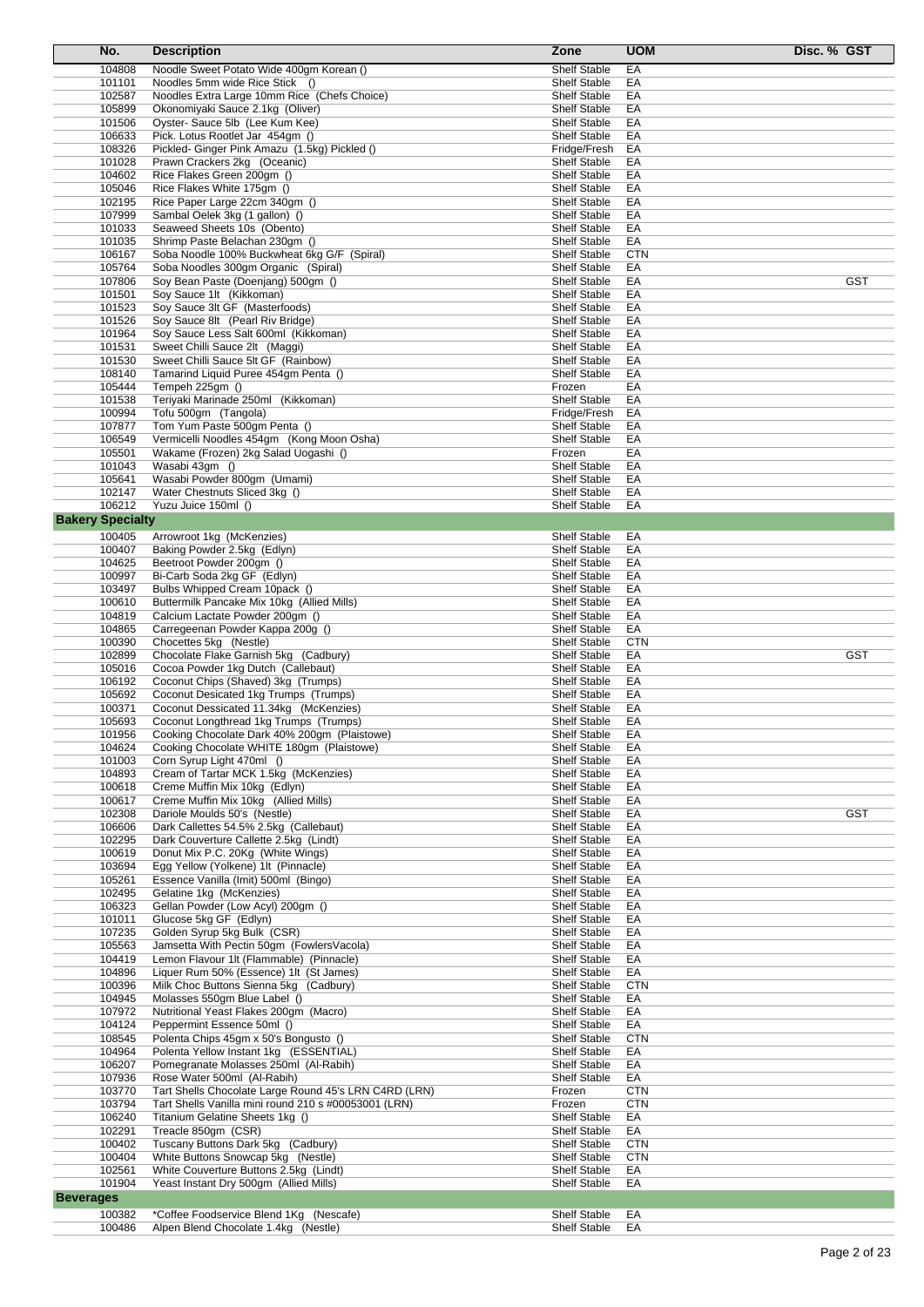| No. | Description | Zone | UOM | Disc. % | GST |
|---|---|---|---|---|---|
| 104808 | Noodle Sweet Potato Wide 400gm Korean () | Shelf Stable | EA | | |
| 101101 | Noodles 5mm wide Rice Stick () | Shelf Stable | EA | | |
| 102587 | Noodles Extra Large 10mm Rice (Chefs Choice) | Shelf Stable | EA | | |
| 105899 | Okonomiyaki Sauce 2.1kg (Oliver) | Shelf Stable | EA | | |
| 101506 | Oyster- Sauce 5lb (Lee Kum Kee) | Shelf Stable | EA | | |
| 106633 | Pick. Lotus Rootlet Jar 454gm () | Shelf Stable | EA | | |
| 108326 | Pickled- Ginger Pink Amazu (1.5kg) Pickled () | Fridge/Fresh | EA | | |
| 101028 | Prawn Crackers 2kg (Oceanic) | Shelf Stable | EA | | |
| 104602 | Rice Flakes Green 200gm () | Shelf Stable | EA | | |
| 105046 | Rice Flakes White 175gm () | Shelf Stable | EA | | |
| 102195 | Rice Paper Large 22cm 340gm () | Shelf Stable | EA | | |
| 107999 | Sambal Oelek 3kg (1 gallon) () | Shelf Stable | EA | | |
| 101033 | Seaweed Sheets 10s (Obento) | Shelf Stable | EA | | |
| 101035 | Shrimp Paste Belachan 230gm () | Shelf Stable | EA | | |
| 106167 | Soba Noodle 100% Buckwheat 6kg G/F (Spiral) | Shelf Stable | CTN | | |
| 105764 | Soba Noodles 300gm Organic (Spiral) | Shelf Stable | EA | | |
| 107806 | Soy Bean Paste (Doenjang) 500gm () | Shelf Stable | EA | | GST |
| 101501 | Soy Sauce 1lt (Kikkoman) | Shelf Stable | EA | | |
| 101523 | Soy Sauce 3lt GF (Masterfoods) | Shelf Stable | EA | | |
| 101526 | Soy Sauce 8lt (Pearl Riv Bridge) | Shelf Stable | EA | | |
| 101964 | Soy Sauce Less Salt 600ml (Kikkoman) | Shelf Stable | EA | | |
| 101531 | Sweet Chilli Sauce 2lt (Maggi) | Shelf Stable | EA | | |
| 101530 | Sweet Chilli Sauce 5lt GF (Rainbow) | Shelf Stable | EA | | |
| 108140 | Tamarind Liquid Puree 454gm Penta () | Shelf Stable | EA | | |
| 105444 | Tempeh 225gm () | Frozen | EA | | |
| 101538 | Teriyaki Marinade 250ml (Kikkoman) | Shelf Stable | EA | | |
| 100994 | Tofu 500gm (Tangola) | Fridge/Fresh | EA | | |
| 107877 | Tom Yum Paste 500gm Penta () | Shelf Stable | EA | | |
| 106549 | Vermicelli Noodles 454gm (Kong Moon Osha) | Shelf Stable | EA | | |
| 105501 | Wakame (Frozen) 2kg Salad Uogashi () | Frozen | EA | | |
| 101043 | Wasabi 43gm () | Shelf Stable | EA | | |
| 105641 | Wasabi Powder 800gm (Umami) | Shelf Stable | EA | | |
| 102147 | Water Chestnuts Sliced 3kg () | Shelf Stable | EA | | |
| 106212 | Yuzu Juice 150ml () | Shelf Stable | EA | | |
| **Bakery Specialty** | | | | | |
| 100405 | Arrowroot 1kg (McKenzies) | Shelf Stable | EA | | |
| 100407 | Baking Powder 2.5kg (Edlyn) | Shelf Stable | EA | | |
| 104625 | Beetroot Powder 200gm () | Shelf Stable | EA | | |
| 100997 | Bi-Carb Soda 2kg GF (Edlyn) | Shelf Stable | EA | | |
| 103497 | Bulbs Whipped Cream 10pack () | Shelf Stable | EA | | |
| 100610 | Buttermilk Pancake Mix 10kg (Allied Mills) | Shelf Stable | EA | | |
| 104819 | Calcium Lactate Powder 200gm () | Shelf Stable | EA | | |
| 104865 | Carregeenan Powder Kappa 200g () | Shelf Stable | EA | | |
| 100390 | Chocettes 5kg (Nestle) | Shelf Stable | CTN | | |
| 102899 | Chocolate Flake Garnish 5kg (Cadbury) | Shelf Stable | EA | | GST |
| 105016 | Cocoa Powder 1kg Dutch (Callebaut) | Shelf Stable | EA | | |
| 106192 | Coconut Chips (Shaved) 3kg (Trumps) | Shelf Stable | EA | | |
| 105692 | Coconut Desicated 1kg Trumps (Trumps) | Shelf Stable | EA | | |
| 100371 | Coconut Dessicated 11.34kg (McKenzies) | Shelf Stable | EA | | |
| 105693 | Coconut Longthread 1kg Trumps (Trumps) | Shelf Stable | EA | | |
| 101956 | Cooking Chocolate Dark 40% 200gm (Plaistowe) | Shelf Stable | EA | | |
| 104624 | Cooking Chocolate WHITE 180gm (Plaistowe) | Shelf Stable | EA | | |
| 101003 | Corn Syrup Light 470ml () | Shelf Stable | EA | | |
| 104893 | Cream of Tartar MCK 1.5kg (McKenzies) | Shelf Stable | EA | | |
| 100618 | Creme Muffin Mix 10kg (Edlyn) | Shelf Stable | EA | | |
| 100617 | Creme Muffin Mix 10kg (Allied Mills) | Shelf Stable | EA | | |
| 102308 | Dariole Moulds 50's (Nestle) | Shelf Stable | EA | | GST |
| 106606 | Dark Callettes 54.5% 2.5kg (Callebaut) | Shelf Stable | EA | | |
| 102295 | Dark Couverture Callette 2.5kg (Lindt) | Shelf Stable | EA | | |
| 100619 | Donut Mix P.C. 20Kg (White Wings) | Shelf Stable | EA | | |
| 103694 | Egg Yellow (Yolkene) 1lt (Pinnacle) | Shelf Stable | EA | | |
| 105261 | Essence Vanilla (Imit) 500ml (Bingo) | Shelf Stable | EA | | |
| 102495 | Gelatine 1kg (McKenzies) | Shelf Stable | EA | | |
| 106323 | Gellan Powder (Low Acyl) 200gm () | Shelf Stable | EA | | |
| 101011 | Glucose 5kg GF (Edlyn) | Shelf Stable | EA | | |
| 107235 | Golden Syrup 5kg Bulk (CSR) | Shelf Stable | EA | | |
| 105563 | Jamsetta With Pectin 50gm (FowlersVacola) | Shelf Stable | EA | | |
| 104419 | Lemon Flavour 1lt (Flammable) (Pinnacle) | Shelf Stable | EA | | |
| 104896 | Liquer Rum 50% (Essence) 1lt (St James) | Shelf Stable | EA | | |
| 100396 | Milk Choc Buttons Sienna 5kg (Cadbury) | Shelf Stable | CTN | | |
| 104945 | Molasses 550gm Blue Label () | Shelf Stable | EA | | |
| 107972 | Nutritional Yeast Flakes 200gm (Macro) | Shelf Stable | EA | | |
| 104124 | Peppermint Essence 50ml () | Shelf Stable | EA | | |
| 108545 | Polenta Chips 45gm x 50's Bongusto () | Shelf Stable | CTN | | |
| 104964 | Polenta Yellow Instant 1kg (ESSENTIAL) | Shelf Stable | EA | | |
| 106207 | Pomegranate Molasses 250ml (Al-Rabih) | Shelf Stable | EA | | |
| 107936 | Rose Water 500ml (Al-Rabih) | Shelf Stable | EA | | |
| 103770 | Tart Shells Chocolate Large Round 45's LRN C4RD (LRN) | Frozen | CTN | | |
| 103794 | Tart Shells Vanilla mini round 210 s #00053001 (LRN) | Frozen | CTN | | |
| 106240 | Titanium Gelatine Sheets 1kg () | Shelf Stable | EA | | |
| 102291 | Treacle 850gm (CSR) | Shelf Stable | EA | | |
| 100402 | Tuscany Buttons Dark 5kg (Cadbury) | Shelf Stable | CTN | | |
| 100404 | White Buttons Snowcap 5kg (Nestle) | Shelf Stable | CTN | | |
| 102561 | White Couverture Buttons 2.5kg (Lindt) | Shelf Stable | EA | | |
| 101904 | Yeast Instant Dry 500gm (Allied Mills) | Shelf Stable | EA | | |
| **Beverages** | | | | | |
| 100382 | *Coffee Foodservice Blend 1Kg (Nescafe) | Shelf Stable | EA | | |
| 100486 | Alpen Blend Chocolate 1.4kg (Nestle) | Shelf Stable | EA | | |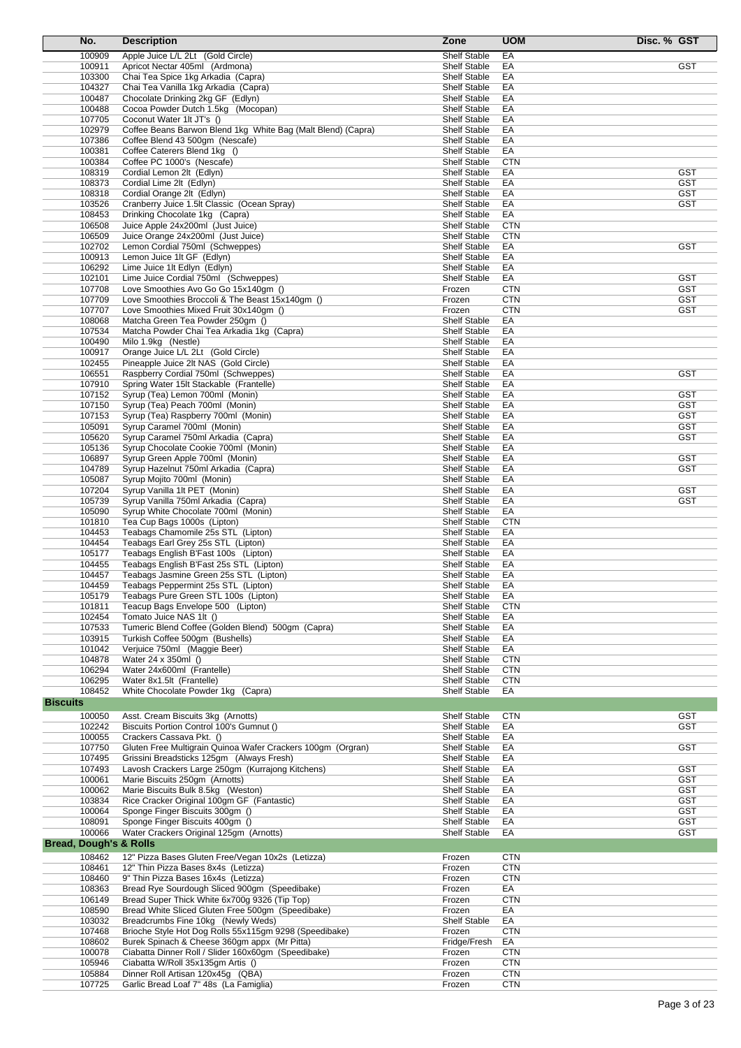| No. | Description | Zone | UOM | Disc. % | GST |
|---|---|---|---|---|---|
| 100909 | Apple Juice L/L 2Lt (Gold Circle) | Shelf Stable | EA | | |
| 100911 | Apricot Nectar 405ml (Ardmona) | Shelf Stable | EA | | GST |
| 103300 | Chai Tea Spice 1kg Arkadia (Capra) | Shelf Stable | EA | | |
| 104327 | Chai Tea Vanilla 1kg Arkadia (Capra) | Shelf Stable | EA | | |
| 100487 | Chocolate Drinking 2kg GF (Edlyn) | Shelf Stable | EA | | |
| 100488 | Cocoa Powder Dutch 1.5kg (Mocopan) | Shelf Stable | EA | | |
| 107705 | Coconut Water 1lt JT's () | Shelf Stable | EA | | |
| 102979 | Coffee Beans Barwon Blend 1kg White Bag (Malt Blend) (Capra) | Shelf Stable | EA | | |
| 107386 | Coffee Blend 43 500gm (Nescafe) | Shelf Stable | EA | | |
| 100381 | Coffee Caterers Blend 1kg () | Shelf Stable | EA | | |
| 100384 | Coffee PC 1000's (Nescafe) | Shelf Stable | CTN | | |
| 108319 | Cordial Lemon 2lt (Edlyn) | Shelf Stable | EA | | GST |
| 108373 | Cordial Lime 2lt (Edlyn) | Shelf Stable | EA | | GST |
| 108318 | Cordial Orange 2lt (Edlyn) | Shelf Stable | EA | | GST |
| 103526 | Cranberry Juice 1.5lt Classic (Ocean Spray) | Shelf Stable | EA | | GST |
| 108453 | Drinking Chocolate 1kg (Capra) | Shelf Stable | EA | | |
| 106508 | Juice Apple 24x200ml (Just Juice) | Shelf Stable | CTN | | |
| 106509 | Juice Orange 24x200ml (Just Juice) | Shelf Stable | CTN | | |
| 102702 | Lemon Cordial 750ml (Schweppes) | Shelf Stable | EA | | GST |
| 100913 | Lemon Juice 1lt GF (Edlyn) | Shelf Stable | EA | | |
| 106292 | Lime Juice 1lt Edlyn (Edlyn) | Shelf Stable | EA | | |
| 102101 | Lime Juice Cordial 750ml (Schweppes) | Shelf Stable | EA | | GST |
| 107708 | Love Smoothies Avo Go Go 15x140gm () | Frozen | CTN | | GST |
| 107709 | Love Smoothies Broccoli & The Beast 15x140gm () | Frozen | CTN | | GST |
| 107707 | Love Smoothies Mixed Fruit 30x140gm () | Frozen | CTN | | GST |
| 108068 | Matcha Green Tea Powder 250gm () | Shelf Stable | EA | | |
| 107534 | Matcha Powder Chai Tea Arkadia 1kg (Capra) | Shelf Stable | EA | | |
| 100490 | Milo 1.9kg (Nestle) | Shelf Stable | EA | | |
| 100917 | Orange Juice L/L 2Lt (Gold Circle) | Shelf Stable | EA | | |
| 102455 | Pineapple Juice 2lt NAS (Gold Circle) | Shelf Stable | EA | | |
| 106551 | Raspberry Cordial 750ml (Schweppes) | Shelf Stable | EA | | GST |
| 107910 | Spring Water 15lt Stackable (Frantelle) | Shelf Stable | EA | | |
| 107152 | Syrup (Tea) Lemon 700ml (Monin) | Shelf Stable | EA | | GST |
| 107150 | Syrup (Tea) Peach 700ml (Monin) | Shelf Stable | EA | | GST |
| 107153 | Syrup (Tea) Raspberry 700ml (Monin) | Shelf Stable | EA | | GST |
| 105091 | Syrup Caramel 700ml (Monin) | Shelf Stable | EA | | GST |
| 105620 | Syrup Caramel 750ml Arkadia (Capra) | Shelf Stable | EA | | GST |
| 105136 | Syrup Chocolate Cookie 700ml (Monin) | Shelf Stable | EA | | |
| 106897 | Syrup Green Apple 700ml (Monin) | Shelf Stable | EA | | GST |
| 104789 | Syrup Hazelnut 750ml Arkadia (Capra) | Shelf Stable | EA | | GST |
| 105087 | Syrup Mojito 700ml (Monin) | Shelf Stable | EA | | |
| 107204 | Syrup Vanilla 1lt PET (Monin) | Shelf Stable | EA | | GST |
| 105739 | Syrup Vanilla 750ml Arkadia (Capra) | Shelf Stable | EA | | GST |
| 105090 | Syrup White Chocolate 700ml (Monin) | Shelf Stable | EA | | |
| 101810 | Tea Cup Bags 1000s (Lipton) | Shelf Stable | CTN | | |
| 104453 | Teabags Chamomile 25s STL (Lipton) | Shelf Stable | EA | | |
| 104454 | Teabags Earl Grey 25s STL (Lipton) | Shelf Stable | EA | | |
| 105177 | Teabags English B'Fast 100s (Lipton) | Shelf Stable | EA | | |
| 104455 | Teabags English B'Fast 25s STL (Lipton) | Shelf Stable | EA | | |
| 104457 | Teabags Jasmine Green 25s STL (Lipton) | Shelf Stable | EA | | |
| 104459 | Teabags Peppermint 25s STL (Lipton) | Shelf Stable | EA | | |
| 105179 | Teabags Pure Green STL 100s (Lipton) | Shelf Stable | EA | | |
| 101811 | Teacup Bags Envelope 500 (Lipton) | Shelf Stable | CTN | | |
| 102454 | Tomato Juice NAS 1lt () | Shelf Stable | EA | | |
| 107533 | Tumeric Blend Coffee (Golden Blend) 500gm (Capra) | Shelf Stable | EA | | |
| 103915 | Turkish Coffee 500gm (Bushells) | Shelf Stable | EA | | |
| 101042 | Verjuice 750ml (Maggie Beer) | Shelf Stable | EA | | |
| 104878 | Water 24 x 350ml () | Shelf Stable | CTN | | |
| 106294 | Water 24x600ml (Frantelle) | Shelf Stable | CTN | | |
| 106295 | Water 8x1.5lt (Frantelle) | Shelf Stable | CTN | | |
| 108452 | White Chocolate Powder 1kg (Capra) | Shelf Stable | EA | | |
| **Biscuits** | | | | | |
| 100050 | Asst. Cream Biscuits 3kg (Arnotts) | Shelf Stable | CTN | | GST |
| 102242 | Biscuits Portion Control 100's Gumnut () | Shelf Stable | EA | | GST |
| 100055 | Crackers Cassava Pkt. () | Shelf Stable | EA | | |
| 107750 | Gluten Free Multigrain Quinoa Wafer Crackers 100gm (Orgran) | Shelf Stable | EA | | GST |
| 107495 | Grissini Breadsticks 125gm (Always Fresh) | Shelf Stable | EA | | |
| 107493 | Lavosh Crackers Large 250gm (Kurrajong Kitchens) | Shelf Stable | EA | | GST |
| 100061 | Marie Biscuits 250gm (Arnotts) | Shelf Stable | EA | | GST |
| 100062 | Marie Biscuits Bulk 8.5kg (Weston) | Shelf Stable | EA | | GST |
| 103834 | Rice Cracker Original 100gm GF (Fantastic) | Shelf Stable | EA | | GST |
| 100064 | Sponge Finger Biscuits 300gm () | Shelf Stable | EA | | GST |
| 108091 | Sponge Finger Biscuits 400gm () | Shelf Stable | EA | | GST |
| 100066 | Water Crackers Original 125gm (Arnotts) | Shelf Stable | EA | | GST |
| **Bread, Dough's & Rolls** | | | | | |
| 108462 | 12" Pizza Bases Gluten Free/Vegan 10x2s (Letizza) | Frozen | CTN | | |
| 108461 | 12" Thin Pizza Bases 8x4s (Letizza) | Frozen | CTN | | |
| 108460 | 9" Thin Pizza Bases 16x4s (Letizza) | Frozen | CTN | | |
| 108363 | Bread Rye Sourdough Sliced 900gm (Speedibake) | Frozen | EA | | |
| 106149 | Bread Super Thick White 6x700g 9326 (Tip Top) | Frozen | CTN | | |
| 108590 | Bread White Sliced Gluten Free 500gm (Speedibake) | Frozen | EA | | |
| 103032 | Breadcrumbs Fine 10kg (Newly Weds) | Shelf Stable | EA | | |
| 107468 | Brioche Style Hot Dog Rolls 55x115gm 9298 (Speedibake) | Frozen | CTN | | |
| 108602 | Burek Spinach & Cheese 360gm appx (Mr Pitta) | Fridge/Fresh | EA | | |
| 100078 | Ciabatta Dinner Roll / Slider 160x60gm (Speedibake) | Frozen | CTN | | |
| 105946 | Ciabatta W/Roll 35x135gm Artis () | Frozen | CTN | | |
| 105884 | Dinner Roll Artisan 120x45g (QBA) | Frozen | CTN | | |
| 107725 | Garlic Bread Loaf 7" 48s (La Famiglia) | Frozen | CTN | | |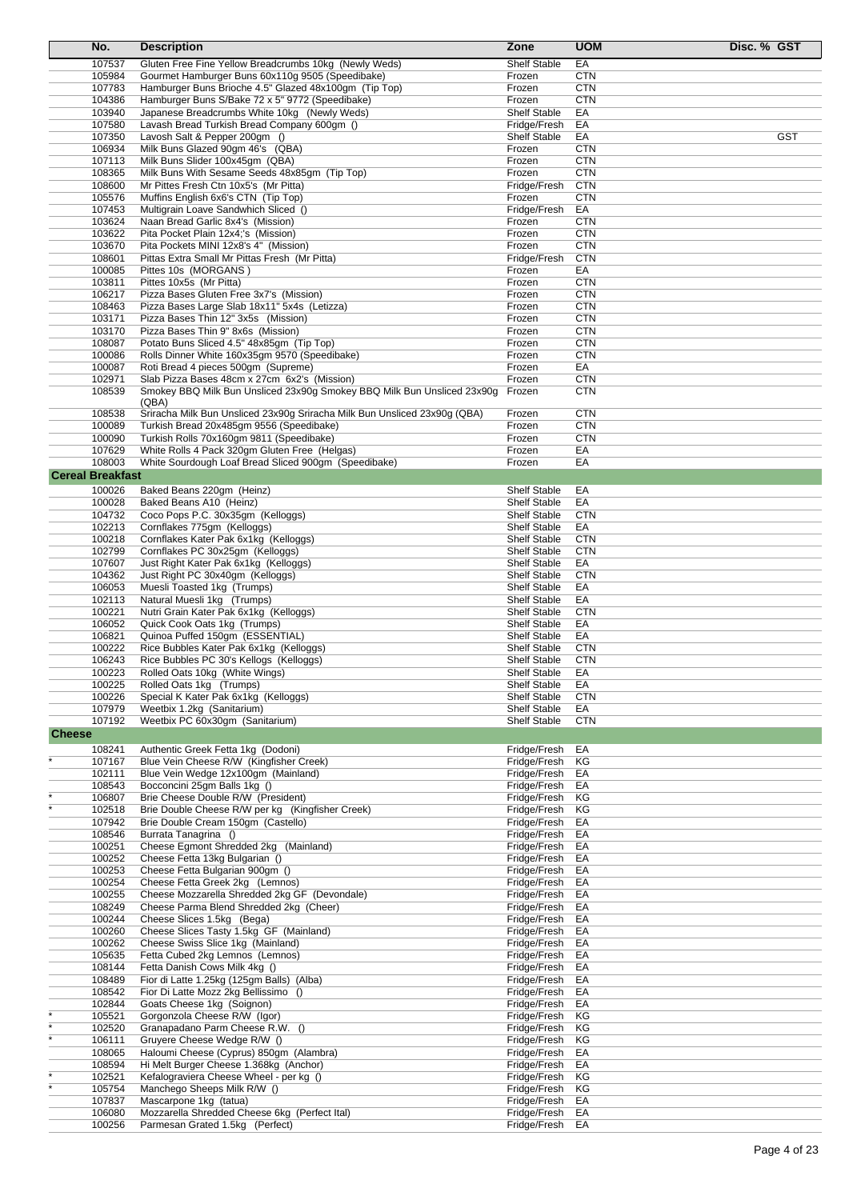| | No. | Description | Zone | UOM | Disc. % | GST |
|---|---|---|---|---|---|---|
| | 107537 | Gluten Free Fine Yellow Breadcrumbs 10kg (Newly Weds) | Shelf Stable | EA | | |
| | 105984 | Gourmet Hamburger Buns 60x110g 9505 (Speedibake) | Frozen | CTN | | |
| | 107783 | Hamburger Buns Brioche 4.5" Glazed 48x100gm (Tip Top) | Frozen | CTN | | |
| | 104386 | Hamburger Buns S/Bake 72 x 5" 9772 (Speedibake) | Frozen | CTN | | |
| | 103940 | Japanese Breadcrumbs White 10kg (Newly Weds) | Shelf Stable | EA | | |
| | 107580 | Lavash Bread Turkish Bread Company 600gm () | Fridge/Fresh | EA | | |
| | 107350 | Lavosh Salt & Pepper 200gm () | Shelf Stable | EA | | GST |
| | 106934 | Milk Buns Glazed 90gm 46's (QBA) | Frozen | CTN | | |
| | 107113 | Milk Buns Slider 100x45gm (QBA) | Frozen | CTN | | |
| | 108365 | Milk Buns With Sesame Seeds 48x85gm (Tip Top) | Frozen | CTN | | |
| | 108600 | Mr Pittes Fresh Ctn 10x5's (Mr Pitta) | Fridge/Fresh | CTN | | |
| | 105576 | Muffins English 6x6's CTN (Tip Top) | Frozen | CTN | | |
| | 107453 | Multigrain Loave Sandwhich Sliced () | Fridge/Fresh | EA | | |
| | 103624 | Naan Bread Garlic 8x4's (Mission) | Frozen | CTN | | |
| | 103622 | Pita Pocket Plain 12x4;'s (Mission) | Frozen | CTN | | |
| | 103670 | Pita Pockets MINI 12x8's 4" (Mission) | Frozen | CTN | | |
| | 108601 | Pittas Extra Small Mr Pittas Fresh (Mr Pitta) | Fridge/Fresh | CTN | | |
| | 100085 | Pittes 10s (MORGANS ) | Frozen | EA | | |
| | 103811 | Pittes 10x5s (Mr Pitta) | Frozen | CTN | | |
| | 106217 | Pizza Bases Gluten Free 3x7's (Mission) | Frozen | CTN | | |
| | 108463 | Pizza Bases Large Slab 18x11" 5x4s (Letizza) | Frozen | CTN | | |
| | 103171 | Pizza Bases Thin 12" 3x5s (Mission) | Frozen | CTN | | |
| | 103170 | Pizza Bases Thin 9" 8x6s (Mission) | Frozen | CTN | | |
| | 108087 | Potato Buns Sliced 4.5" 48x85gm (Tip Top) | Frozen | CTN | | |
| | 100086 | Rolls Dinner White 160x35gm 9570 (Speedibake) | Frozen | CTN | | |
| | 100087 | Roti Bread 4 pieces 500gm (Supreme) | Frozen | EA | | |
| | 102971 | Slab Pizza Bases 48cm x 27cm 6x2's (Mission) | Frozen | CTN | | |
| | 108539 | Smokey BBQ Milk Bun Unsliced 23x90g Smokey BBQ Milk Bun Unsliced 23x90g (QBA) | Frozen | CTN | | |
| | 108538 | Sriracha Milk Bun Unsliced 23x90g Sriracha Milk Bun Unsliced 23x90g (QBA) | Frozen | CTN | | |
| | 100089 | Turkish Bread 20x485gm 9556 (Speedibake) | Frozen | CTN | | |
| | 100090 | Turkish Rolls 70x160gm 9811 (Speedibake) | Frozen | CTN | | |
| | 107629 | White Rolls 4 Pack 320gm Gluten Free (Helgas) | Frozen | EA | | |
| | 108003 | White Sourdough Loaf Bread Sliced 900gm (Speedibake) | Frozen | EA | | |
| **Cereal Breakfast** | | | | | | |
| | 100026 | Baked Beans 220gm (Heinz) | Shelf Stable | EA | | |
| | 100028 | Baked Beans A10 (Heinz) | Shelf Stable | EA | | |
| | 104732 | Coco Pops P.C. 30x35gm (Kelloggs) | Shelf Stable | CTN | | |
| | 102213 | Cornflakes 775gm (Kelloggs) | Shelf Stable | EA | | |
| | 100218 | Cornflakes Kater Pak 6x1kg (Kelloggs) | Shelf Stable | CTN | | |
| | 102799 | Cornflakes PC 30x25gm (Kelloggs) | Shelf Stable | CTN | | |
| | 107607 | Just Right Kater Pak 6x1kg (Kelloggs) | Shelf Stable | EA | | |
| | 104362 | Just Right PC 30x40gm (Kelloggs) | Shelf Stable | CTN | | |
| | 106053 | Muesli Toasted 1kg (Trumps) | Shelf Stable | EA | | |
| | 102113 | Natural Muesli 1kg (Trumps) | Shelf Stable | EA | | |
| | 100221 | Nutri Grain Kater Pak 6x1kg (Kelloggs) | Shelf Stable | CTN | | |
| | 106052 | Quick Cook Oats 1kg (Trumps) | Shelf Stable | EA | | |
| | 106821 | Quinoa Puffed 150gm (ESSENTIAL) | Shelf Stable | EA | | |
| | 100222 | Rice Bubbles Kater Pak 6x1kg (Kelloggs) | Shelf Stable | CTN | | |
| | 106243 | Rice Bubbles PC 30's Kellogs (Kelloggs) | Shelf Stable | CTN | | |
| | 100223 | Rolled Oats 10kg (White Wings) | Shelf Stable | EA | | |
| | 100225 | Rolled Oats 1kg (Trumps) | Shelf Stable | EA | | |
| | 100226 | Special K Kater Pak 6x1kg (Kelloggs) | Shelf Stable | CTN | | |
| | 107979 | Weetbix 1.2kg (Sanitarium) | Shelf Stable | EA | | |
| | 107192 | Weetbix PC 60x30gm (Sanitarium) | Shelf Stable | CTN | | |
| **Cheese** | | | | | | |
| | 108241 | Authentic Greek Fetta 1kg (Dodoni) | Fridge/Fresh | EA | | |
| * | 107167 | Blue Vein Cheese R/W (Kingfisher Creek) | Fridge/Fresh | KG | | |
| | 102111 | Blue Vein Wedge 12x100gm (Mainland) | Fridge/Fresh | EA | | |
| | 108543 | Bocconcini 25gm Balls 1kg () | Fridge/Fresh | EA | | |
| * | 106807 | Brie Cheese Double R/W (President) | Fridge/Fresh | KG | | |
| * | 102518 | Brie Double Cheese R/W per kg (Kingfisher Creek) | Fridge/Fresh | KG | | |
| | 107942 | Brie Double Cream 150gm (Castello) | Fridge/Fresh | EA | | |
| | 108546 | Burrata Tanagrina () | Fridge/Fresh | EA | | |
| | 100251 | Cheese Egmont Shredded 2kg (Mainland) | Fridge/Fresh | EA | | |
| | 100252 | Cheese Fetta 13kg Bulgarian () | Fridge/Fresh | EA | | |
| | 100253 | Cheese Fetta Bulgarian 900gm () | Fridge/Fresh | EA | | |
| | 100254 | Cheese Fetta Greek 2kg (Lemnos) | Fridge/Fresh | EA | | |
| | 100255 | Cheese Mozzarella Shredded 2kg GF (Devondale) | Fridge/Fresh | EA | | |
| | 108249 | Cheese Parma Blend Shredded 2kg (Cheer) | Fridge/Fresh | EA | | |
| | 100244 | Cheese Slices 1.5kg (Bega) | Fridge/Fresh | EA | | |
| | 100260 | Cheese Slices Tasty 1.5kg GF (Mainland) | Fridge/Fresh | EA | | |
| | 100262 | Cheese Swiss Slice 1kg (Mainland) | Fridge/Fresh | EA | | |
| | 105635 | Fetta Cubed 2kg Lemnos (Lemnos) | Fridge/Fresh | EA | | |
| | 108144 | Fetta Danish Cows Milk 4kg () | Fridge/Fresh | EA | | |
| | 108489 | Fior di Latte 1.25kg (125gm Balls) (Alba) | Fridge/Fresh | EA | | |
| | 108542 | Fior Di Latte Mozz 2kg Bellissimo () | Fridge/Fresh | EA | | |
| | 102844 | Goats Cheese 1kg (Soignon) | Fridge/Fresh | EA | | |
| * | 105521 | Gorgonzola Cheese R/W (Igor) | Fridge/Fresh | KG | | |
| * | 102520 | Granapadano Parm Cheese R.W. () | Fridge/Fresh | KG | | |
| * | 106111 | Gruyere Cheese Wedge R/W () | Fridge/Fresh | KG | | |
| | 108065 | Haloumi Cheese (Cyprus) 850gm (Alambra) | Fridge/Fresh | EA | | |
| | 108594 | Hi Melt Burger Cheese 1.368kg (Anchor) | Fridge/Fresh | EA | | |
| * | 102521 | Kefalograviera Cheese Wheel - per kg () | Fridge/Fresh | KG | | |
| * | 105754 | Manchego Sheeps Milk R/W () | Fridge/Fresh | KG | | |
| | 107837 | Mascarpone 1kg (tatua) | Fridge/Fresh | EA | | |
| | 106080 | Mozzarella Shredded Cheese 6kg (Perfect Ital) | Fridge/Fresh | EA | | |
| | 100256 | Parmesan Grated 1.5kg (Perfect) | Fridge/Fresh | EA | | |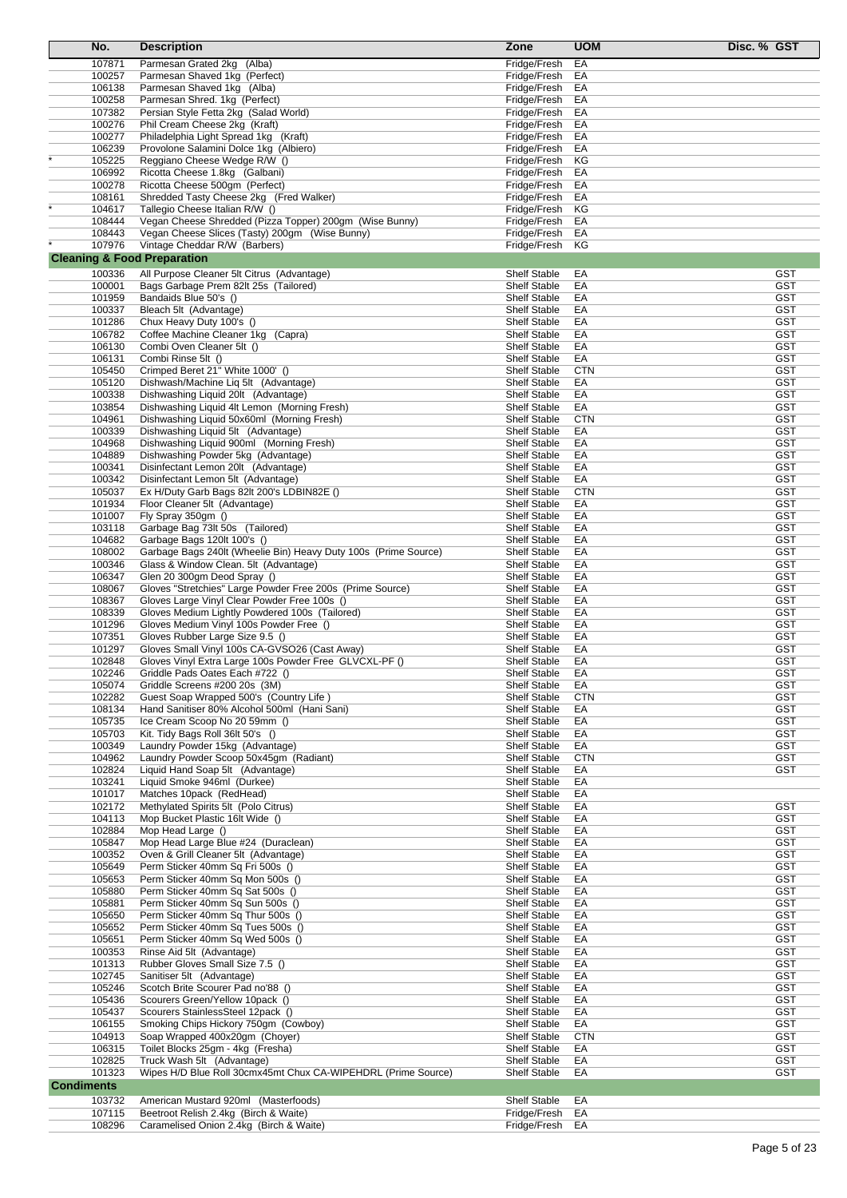| | No. | Description | Zone | UOM | Disc. % | GST |
|---|---|---|---|---|---|---|
| | 107871 | Parmesan Grated 2kg (Alba) | Fridge/Fresh | EA | | |
| | 100257 | Parmesan Shaved 1kg (Perfect) | Fridge/Fresh | EA | | |
| | 106138 | Parmesan Shaved 1kg (Alba) | Fridge/Fresh | EA | | |
| | 100258 | Parmesan Shred. 1kg (Perfect) | Fridge/Fresh | EA | | |
| | 107382 | Persian Style Fetta 2kg (Salad World) | Fridge/Fresh | EA | | |
| | 100276 | Phil Cream Cheese 2kg (Kraft) | Fridge/Fresh | EA | | |
| | 100277 | Philadelphia Light Spread 1kg (Kraft) | Fridge/Fresh | EA | | |
| | 106239 | Provolone Salamini Dolce 1kg (Albiero) | Fridge/Fresh | EA | | |
| * | 105225 | Reggiano Cheese Wedge R/W () | Fridge/Fresh | KG | | |
| | 106992 | Ricotta Cheese 1.8kg (Galbani) | Fridge/Fresh | EA | | |
| | 100278 | Ricotta Cheese 500gm (Perfect) | Fridge/Fresh | EA | | |
| | 108161 | Shredded Tasty Cheese 2kg (Fred Walker) | Fridge/Fresh | EA | | |
| * | 104617 | Tallegio Cheese Italian R/W () | Fridge/Fresh | KG | | |
| | 108444 | Vegan Cheese Shredded (Pizza Topper) 200gm (Wise Bunny) | Fridge/Fresh | EA | | |
| | 108443 | Vegan Cheese Slices (Tasty) 200gm (Wise Bunny) | Fridge/Fresh | EA | | |
| * | 107976 | Vintage Cheddar R/W (Barbers) | Fridge/Fresh | KG | | |
| **Cleaning & Food Preparation** | | | | | | |
| | 100336 | All Purpose Cleaner 5lt Citrus (Advantage) | Shelf Stable | EA | | GST |
| | 100001 | Bags Garbage Prem 82lt 25s (Tailored) | Shelf Stable | EA | | GST |
| | 101959 | Bandaids Blue 50's () | Shelf Stable | EA | | GST |
| | 100337 | Bleach 5lt (Advantage) | Shelf Stable | EA | | GST |
| | 101286 | Chux Heavy Duty 100's () | Shelf Stable | EA | | GST |
| | 106782 | Coffee Machine Cleaner 1kg (Capra) | Shelf Stable | EA | | GST |
| | 106130 | Combi Oven Cleaner 5lt () | Shelf Stable | EA | | GST |
| | 106131 | Combi Rinse 5lt () | Shelf Stable | EA | | GST |
| | 105450 | Crimped Beret 21" White 1000' () | Shelf Stable | CTN | | GST |
| | 105120 | Dishwash/Machine Liq 5lt (Advantage) | Shelf Stable | EA | | GST |
| | 100338 | Dishwashing Liquid 20lt (Advantage) | Shelf Stable | EA | | GST |
| | 103854 | Dishwashing Liquid 4lt Lemon (Morning Fresh) | Shelf Stable | EA | | GST |
| | 104961 | Dishwashing Liquid 50x60ml (Morning Fresh) | Shelf Stable | CTN | | GST |
| | 100339 | Dishwashing Liquid 5lt (Advantage) | Shelf Stable | EA | | GST |
| | 104968 | Dishwashing Liquid 900ml (Morning Fresh) | Shelf Stable | EA | | GST |
| | 104889 | Dishwashing Powder 5kg (Advantage) | Shelf Stable | EA | | GST |
| | 100341 | Disinfectant Lemon 20lt (Advantage) | Shelf Stable | EA | | GST |
| | 100342 | Disinfectant Lemon 5lt (Advantage) | Shelf Stable | EA | | GST |
| | 105037 | Ex H/Duty Garb Bags 82lt 200's LDBIN82E () | Shelf Stable | CTN | | GST |
| | 101934 | Floor Cleaner 5lt (Advantage) | Shelf Stable | EA | | GST |
| | 101007 | Fly Spray 350gm () | Shelf Stable | EA | | GST |
| | 103118 | Garbage Bag 73lt 50s (Tailored) | Shelf Stable | EA | | GST |
| | 104682 | Garbage Bags 120lt 100's () | Shelf Stable | EA | | GST |
| | 108002 | Garbage Bags 240lt (Wheelie Bin) Heavy Duty 100s (Prime Source) | Shelf Stable | EA | | GST |
| | 100346 | Glass & Window Clean. 5lt (Advantage) | Shelf Stable | EA | | GST |
| | 106347 | Glen 20 300gm Deod Spray () | Shelf Stable | EA | | GST |
| | 108067 | Gloves "Stretchies" Large Powder Free 200s (Prime Source) | Shelf Stable | EA | | GST |
| | 108367 | Gloves Large Vinyl Clear Powder Free 100s () | Shelf Stable | EA | | GST |
| | 108339 | Gloves Medium Lightly Powdered 100s (Tailored) | Shelf Stable | EA | | GST |
| | 101296 | Gloves Medium Vinyl 100s Powder Free () | Shelf Stable | EA | | GST |
| | 107351 | Gloves Rubber Large Size 9.5 () | Shelf Stable | EA | | GST |
| | 101297 | Gloves Small Vinyl 100s CA-GVSO26 (Cast Away) | Shelf Stable | EA | | GST |
| | 102848 | Gloves Vinyl Extra Large 100s Powder Free GLVCXL-PF () | Shelf Stable | EA | | GST |
| | 102246 | Griddle Pads Oates Each #722 () | Shelf Stable | EA | | GST |
| | 105074 | Griddle Screens #200 20s (3M) | Shelf Stable | EA | | GST |
| | 102282 | Guest Soap Wrapped 500's (Country Life ) | Shelf Stable | CTN | | GST |
| | 108134 | Hand Sanitiser 80% Alcohol 500ml (Hani Sani) | Shelf Stable | EA | | GST |
| | 105735 | Ice Cream Scoop No 20 59mm () | Shelf Stable | EA | | GST |
| | 105703 | Kit. Tidy Bags Roll 36lt 50's () | Shelf Stable | EA | | GST |
| | 100349 | Laundry Powder 15kg (Advantage) | Shelf Stable | EA | | GST |
| | 104962 | Laundry Powder Scoop 50x45gm (Radiant) | Shelf Stable | CTN | | GST |
| | 102824 | Liquid Hand Soap 5lt (Advantage) | Shelf Stable | EA | | GST |
| | 103241 | Liquid Smoke 946ml (Durkee) | Shelf Stable | EA | | |
| | 101017 | Matches 10pack (RedHead) | Shelf Stable | EA | | |
| | 102172 | Methylated Spirits 5lt (Polo Citrus) | Shelf Stable | EA | | GST |
| | 104113 | Mop Bucket Plastic 16lt Wide () | Shelf Stable | EA | | GST |
| | 102884 | Mop Head Large () | Shelf Stable | EA | | GST |
| | 105847 | Mop Head Large Blue #24 (Duraclean) | Shelf Stable | EA | | GST |
| | 100352 | Oven & Grill Cleaner 5lt (Advantage) | Shelf Stable | EA | | GST |
| | 105649 | Perm Sticker 40mm Sq Fri 500s () | Shelf Stable | EA | | GST |
| | 105653 | Perm Sticker 40mm Sq Mon 500s () | Shelf Stable | EA | | GST |
| | 105880 | Perm Sticker 40mm Sq Sat 500s () | Shelf Stable | EA | | GST |
| | 105881 | Perm Sticker 40mm Sq Sun 500s () | Shelf Stable | EA | | GST |
| | 105650 | Perm Sticker 40mm Sq Thur 500s () | Shelf Stable | EA | | GST |
| | 105652 | Perm Sticker 40mm Sq Tues 500s () | Shelf Stable | EA | | GST |
| | 105651 | Perm Sticker 40mm Sq Wed 500s () | Shelf Stable | EA | | GST |
| | 100353 | Rinse Aid 5lt (Advantage) | Shelf Stable | EA | | GST |
| | 101313 | Rubber Gloves Small Size 7.5 () | Shelf Stable | EA | | GST |
| | 102745 | Sanitiser 5lt (Advantage) | Shelf Stable | EA | | GST |
| | 105246 | Scotch Brite Scourer Pad no'88 () | Shelf Stable | EA | | GST |
| | 105436 | Scourers Green/Yellow 10pack () | Shelf Stable | EA | | GST |
| | 105437 | Scourers StainlessSteel 12pack () | Shelf Stable | EA | | GST |
| | 106155 | Smoking Chips Hickory 750gm (Cowboy) | Shelf Stable | EA | | GST |
| | 104913 | Soap Wrapped 400x20gm (Choyer) | Shelf Stable | CTN | | GST |
| | 106315 | Toilet Blocks 25gm - 4kg (Fresha) | Shelf Stable | EA | | GST |
| | 102825 | Truck Wash 5lt (Advantage) | Shelf Stable | EA | | GST |
| | 101323 | Wipes H/D Blue Roll 30cmx45mt Chux CA-WIPEHDRL (Prime Source) | Shelf Stable | EA | | GST |
| **Condiments** | | | | | | |
| | 103732 | American Mustard 920ml (Masterfoods) | Shelf Stable | EA | | |
| | 107115 | Beetroot Relish 2.4kg (Birch & Waite) | Fridge/Fresh | EA | | |
| | 108296 | Caramelised Onion 2.4kg (Birch & Waite) | Fridge/Fresh | EA | | |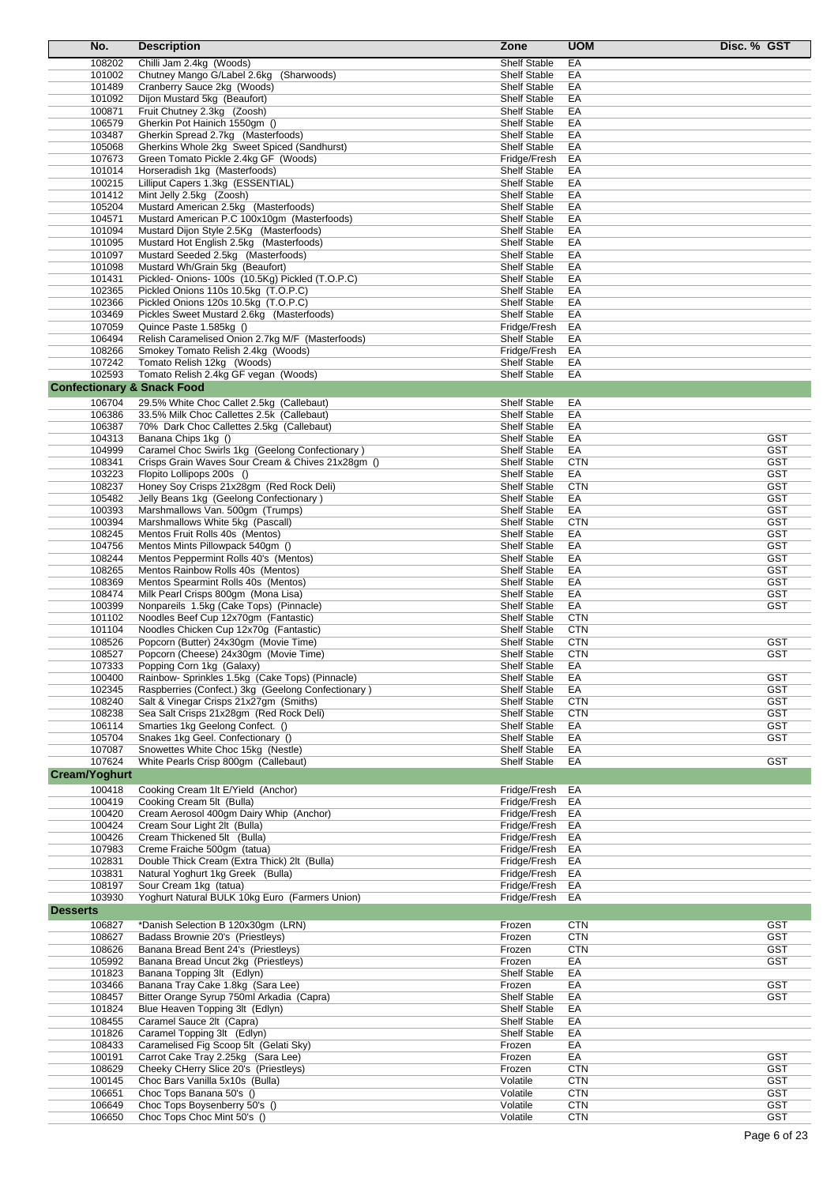| No. | Description | Zone | UOM | Disc. % | GST |
|---|---|---|---|---|---|
| 108202 | Chilli Jam 2.4kg (Woods) | Shelf Stable | EA | | |
| 101002 | Chutney Mango G/Label 2.6kg (Sharwoods) | Shelf Stable | EA | | |
| 101489 | Cranberry Sauce 2kg (Woods) | Shelf Stable | EA | | |
| 101092 | Dijon Mustard 5kg (Beaufort) | Shelf Stable | EA | | |
| 100871 | Fruit Chutney 2.3kg (Zoosh) | Shelf Stable | EA | | |
| 106579 | Gherkin Pot Hainich 1550gm () | Shelf Stable | EA | | |
| 103487 | Gherkin Spread 2.7kg (Masterfoods) | Shelf Stable | EA | | |
| 105068 | Gherkins Whole 2kg Sweet Spiced (Sandhurst) | Shelf Stable | EA | | |
| 107673 | Green Tomato Pickle 2.4kg GF (Woods) | Fridge/Fresh | EA | | |
| 101014 | Horseradish 1kg (Masterfoods) | Shelf Stable | EA | | |
| 100215 | Lilliput Capers 1.3kg (ESSENTIAL) | Shelf Stable | EA | | |
| 101412 | Mint Jelly 2.5kg (Zoosh) | Shelf Stable | EA | | |
| 105204 | Mustard American 2.5kg (Masterfoods) | Shelf Stable | EA | | |
| 104571 | Mustard American P.C 100x10gm (Masterfoods) | Shelf Stable | EA | | |
| 101094 | Mustard Dijon Style 2.5Kg (Masterfoods) | Shelf Stable | EA | | |
| 101095 | Mustard Hot English 2.5kg (Masterfoods) | Shelf Stable | EA | | |
| 101097 | Mustard Seeded 2.5kg (Masterfoods) | Shelf Stable | EA | | |
| 101098 | Mustard Wh/Grain 5kg (Beaufort) | Shelf Stable | EA | | |
| 101431 | Pickled- Onions- 100s (10.5Kg) Pickled (T.O.P.C) | Shelf Stable | EA | | |
| 102365 | Pickled Onions 110s 10.5kg (T.O.P.C) | Shelf Stable | EA | | |
| 102366 | Pickled Onions 120s 10.5kg (T.O.P.C) | Shelf Stable | EA | | |
| 103469 | Pickles Sweet Mustard 2.6kg (Masterfoods) | Shelf Stable | EA | | |
| 107059 | Quince Paste 1.585kg () | Fridge/Fresh | EA | | |
| 106494 | Relish Caramelised Onion 2.7kg M/F (Masterfoods) | Shelf Stable | EA | | |
| 108266 | Smokey Tomato Relish 2.4kg (Woods) | Fridge/Fresh | EA | | |
| 107242 | Tomato Relish 12kg (Woods) | Shelf Stable | EA | | |
| 102593 | Tomato Relish 2.4kg GF vegan (Woods) | Shelf Stable | EA | | |
| **Confectionary & Snack Food** | | | | | |
| 106704 | 29.5% White Choc Callet 2.5kg (Callebaut) | Shelf Stable | EA | | |
| 106386 | 33.5% Milk Choc Callettes 2.5k (Callebaut) | Shelf Stable | EA | | |
| 106387 | 70% Dark Choc Callettes 2.5kg (Callebaut) | Shelf Stable | EA | | |
| 104313 | Banana Chips 1kg () | Shelf Stable | EA | | GST |
| 104999 | Caramel Choc Swirls 1kg (Geelong Confectionary ) | Shelf Stable | EA | | GST |
| 108341 | Crisps Grain Waves Sour Cream & Chives 21x28gm () | Shelf Stable | CTN | | GST |
| 103223 | Flopito Lollipops 200s () | Shelf Stable | EA | | GST |
| 108237 | Honey Soy Crisps 21x28gm (Red Rock Deli) | Shelf Stable | CTN | | GST |
| 105482 | Jelly Beans 1kg (Geelong Confectionary ) | Shelf Stable | EA | | GST |
| 100393 | Marshmallows Van. 500gm (Trumps) | Shelf Stable | EA | | GST |
| 100394 | Marshmallows White 5kg (Pascall) | Shelf Stable | CTN | | GST |
| 108245 | Mentos Fruit Rolls 40s (Mentos) | Shelf Stable | EA | | GST |
| 104756 | Mentos Mints Pillowpack 540gm () | Shelf Stable | EA | | GST |
| 108244 | Mentos Peppermint Rolls 40's (Mentos) | Shelf Stable | EA | | GST |
| 108265 | Mentos Rainbow Rolls 40s (Mentos) | Shelf Stable | EA | | GST |
| 108369 | Mentos Spearmint Rolls 40s (Mentos) | Shelf Stable | EA | | GST |
| 108474 | Milk Pearl Crisps 800gm (Mona Lisa) | Shelf Stable | EA | | GST |
| 100399 | Nonpareils 1.5kg (Cake Tops) (Pinnacle) | Shelf Stable | EA | | GST |
| 101102 | Noodles Beef Cup 12x70gm (Fantastic) | Shelf Stable | CTN | | |
| 101104 | Noodles Chicken Cup 12x70g (Fantastic) | Shelf Stable | CTN | | |
| 108526 | Popcorn (Butter) 24x30gm (Movie Time) | Shelf Stable | CTN | | GST |
| 108527 | Popcorn (Cheese) 24x30gm (Movie Time) | Shelf Stable | CTN | | GST |
| 107333 | Popping Corn 1kg (Galaxy) | Shelf Stable | EA | | |
| 100400 | Rainbow- Sprinkles 1.5kg (Cake Tops) (Pinnacle) | Shelf Stable | EA | | GST |
| 102345 | Raspberries (Confect.) 3kg (Geelong Confectionary ) | Shelf Stable | EA | | GST |
| 108240 | Salt & Vinegar Crisps 21x27gm (Smiths) | Shelf Stable | CTN | | GST |
| 108238 | Sea Salt Crisps 21x28gm (Red Rock Deli) | Shelf Stable | CTN | | GST |
| 106114 | Smarties 1kg Geelong Confect. () | Shelf Stable | EA | | GST |
| 105704 | Snakes 1kg Geel. Confectionary () | Shelf Stable | EA | | GST |
| 107087 | Snowettes White Choc 15kg (Nestle) | Shelf Stable | EA | | |
| 107624 | White Pearls Crisp 800gm (Callebaut) | Shelf Stable | EA | | GST |
| **Cream/Yoghurt** | | | | | |
| 100418 | Cooking Cream 1lt E/Yield (Anchor) | Fridge/Fresh | EA | | |
| 100419 | Cooking Cream 5lt (Bulla) | Fridge/Fresh | EA | | |
| 100420 | Cream Aerosol 400gm Dairy Whip (Anchor) | Fridge/Fresh | EA | | |
| 100424 | Cream Sour Light 2lt (Bulla) | Fridge/Fresh | EA | | |
| 100426 | Cream Thickened 5lt (Bulla) | Fridge/Fresh | EA | | |
| 107983 | Creme Fraiche 500gm (tatua) | Fridge/Fresh | EA | | |
| 102831 | Double Thick Cream (Extra Thick) 2lt (Bulla) | Fridge/Fresh | EA | | |
| 103831 | Natural Yoghurt 1kg Greek (Bulla) | Fridge/Fresh | EA | | |
| 108197 | Sour Cream 1kg (tatua) | Fridge/Fresh | EA | | |
| 103930 | Yoghurt Natural BULK 10kg Euro (Farmers Union) | Fridge/Fresh | EA | | |
| **Desserts** | | | | | |
| 106827 | *Danish Selection B 120x30gm (LRN) | Frozen | CTN | | GST |
| 108627 | Badass Brownie 20's (Priestleys) | Frozen | CTN | | GST |
| 108626 | Banana Bread Bent 24's (Priestleys) | Frozen | CTN | | GST |
| 105992 | Banana Bread Uncut 2kg (Priestleys) | Frozen | EA | | GST |
| 101823 | Banana Topping 3lt (Edlyn) | Shelf Stable | EA | | |
| 103466 | Banana Tray Cake 1.8kg (Sara Lee) | Frozen | EA | | GST |
| 108457 | Bitter Orange Syrup 750ml Arkadia (Capra) | Shelf Stable | EA | | GST |
| 101824 | Blue Heaven Topping 3lt (Edlyn) | Shelf Stable | EA | | |
| 108455 | Caramel Sauce 2lt (Capra) | Shelf Stable | EA | | |
| 101826 | Caramel Topping 3lt (Edlyn) | Shelf Stable | EA | | |
| 108433 | Caramelised Fig Scoop 5lt (Gelati Sky) | Frozen | EA | | |
| 100191 | Carrot Cake Tray 2.25kg (Sara Lee) | Frozen | EA | | GST |
| 108629 | Cheeky CHerry Slice 20's (Priestleys) | Frozen | CTN | | GST |
| 100145 | Choc Bars Vanilla 5x10s (Bulla) | Volatile | CTN | | GST |
| 106651 | Choc Tops Banana 50's () | Volatile | CTN | | GST |
| 106649 | Choc Tops Boysenberry 50's () | Volatile | CTN | | GST |
| 106650 | Choc Tops Choc Mint 50's () | Volatile | CTN | | GST |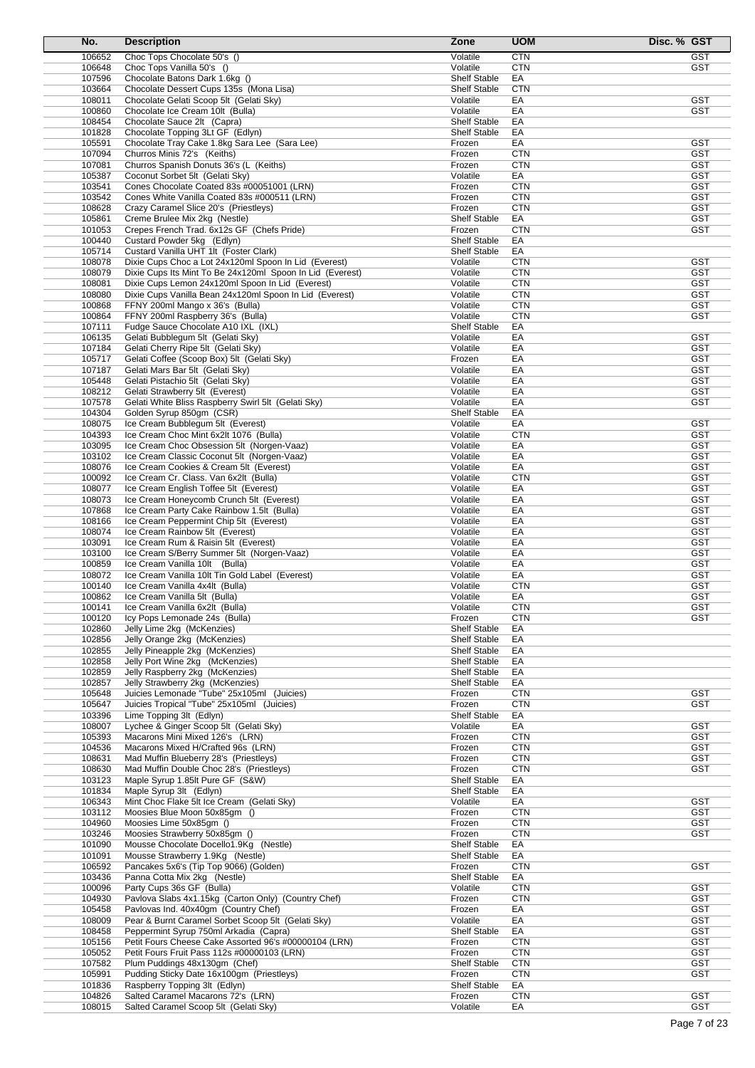| No. | Description | Zone | UOM | Disc. % | GST |
|---|---|---|---|---|---|
| 106652 | Choc Tops Chocolate 50's () | Volatile | CTN | | GST |
| 106648 | Choc Tops Vanilla 50's () | Volatile | CTN | | GST |
| 107596 | Chocolate Batons Dark 1.6kg () | Shelf Stable | EA | | |
| 103664 | Chocolate Dessert Cups 135s (Mona Lisa) | Shelf Stable | CTN | | |
| 108011 | Chocolate Gelati Scoop 5lt (Gelati Sky) | Volatile | EA | | GST |
| 100860 | Chocolate Ice Cream 10lt (Bulla) | Volatile | EA | | GST |
| 108454 | Chocolate Sauce 2lt (Capra) | Shelf Stable | EA | | |
| 101828 | Chocolate Topping 3Lt GF (Edlyn) | Shelf Stable | EA | | |
| 105591 | Chocolate Tray Cake 1.8kg Sara Lee (Sara Lee) | Frozen | EA | | GST |
| 107094 | Churros Minis 72's (Keiths) | Frozen | CTN | | GST |
| 107081 | Churros Spanish Donuts 36's (L (Keiths) | Frozen | CTN | | GST |
| 105387 | Coconut Sorbet 5lt (Gelati Sky) | Volatile | EA | | GST |
| 103541 | Cones Chocolate Coated 83s #00051001 (LRN) | Frozen | CTN | | GST |
| 103542 | Cones White Vanilla Coated 83s #000511 (LRN) | Frozen | CTN | | GST |
| 108628 | Crazy Caramel Slice 20's (Priestleys) | Frozen | CTN | | GST |
| 105861 | Creme Brulee Mix 2kg (Nestle) | Shelf Stable | EA | | GST |
| 101053 | Crepes French Trad. 6x12s GF (Chefs Pride) | Frozen | CTN | | GST |
| 100440 | Custard Powder 5kg (Edlyn) | Shelf Stable | EA | | |
| 105714 | Custard Vanilla UHT 1lt (Foster Clark) | Shelf Stable | EA | | |
| 108078 | Dixie Cups Choc a Lot 24x120ml Spoon In Lid (Everest) | Volatile | CTN | | GST |
| 108079 | Dixie Cups Its Mint To Be 24x120ml Spoon In Lid (Everest) | Volatile | CTN | | GST |
| 108081 | Dixie Cups Lemon 24x120ml Spoon In Lid (Everest) | Volatile | CTN | | GST |
| 108080 | Dixie Cups Vanilla Bean 24x120ml Spoon In Lid (Everest) | Volatile | CTN | | GST |
| 100868 | FFNY 200ml Mango x 36's (Bulla) | Volatile | CTN | | GST |
| 100864 | FFNY 200ml Raspberry 36's (Bulla) | Volatile | CTN | | GST |
| 107111 | Fudge Sauce Chocolate A10 IXL (IXL) | Shelf Stable | EA | | |
| 106135 | Gelati Bubblegum 5lt (Gelati Sky) | Volatile | EA | | GST |
| 107184 | Gelati Cherry Ripe 5lt (Gelati Sky) | Volatile | EA | | GST |
| 105717 | Gelati Coffee (Scoop Box) 5lt (Gelati Sky) | Frozen | EA | | GST |
| 107187 | Gelati Mars Bar 5lt (Gelati Sky) | Volatile | EA | | GST |
| 105448 | Gelati Pistachio 5lt (Gelati Sky) | Volatile | EA | | GST |
| 108212 | Gelati Strawberry 5lt (Everest) | Volatile | EA | | GST |
| 107578 | Gelati White Bliss Raspberry Swirl 5lt (Gelati Sky) | Volatile | EA | | GST |
| 104304 | Golden Syrup 850gm (CSR) | Shelf Stable | EA | | |
| 108075 | Ice Cream Bubblegum 5lt (Everest) | Volatile | EA | | GST |
| 104393 | Ice Cream Choc Mint 6x2lt 1076 (Bulla) | Volatile | CTN | | GST |
| 103095 | Ice Cream Choc Obsession 5lt (Norgen-Vaaz) | Volatile | EA | | GST |
| 103102 | Ice Cream Classic Coconut 5lt (Norgen-Vaaz) | Volatile | EA | | GST |
| 108076 | Ice Cream Cookies & Cream 5lt (Everest) | Volatile | EA | | GST |
| 100092 | Ice Cream Cr. Class. Van 6x2lt (Bulla) | Volatile | CTN | | GST |
| 108077 | Ice Cream English Toffee 5lt (Everest) | Volatile | EA | | GST |
| 108073 | Ice Cream Honeycomb Crunch 5lt (Everest) | Volatile | EA | | GST |
| 107868 | Ice Cream Party Cake Rainbow 1.5lt (Bulla) | Volatile | EA | | GST |
| 108166 | Ice Cream Peppermint Chip 5lt (Everest) | Volatile | EA | | GST |
| 108074 | Ice Cream Rainbow 5lt (Everest) | Volatile | EA | | GST |
| 103091 | Ice Cream Rum & Raisin 5lt (Everest) | Volatile | EA | | GST |
| 103100 | Ice Cream S/Berry Summer 5lt (Norgen-Vaaz) | Volatile | EA | | GST |
| 100859 | Ice Cream Vanilla 10lt (Bulla) | Volatile | EA | | GST |
| 108072 | Ice Cream Vanilla 10lt Tin Gold Label (Everest) | Volatile | EA | | GST |
| 100140 | Ice Cream Vanilla 4x4lt (Bulla) | Volatile | CTN | | GST |
| 100862 | Ice Cream Vanilla 5lt (Bulla) | Volatile | EA | | GST |
| 100141 | Ice Cream Vanilla 6x2lt (Bulla) | Volatile | CTN | | GST |
| 100120 | Icy Pops Lemonade 24s (Bulla) | Frozen | CTN | | GST |
| 102860 | Jelly Lime 2kg (McKenzies) | Shelf Stable | EA | | |
| 102856 | Jelly Orange 2kg (McKenzies) | Shelf Stable | EA | | |
| 102855 | Jelly Pineapple 2kg (McKenzies) | Shelf Stable | EA | | |
| 102858 | Jelly Port Wine 2kg (McKenzies) | Shelf Stable | EA | | |
| 102859 | Jelly Raspberry 2kg (McKenzies) | Shelf Stable | EA | | |
| 102857 | Jelly Strawberry 2kg (McKenzies) | Shelf Stable | EA | | |
| 105648 | Juicies Lemonade "Tube" 25x105ml (Juicies) | Frozen | CTN | | GST |
| 105647 | Juicies Tropical "Tube" 25x105ml (Juicies) | Frozen | CTN | | GST |
| 103396 | Lime Topping 3lt (Edlyn) | Shelf Stable | EA | | |
| 108007 | Lychee & Ginger Scoop 5lt (Gelati Sky) | Volatile | EA | | GST |
| 105393 | Macarons Mini Mixed 126's (LRN) | Frozen | CTN | | GST |
| 104536 | Macarons Mixed H/Crafted 96s (LRN) | Frozen | CTN | | GST |
| 108631 | Mad Muffin Blueberry 28's (Priestleys) | Frozen | CTN | | GST |
| 108630 | Mad Muffin Double Choc 28's (Priestleys) | Frozen | CTN | | GST |
| 103123 | Maple Syrup 1.85lt Pure GF (S&W) | Shelf Stable | EA | | |
| 101834 | Maple Syrup 3lt (Edlyn) | Shelf Stable | EA | | |
| 106343 | Mint Choc Flake 5lt Ice Cream (Gelati Sky) | Volatile | EA | | GST |
| 103112 | Moosies Blue Moon 50x85gm () | Frozen | CTN | | GST |
| 104960 | Moosies Lime 50x85gm () | Frozen | CTN | | GST |
| 103246 | Moosies Strawberry 50x85gm () | Frozen | CTN | | GST |
| 101090 | Mousse Chocolate Docello1.9Kg (Nestle) | Shelf Stable | EA | | |
| 101091 | Mousse Strawberry 1.9Kg (Nestle) | Shelf Stable | EA | | |
| 106592 | Pancakes 5x6's (Tip Top 9066) (Golden) | Frozen | CTN | | GST |
| 103436 | Panna Cotta Mix 2kg (Nestle) | Shelf Stable | EA | | |
| 100096 | Party Cups 36s GF (Bulla) | Volatile | CTN | | GST |
| 104930 | Pavlova Slabs 4x1.15kg (Carton Only) (Country Chef) | Frozen | CTN | | GST |
| 105458 | Pavlovas Ind. 40x40gm (Country Chef) | Frozen | EA | | GST |
| 108009 | Pear & Burnt Caramel Sorbet Scoop 5lt (Gelati Sky) | Volatile | EA | | GST |
| 108458 | Peppermint Syrup 750ml Arkadia (Capra) | Shelf Stable | EA | | GST |
| 105156 | Petit Fours Cheese Cake Assorted 96's #00000104 (LRN) | Frozen | CTN | | GST |
| 105052 | Petit Fours Fruit Pass 112s #00000103 (LRN) | Frozen | CTN | | GST |
| 107582 | Plum Puddings 48x130gm (Chef) | Shelf Stable | CTN | | GST |
| 105991 | Pudding Sticky Date 16x100gm (Priestleys) | Frozen | CTN | | GST |
| 101836 | Raspberry Topping 3lt (Edlyn) | Shelf Stable | EA | | |
| 104826 | Salted Caramel Macarons 72's (LRN) | Frozen | CTN | | GST |
| 108015 | Salted Caramel Scoop 5lt (Gelati Sky) | Volatile | EA | | GST |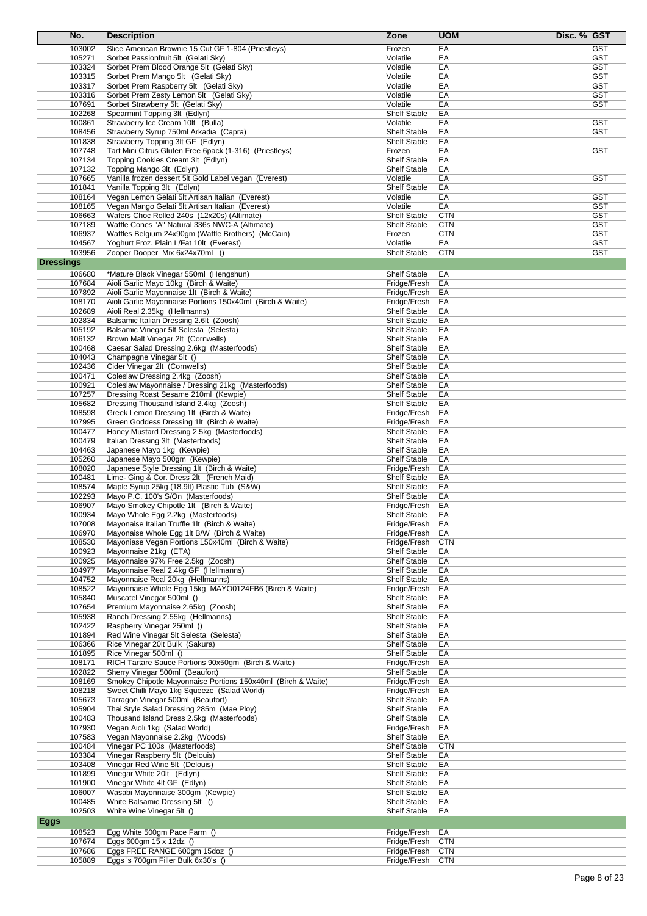| No. | Description | Zone | UOM | Disc. % | GST |
|---|---|---|---|---|---|
| 103002 | Slice American Brownie 15 Cut GF 1-804 (Priestleys) | Frozen | EA | | GST |
| 105271 | Sorbet Passionfruit 5lt (Gelati Sky) | Volatile | EA | | GST |
| 103324 | Sorbet Prem Blood Orange 5lt (Gelati Sky) | Volatile | EA | | GST |
| 103315 | Sorbet Prem Mango 5lt (Gelati Sky) | Volatile | EA | | GST |
| 103317 | Sorbet Prem Raspberry 5lt (Gelati Sky) | Volatile | EA | | GST |
| 103316 | Sorbet Prem Zesty Lemon 5lt (Gelati Sky) | Volatile | EA | | GST |
| 107691 | Sorbet Strawberry 5lt (Gelati Sky) | Volatile | EA | | GST |
| 102268 | Spearmint Topping 3lt (Edlyn) | Shelf Stable | EA | | |
| 100861 | Strawberry Ice Cream 10lt (Bulla) | Volatile | EA | | GST |
| 108456 | Strawberry Syrup 750ml Arkadia (Capra) | Shelf Stable | EA | | GST |
| 101838 | Strawberry Topping 3lt GF (Edlyn) | Shelf Stable | EA | | |
| 107748 | Tart Mini Citrus Gluten Free 6pack (1-316) (Priestleys) | Frozen | EA | | GST |
| 107134 | Topping Cookies Cream 3lt (Edlyn) | Shelf Stable | EA | | |
| 107132 | Topping Mango 3lt (Edlyn) | Shelf Stable | EA | | |
| 107665 | Vanilla frozen dessert 5lt Gold Label vegan (Everest) | Volatile | EA | | GST |
| 101841 | Vanilla Topping 3lt (Edlyn) | Shelf Stable | EA | | |
| 108164 | Vegan Lemon Gelati 5lt Artisan Italian (Everest) | Volatile | EA | | GST |
| 108165 | Vegan Mango Gelati 5lt Artisan Italian (Everest) | Volatile | EA | | GST |
| 106663 | Wafers Choc Rolled 240s (12x20s) (Altimate) | Shelf Stable | CTN | | GST |
| 107189 | Waffle Cones "A" Natural 336s NWC-A (Altimate) | Shelf Stable | CTN | | GST |
| 106937 | Waffles Belgium 24x90gm (Waffle Brothers) (McCain) | Frozen | CTN | | GST |
| 104567 | Yoghurt Froz. Plain L/Fat 10lt (Everest) | Volatile | EA | | GST |
| 103956 | Zooper Dooper Mix 6x24x70ml () | Shelf Stable | CTN | | GST |
| **Dressings** | | | | | |
| 106680 | *Mature Black Vinegar 550ml (Hengshun) | Shelf Stable | EA | | |
| 107684 | Aioli Garlic Mayo 10kg (Birch & Waite) | Fridge/Fresh | EA | | |
| 107892 | Aioli Garlic Mayonnaise 1lt (Birch & Waite) | Fridge/Fresh | EA | | |
| 108170 | Aioli Garlic Mayonnaise Portions 150x40ml (Birch & Waite) | Fridge/Fresh | EA | | |
| 102689 | Aioli Real 2.35kg (Hellmanns) | Shelf Stable | EA | | |
| 102834 | Balsamic Italian Dressing 2.6lt (Zoosh) | Shelf Stable | EA | | |
| 105192 | Balsamic Vinegar 5lt Selesta (Selesta) | Shelf Stable | EA | | |
| 106132 | Brown Malt Vinegar 2lt (Cornwells) | Shelf Stable | EA | | |
| 100468 | Caesar Salad Dressing 2.6kg (Masterfoods) | Shelf Stable | EA | | |
| 104043 | Champagne Vinegar 5lt () | Shelf Stable | EA | | |
| 102436 | Cider Vinegar 2lt (Cornwells) | Shelf Stable | EA | | |
| 100471 | Coleslaw Dressing 2.4kg (Zoosh) | Shelf Stable | EA | | |
| 100921 | Coleslaw Mayonnaise / Dressing 21kg (Masterfoods) | Shelf Stable | EA | | |
| 107257 | Dressing Roast Sesame 210ml (Kewpie) | Shelf Stable | EA | | |
| 105682 | Dressing Thousand Island 2.4kg (Zoosh) | Shelf Stable | EA | | |
| 108598 | Greek Lemon Dressing 1lt (Birch & Waite) | Fridge/Fresh | EA | | |
| 107995 | Green Goddess Dressing 1lt (Birch & Waite) | Fridge/Fresh | EA | | |
| 100477 | Honey Mustard Dressing 2.5kg (Masterfoods) | Shelf Stable | EA | | |
| 100479 | Italian Dressing 3lt (Masterfoods) | Shelf Stable | EA | | |
| 104463 | Japanese Mayo 1kg (Kewpie) | Shelf Stable | EA | | |
| 105260 | Japanese Mayo 500gm (Kewpie) | Shelf Stable | EA | | |
| 108020 | Japanese Style Dressing 1lt (Birch & Waite) | Fridge/Fresh | EA | | |
| 100481 | Lime- Ging & Cor. Dress 2lt (French Maid) | Shelf Stable | EA | | |
| 108574 | Maple Syrup 25kg (18.9lt) Plastic Tub (S&W) | Shelf Stable | EA | | |
| 102293 | Mayo P.C. 100's S/On (Masterfoods) | Shelf Stable | EA | | |
| 106907 | Mayo Smokey Chipotle 1lt (Birch & Waite) | Fridge/Fresh | EA | | |
| 100934 | Mayo Whole Egg 2.2kg (Masterfoods) | Shelf Stable | EA | | |
| 107008 | Mayonaise Italian Truffle 1lt (Birch & Waite) | Fridge/Fresh | EA | | |
| 106970 | Mayonaise Whole Egg 1lt B/W (Birch & Waite) | Fridge/Fresh | EA | | |
| 108530 | Mayoniase Vegan Portions 150x40ml (Birch & Waite) | Fridge/Fresh | CTN | | |
| 100923 | Mayonnaise 21kg (ETA) | Shelf Stable | EA | | |
| 100925 | Mayonnaise 97% Free 2.5kg (Zoosh) | Shelf Stable | EA | | |
| 104977 | Mayonnaise Real 2.4kg GF (Hellmanns) | Shelf Stable | EA | | |
| 104752 | Mayonnaise Real 20kg (Hellmanns) | Shelf Stable | EA | | |
| 108522 | Mayonnaise Whole Egg 15kg MAYO0124FB6 (Birch & Waite) | Fridge/Fresh | EA | | |
| 105840 | Muscatel Vinegar 500ml () | Shelf Stable | EA | | |
| 107654 | Premium Mayonnaise 2.65kg (Zoosh) | Shelf Stable | EA | | |
| 105938 | Ranch Dressing 2.55kg (Hellmanns) | Shelf Stable | EA | | |
| 102422 | Raspberry Vinegar 250ml () | Shelf Stable | EA | | |
| 101894 | Red Wine Vinegar 5lt Selesta (Selesta) | Shelf Stable | EA | | |
| 106366 | Rice Vinegar 20lt Bulk (Sakura) | Shelf Stable | EA | | |
| 101895 | Rice Vinegar 500ml () | Shelf Stable | EA | | |
| 108171 | RICH Tartare Sauce Portions 90x50gm (Birch & Waite) | Fridge/Fresh | EA | | |
| 102822 | Sherry Vinegar 500ml (Beaufort) | Shelf Stable | EA | | |
| 108169 | Smokey Chipotle Mayonnaise Portions 150x40ml (Birch & Waite) | Fridge/Fresh | EA | | |
| 108218 | Sweet Chilli Mayo 1kg Squeeze (Salad World) | Fridge/Fresh | EA | | |
| 105673 | Tarragon Vinegar 500ml (Beaufort) | Shelf Stable | EA | | |
| 105904 | Thai Style Salad Dressing 285m (Mae Ploy) | Shelf Stable | EA | | |
| 100483 | Thousand Island Dress 2.5kg (Masterfoods) | Shelf Stable | EA | | |
| 107930 | Vegan Aioli 1kg (Salad World) | Fridge/Fresh | EA | | |
| 107583 | Vegan Mayonnaise 2.2kg (Woods) | Shelf Stable | EA | | |
| 100484 | Vinegar PC 100s (Masterfoods) | Shelf Stable | CTN | | |
| 103384 | Vinegar Raspberry 5lt (Delouis) | Shelf Stable | EA | | |
| 103408 | Vinegar Red Wine 5lt (Delouis) | Shelf Stable | EA | | |
| 101899 | Vinegar White 20lt (Edlyn) | Shelf Stable | EA | | |
| 101900 | Vinegar White 4lt GF (Edlyn) | Shelf Stable | EA | | |
| 106007 | Wasabi Mayonnaise 300gm (Kewpie) | Shelf Stable | EA | | |
| 100485 | White Balsamic Dressing 5lt () | Shelf Stable | EA | | |
| 102503 | White Wine Vinegar 5lt () | Shelf Stable | EA | | |
| **Eggs** | | | | | |
| 108523 | Egg White 500gm Pace Farm () | Fridge/Fresh | EA | | |
| 107674 | Eggs 600gm 15 x 12dz () | Fridge/Fresh | CTN | | |
| 107686 | Eggs FREE RANGE 600gm 15doz () | Fridge/Fresh | CTN | | |
| 105889 | Eggs 's 700gm Filler Bulk 6x30's () | Fridge/Fresh | CTN | | |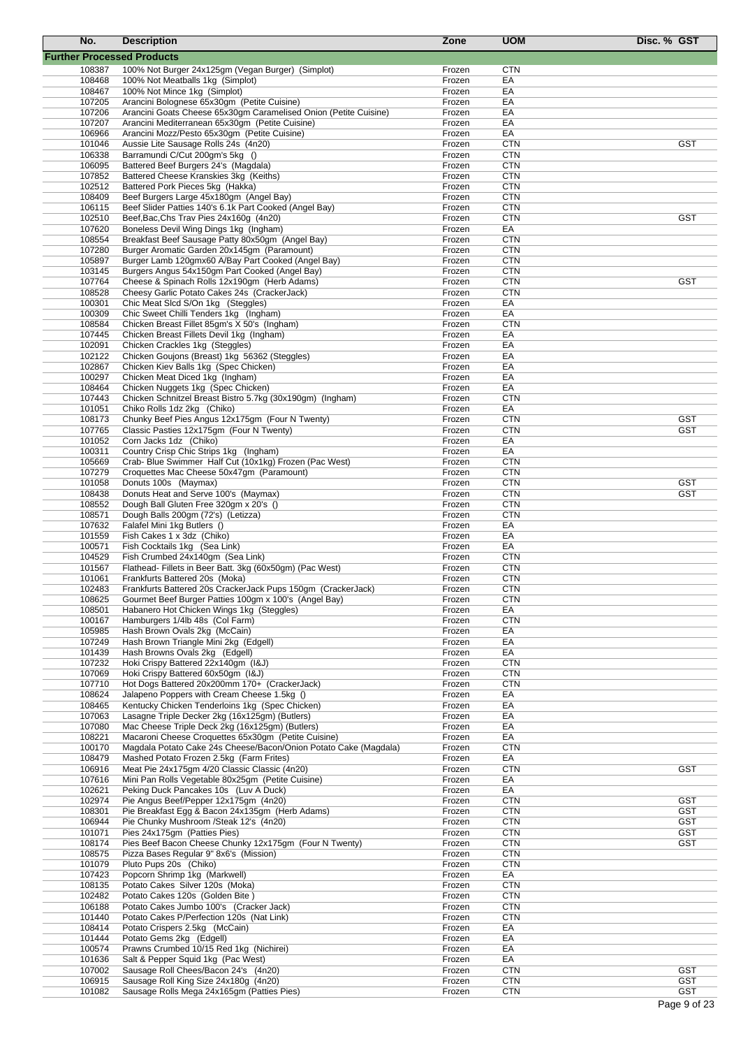| No. | Description | Zone | UOM | Disc. % | GST |
|---|---|---|---|---|---|
| **Further Processed Products** | | | | | |
| 108387 | 100% Not Burger 24x125gm (Vegan Burger) (Simplot) | Frozen | CTN | | |
| 108468 | 100% Not Meatballs 1kg (Simplot) | Frozen | EA | | |
| 108467 | 100% Not Mince 1kg (Simplot) | Frozen | EA | | |
| 107205 | Arancini Bolognese 65x30gm (Petite Cuisine) | Frozen | EA | | |
| 107206 | Arancini Goats Cheese 65x30gm Caramelised Onion (Petite Cuisine) | Frozen | EA | | |
| 107207 | Arancini Mediterranean 65x30gm (Petite Cuisine) | Frozen | EA | | |
| 106966 | Arancini Mozz/Pesto 65x30gm (Petite Cuisine) | Frozen | EA | | |
| 101046 | Aussie Lite Sausage Rolls 24s (4n20) | Frozen | CTN | | GST |
| 106338 | Barramundi C/Cut 200gm's 5kg () | Frozen | CTN | | |
| 106095 | Battered Beef Burgers 24's (Magdala) | Frozen | CTN | | |
| 107852 | Battered Cheese Kranskies 3kg (Keiths) | Frozen | CTN | | |
| 102512 | Battered Pork Pieces 5kg (Hakka) | Frozen | CTN | | |
| 108409 | Beef Burgers Large 45x180gm (Angel Bay) | Frozen | CTN | | |
| 106115 | Beef Slider Patties 140's 6.1k Part Cooked (Angel Bay) | Frozen | CTN | | |
| 102510 | Beef,Bac,Chs Trav Pies 24x160g (4n20) | Frozen | CTN | | GST |
| 107620 | Boneless Devil Wing Dings 1kg (Ingham) | Frozen | EA | | |
| 108554 | Breakfast Beef Sausage Patty 80x50gm (Angel Bay) | Frozen | CTN | | |
| 107280 | Burger Aromatic Garden 20x145gm (Paramount) | Frozen | CTN | | |
| 105897 | Burger Lamb 120gmx60 A/Bay Part Cooked (Angel Bay) | Frozen | CTN | | |
| 103145 | Burgers Angus 54x150gm Part Cooked (Angel Bay) | Frozen | CTN | | |
| 107764 | Cheese & Spinach Rolls 12x190gm (Herb Adams) | Frozen | CTN | | GST |
| 108528 | Cheesy Garlic Potato Cakes 24s (CrackerJack) | Frozen | CTN | | |
| 100301 | Chic Meat Slcd S/On 1kg (Steggles) | Frozen | EA | | |
| 100309 | Chic Sweet Chilli Tenders 1kg (Ingham) | Frozen | EA | | |
| 108584 | Chicken Breast Fillet 85gm's X 50's (Ingham) | Frozen | CTN | | |
| 107445 | Chicken Breast Fillets Devil 1kg (Ingham) | Frozen | EA | | |
| 102091 | Chicken Crackles 1kg (Steggles) | Frozen | EA | | |
| 102122 | Chicken Goujons (Breast) 1kg 56362 (Steggles) | Frozen | EA | | |
| 102867 | Chicken Kiev Balls 1kg (Spec Chicken) | Frozen | EA | | |
| 100297 | Chicken Meat Diced 1kg (Ingham) | Frozen | EA | | |
| 108464 | Chicken Nuggets 1kg (Spec Chicken) | Frozen | EA | | |
| 107443 | Chicken Schnitzel Breast Bistro 5.7kg (30x190gm) (Ingham) | Frozen | CTN | | |
| 101051 | Chiko Rolls 1dz 2kg (Chiko) | Frozen | EA | | |
| 108173 | Chunky Beef Pies Angus 12x175gm (Four N Twenty) | Frozen | CTN | | GST |
| 107765 | Classic Pasties 12x175gm (Four N Twenty) | Frozen | CTN | | GST |
| 101052 | Corn Jacks 1dz (Chiko) | Frozen | EA | | |
| 100311 | Country Crisp Chic Strips 1kg (Ingham) | Frozen | EA | | |
| 105669 | Crab- Blue Swimmer Half Cut (10x1kg) Frozen (Pac West) | Frozen | CTN | | |
| 107279 | Croquettes Mac Cheese 50x47gm (Paramount) | Frozen | CTN | | |
| 101058 | Donuts 100s (Maymax) | Frozen | CTN | | GST |
| 108438 | Donuts Heat and Serve 100's (Maymax) | Frozen | CTN | | GST |
| 108552 | Dough Ball Gluten Free 320gm x 20's () | Frozen | CTN | | |
| 108571 | Dough Balls 200gm (72's) (Letizza) | Frozen | CTN | | |
| 107632 | Falafel Mini 1kg Butlers () | Frozen | EA | | |
| 101559 | Fish Cakes 1 x 3dz (Chiko) | Frozen | EA | | |
| 100571 | Fish Cocktails 1kg (Sea Link) | Frozen | EA | | |
| 104529 | Fish Crumbed 24x140gm (Sea Link) | Frozen | CTN | | |
| 101567 | Flathead- Fillets in Beer Batt. 3kg (60x50gm) (Pac West) | Frozen | CTN | | |
| 101061 | Frankfurts Battered 20s (Moka) | Frozen | CTN | | |
| 102483 | Frankfurts Battered 20s CrackerJack Pups 150gm (CrackerJack) | Frozen | CTN | | |
| 108625 | Gourmet Beef Burger Patties 100gm x 100's (Angel Bay) | Frozen | CTN | | |
| 108501 | Habanero Hot Chicken Wings 1kg (Steggles) | Frozen | EA | | |
| 100167 | Hamburgers 1/4lb 48s (Col Farm) | Frozen | CTN | | |
| 105985 | Hash Brown Ovals 2kg (McCain) | Frozen | EA | | |
| 107249 | Hash Brown Triangle Mini 2kg (Edgell) | Frozen | EA | | |
| 101439 | Hash Browns Ovals 2kg (Edgell) | Frozen | EA | | |
| 107232 | Hoki Crispy Battered 22x140gm (I&J) | Frozen | CTN | | |
| 107069 | Hoki Crispy Battered 60x50gm (I&J) | Frozen | CTN | | |
| 107710 | Hot Dogs Battered 20x200mm 170+ (CrackerJack) | Frozen | CTN | | |
| 108624 | Jalapeno Poppers with Cream Cheese 1.5kg () | Frozen | EA | | |
| 108465 | Kentucky Chicken Tenderloins 1kg (Spec Chicken) | Frozen | EA | | |
| 107063 | Lasagne Triple Decker 2kg (16x125gm) (Butlers) | Frozen | EA | | |
| 107080 | Mac Cheese Triple Deck 2kg (16x125gm) (Butlers) | Frozen | EA | | |
| 108221 | Macaroni Cheese Croquettes 65x30gm (Petite Cuisine) | Frozen | EA | | |
| 100170 | Magdala Potato Cake 24s Cheese/Bacon/Onion Potato Cake (Magdala) | Frozen | CTN | | |
| 108479 | Mashed Potato Frozen 2.5kg (Farm Frites) | Frozen | EA | | |
| 106916 | Meat Pie 24x175gm 4/20 Classic Classic (4n20) | Frozen | CTN | | GST |
| 107616 | Mini Pan Rolls Vegetable 80x25gm (Petite Cuisine) | Frozen | EA | | |
| 102621 | Peking Duck Pancakes 10s (Luv A Duck) | Frozen | EA | | |
| 102974 | Pie Angus Beef/Pepper 12x175gm (4n20) | Frozen | CTN | | GST |
| 108301 | Pie Breakfast Egg & Bacon 24x135gm (Herb Adams) | Frozen | CTN | | GST |
| 106944 | Pie Chunky Mushroom /Steak 12's (4n20) | Frozen | CTN | | GST |
| 101071 | Pies 24x175gm (Patties Pies) | Frozen | CTN | | GST |
| 108174 | Pies Beef Bacon Cheese Chunky 12x175gm (Four N Twenty) | Frozen | CTN | | GST |
| 108575 | Pizza Bases Regular 9" 8x6's (Mission) | Frozen | CTN | | |
| 101079 | Pluto Pups 20s (Chiko) | Frozen | CTN | | |
| 107423 | Popcorn Shrimp 1kg (Markwell) | Frozen | EA | | |
| 108135 | Potato Cakes Silver 120s (Moka) | Frozen | CTN | | |
| 102482 | Potato Cakes 120s (Golden Bite ) | Frozen | CTN | | |
| 106188 | Potato Cakes Jumbo 100's (Cracker Jack) | Frozen | CTN | | |
| 101440 | Potato Cakes P/Perfection 120s (Nat Link) | Frozen | CTN | | |
| 108414 | Potato Crispers 2.5kg (McCain) | Frozen | EA | | |
| 101444 | Potato Gems 2kg (Edgell) | Frozen | EA | | |
| 100574 | Prawns Crumbed 10/15 Red 1kg (Nichirei) | Frozen | EA | | |
| 101636 | Salt & Pepper Squid 1kg (Pac West) | Frozen | EA | | |
| 107002 | Sausage Roll Chees/Bacon 24's (4n20) | Frozen | CTN | | GST |
| 106915 | Sausage Roll King Size 24x180g (4n20) | Frozen | CTN | | GST |
| 101082 | Sausage Rolls Mega 24x165gm (Patties Pies) | Frozen | CTN | | GST |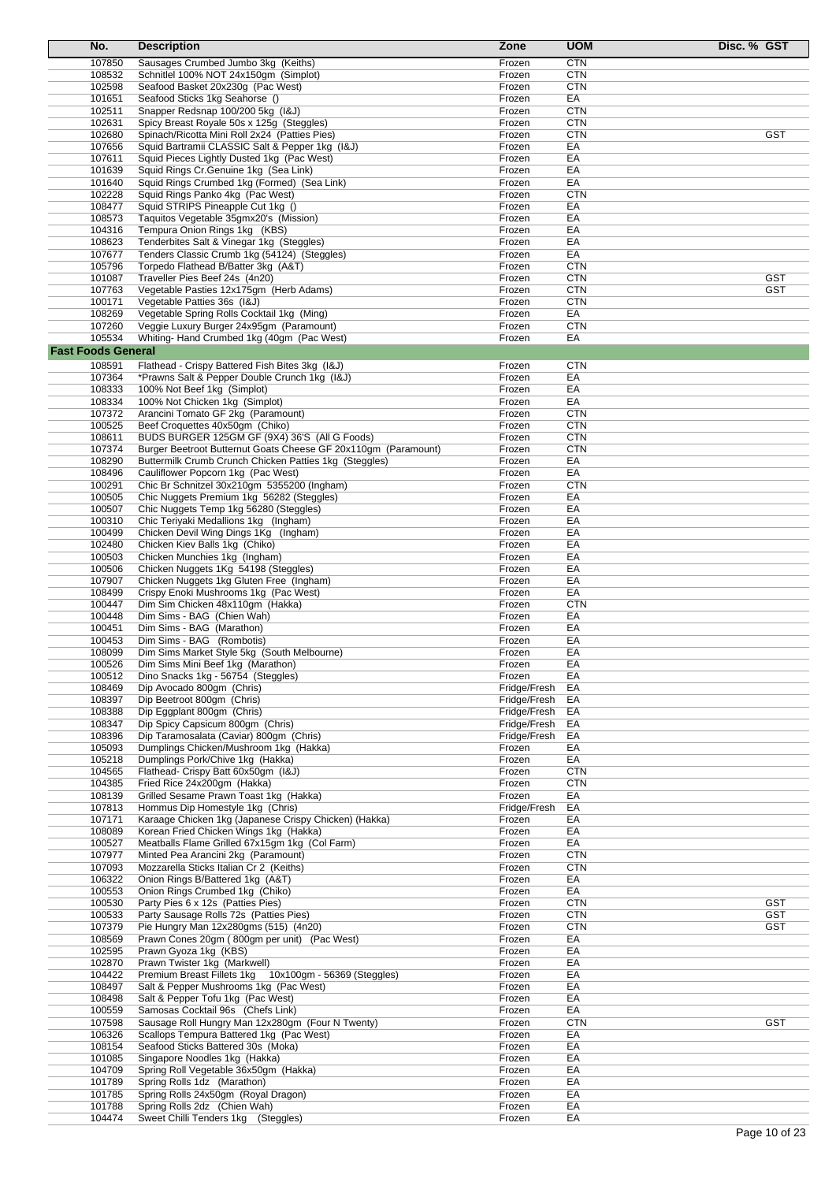| No. | Description | Zone | UOM | Disc. % | GST |
|---|---|---|---|---|---|
| 107850 | Sausages Crumbed Jumbo 3kg (Keiths) | Frozen | CTN | | |
| 108532 | Schnitlel 100% NOT 24x150gm (Simplot) | Frozen | CTN | | |
| 102598 | Seafood Basket 20x230g (Pac West) | Frozen | CTN | | |
| 101651 | Seafood Sticks 1kg Seahorse () | Frozen | EA | | |
| 102511 | Snapper Redsnap 100/200 5kg (I&J) | Frozen | CTN | | |
| 102631 | Spicy Breast Royale 50s x 125g (Steggles) | Frozen | CTN | | |
| 102680 | Spinach/Ricotta Mini Roll 2x24 (Patties Pies) | Frozen | CTN | | GST |
| 107656 | Squid Bartramii CLASSIC Salt & Pepper 1kg (I&J) | Frozen | EA | | |
| 107611 | Squid Pieces Lightly Dusted 1kg (Pac West) | Frozen | EA | | |
| 101639 | Squid Rings Cr.Genuine 1kg (Sea Link) | Frozen | EA | | |
| 101640 | Squid Rings Crumbed 1kg (Formed) (Sea Link) | Frozen | EA | | |
| 102228 | Squid Rings Panko 4kg (Pac West) | Frozen | CTN | | |
| 108477 | Squid STRIPS Pineapple Cut 1kg () | Frozen | EA | | |
| 108573 | Taquitos Vegetable 35gmx20's (Mission) | Frozen | EA | | |
| 104316 | Tempura Onion Rings 1kg (KBS) | Frozen | EA | | |
| 108623 | Tenderbites Salt & Vinegar 1kg (Steggles) | Frozen | EA | | |
| 107677 | Tenders Classic Crumb 1kg (54124) (Steggles) | Frozen | EA | | |
| 105796 | Torpedo Flathead B/Batter 3kg (A&T) | Frozen | CTN | | |
| 101087 | Traveller Pies Beef 24s (4n20) | Frozen | CTN | | GST |
| 107763 | Vegetable Pasties 12x175gm (Herb Adams) | Frozen | CTN | | GST |
| 100171 | Vegetable Patties 36s (I&J) | Frozen | CTN | | |
| 108269 | Vegetable Spring Rolls Cocktail 1kg (Ming) | Frozen | EA | | |
| 107260 | Veggie Luxury Burger 24x95gm (Paramount) | Frozen | CTN | | |
| 105534 | Whiting- Hand Crumbed 1kg (40gm (Pac West) | Frozen | EA | | |
| **Fast Foods General** | | | | | |
| 108591 | Flathead - Crispy Battered Fish Bites 3kg (I&J) | Frozen | CTN | | |
| 107364 | *Prawns Salt & Pepper Double Crunch 1kg (I&J) | Frozen | EA | | |
| 108333 | 100% Not Beef 1kg (Simplot) | Frozen | EA | | |
| 108334 | 100% Not Chicken 1kg (Simplot) | Frozen | EA | | |
| 107372 | Arancini Tomato GF 2kg (Paramount) | Frozen | CTN | | |
| 100525 | Beef Croquettes 40x50gm (Chiko) | Frozen | CTN | | |
| 108611 | BUDS BURGER 125GM GF (9X4) 36'S (All G Foods) | Frozen | CTN | | |
| 107374 | Burger Beetroot Butternut Goats Cheese GF 20x110gm (Paramount) | Frozen | CTN | | |
| 108290 | Buttermilk Crumb Crunch Chicken Patties 1kg (Steggles) | Frozen | EA | | |
| 108496 | Cauliflower Popcorn 1kg (Pac West) | Frozen | EA | | |
| 100291 | Chic Br Schnitzel 30x210gm 5355200 (Ingham) | Frozen | CTN | | |
| 100505 | Chic Nuggets Premium 1kg 56282 (Steggles) | Frozen | EA | | |
| 100507 | Chic Nuggets Temp 1kg 56280 (Steggles) | Frozen | EA | | |
| 100310 | Chic Teriyaki Medallions 1kg (Ingham) | Frozen | EA | | |
| 100499 | Chicken Devil Wing Dings 1Kg (Ingham) | Frozen | EA | | |
| 102480 | Chicken Kiev Balls 1kg (Chiko) | Frozen | EA | | |
| 100503 | Chicken Munchies 1kg (Ingham) | Frozen | EA | | |
| 100506 | Chicken Nuggets 1Kg 54198 (Steggles) | Frozen | EA | | |
| 107907 | Chicken Nuggets 1kg Gluten Free (Ingham) | Frozen | EA | | |
| 108499 | Crispy Enoki Mushrooms 1kg (Pac West) | Frozen | EA | | |
| 100447 | Dim Sim Chicken 48x110gm (Hakka) | Frozen | CTN | | |
| 100448 | Dim Sims - BAG (Chien Wah) | Frozen | EA | | |
| 100451 | Dim Sims - BAG (Marathon) | Frozen | EA | | |
| 100453 | Dim Sims - BAG (Rombotis) | Frozen | EA | | |
| 108099 | Dim Sims Market Style 5kg (South Melbourne) | Frozen | EA | | |
| 100526 | Dim Sims Mini Beef 1kg (Marathon) | Frozen | EA | | |
| 100512 | Dino Snacks 1kg - 56754 (Steggles) | Frozen | EA | | |
| 108469 | Dip Avocado 800gm (Chris) | Fridge/Fresh | EA | | |
| 108397 | Dip Beetroot 800gm (Chris) | Fridge/Fresh | EA | | |
| 108388 | Dip Eggplant 800gm (Chris) | Fridge/Fresh | EA | | |
| 108347 | Dip Spicy Capsicum 800gm (Chris) | Fridge/Fresh | EA | | |
| 108396 | Dip Taramosalata (Caviar) 800gm (Chris) | Fridge/Fresh | EA | | |
| 105093 | Dumplings Chicken/Mushroom 1kg (Hakka) | Frozen | EA | | |
| 105218 | Dumplings Pork/Chive 1kg (Hakka) | Frozen | EA | | |
| 104565 | Flathead- Crispy Batt 60x50gm (I&J) | Frozen | CTN | | |
| 104385 | Fried Rice 24x200gm (Hakka) | Frozen | CTN | | |
| 108139 | Grilled Sesame Prawn Toast 1kg (Hakka) | Frozen | EA | | |
| 107813 | Hommus Dip Homestyle 1kg (Chris) | Fridge/Fresh | EA | | |
| 107171 | Karaage Chicken 1kg (Japanese Crispy Chicken) (Hakka) | Frozen | EA | | |
| 108089 | Korean Fried Chicken Wings 1kg (Hakka) | Frozen | EA | | |
| 100527 | Meatballs Flame Grilled 67x15gm 1kg (Col Farm) | Frozen | EA | | |
| 107977 | Minted Pea Arancini 2kg (Paramount) | Frozen | CTN | | |
| 107093 | Mozzarella Sticks Italian Cr 2 (Keiths) | Frozen | CTN | | |
| 106322 | Onion Rings B/Battered 1kg (A&T) | Frozen | EA | | |
| 100553 | Onion Rings Crumbed 1kg (Chiko) | Frozen | EA | | |
| 100530 | Party Pies 6 x 12s (Patties Pies) | Frozen | CTN | | GST |
| 100533 | Party Sausage Rolls 72s (Patties Pies) | Frozen | CTN | | GST |
| 107379 | Pie Hungry Man 12x280gms (515) (4n20) | Frozen | CTN | | GST |
| 108569 | Prawn Cones 20gm ( 800gm per unit) (Pac West) | Frozen | EA | | |
| 102595 | Prawn Gyoza 1kg (KBS) | Frozen | EA | | |
| 102870 | Prawn Twister 1kg (Markwell) | Frozen | EA | | |
| 104422 | Premium Breast Fillets 1kg 10x100gm - 56369 (Steggles) | Frozen | EA | | |
| 108497 | Salt & Pepper Mushrooms 1kg (Pac West) | Frozen | EA | | |
| 108498 | Salt & Pepper Tofu 1kg (Pac West) | Frozen | EA | | |
| 100559 | Samosas Cocktail 96s (Chefs Link) | Frozen | EA | | |
| 107598 | Sausage Roll Hungry Man 12x280gm (Four N Twenty) | Frozen | CTN | | GST |
| 106326 | Scallops Tempura Battered 1kg (Pac West) | Frozen | EA | | |
| 108154 | Seafood Sticks Battered 30s (Moka) | Frozen | EA | | |
| 101085 | Singapore Noodles 1kg (Hakka) | Frozen | EA | | |
| 104709 | Spring Roll Vegetable 36x50gm (Hakka) | Frozen | EA | | |
| 101789 | Spring Rolls 1dz (Marathon) | Frozen | EA | | |
| 101785 | Spring Rolls 24x50gm (Royal Dragon) | Frozen | EA | | |
| 101788 | Spring Rolls 2dz (Chien Wah) | Frozen | EA | | |
| 104474 | Sweet Chilli Tenders 1kg (Steggles) | Frozen | EA | | |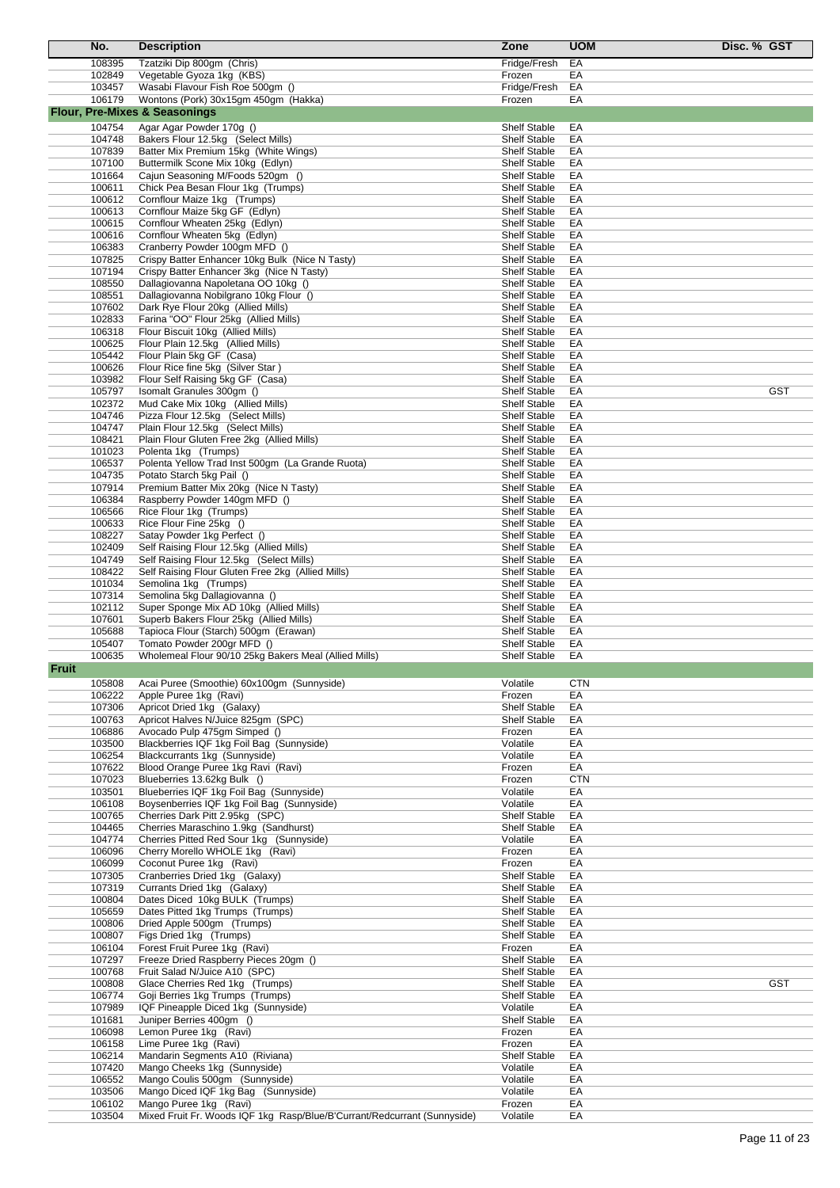| No. | Description | Zone | UOM | Disc. % | GST |
|---|---|---|---|---|---|
| 108395 | Tzatziki Dip 800gm (Chris) | Fridge/Fresh | EA | | |
| 102849 | Vegetable Gyoza 1kg (KBS) | Frozen | EA | | |
| 103457 | Wasabi Flavour Fish Roe 500gm () | Fridge/Fresh | EA | | |
| 106179 | Wontons (Pork) 30x15gm 450gm (Hakka) | Frozen | EA | | |
| **Flour, Pre-Mixes & Seasonings** | | | | | |
| 104754 | Agar Agar Powder 170g () | Shelf Stable | EA | | |
| 104748 | Bakers Flour 12.5kg (Select Mills) | Shelf Stable | EA | | |
| 107839 | Batter Mix Premium 15kg (White Wings) | Shelf Stable | EA | | |
| 107100 | Buttermilk Scone Mix 10kg (Edlyn) | Shelf Stable | EA | | |
| 101664 | Cajun Seasoning M/Foods 520gm () | Shelf Stable | EA | | |
| 100611 | Chick Pea Besan Flour 1kg (Trumps) | Shelf Stable | EA | | |
| 100612 | Cornflour Maize 1kg (Trumps) | Shelf Stable | EA | | |
| 100613 | Cornflour Maize 5kg GF (Edlyn) | Shelf Stable | EA | | |
| 100615 | Cornflour Wheaten 25kg (Edlyn) | Shelf Stable | EA | | |
| 100616 | Cornflour Wheaten 5kg (Edlyn) | Shelf Stable | EA | | |
| 106383 | Cranberry Powder 100gm MFD () | Shelf Stable | EA | | |
| 107825 | Crispy Batter Enhancer 10kg Bulk (Nice N Tasty) | Shelf Stable | EA | | |
| 107194 | Crispy Batter Enhancer 3kg (Nice N Tasty) | Shelf Stable | EA | | |
| 108550 | Dallagiovanna Napoletana OO 10kg () | Shelf Stable | EA | | |
| 108551 | Dallagiovanna Nobilgrano 10kg Flour () | Shelf Stable | EA | | |
| 107602 | Dark Rye Flour 20kg (Allied Mills) | Shelf Stable | EA | | |
| 102833 | Farina "OO" Flour 25kg (Allied Mills) | Shelf Stable | EA | | |
| 106318 | Flour Biscuit 10kg (Allied Mills) | Shelf Stable | EA | | |
| 100625 | Flour Plain 12.5kg (Allied Mills) | Shelf Stable | EA | | |
| 105442 | Flour Plain 5kg GF (Casa) | Shelf Stable | EA | | |
| 100626 | Flour Rice fine 5kg (Silver Star ) | Shelf Stable | EA | | |
| 103982 | Flour Self Raising 5kg GF (Casa) | Shelf Stable | EA | | |
| 105797 | Isomalt Granules 300gm () | Shelf Stable | EA | | GST |
| 102372 | Mud Cake Mix 10kg (Allied Mills) | Shelf Stable | EA | | |
| 104746 | Pizza Flour 12.5kg (Select Mills) | Shelf Stable | EA | | |
| 104747 | Plain Flour 12.5kg (Select Mills) | Shelf Stable | EA | | |
| 108421 | Plain Flour Gluten Free 2kg (Allied Mills) | Shelf Stable | EA | | |
| 101023 | Polenta 1kg (Trumps) | Shelf Stable | EA | | |
| 106537 | Polenta Yellow Trad Inst 500gm (La Grande Ruota) | Shelf Stable | EA | | |
| 104735 | Potato Starch 5kg Pail () | Shelf Stable | EA | | |
| 107914 | Premium Batter Mix 20kg (Nice N Tasty) | Shelf Stable | EA | | |
| 106384 | Raspberry Powder 140gm MFD () | Shelf Stable | EA | | |
| 106566 | Rice Flour 1kg (Trumps) | Shelf Stable | EA | | |
| 100633 | Rice Flour Fine 25kg () | Shelf Stable | EA | | |
| 108227 | Satay Powder 1kg Perfect () | Shelf Stable | EA | | |
| 102409 | Self Raising Flour 12.5kg (Allied Mills) | Shelf Stable | EA | | |
| 104749 | Self Raising Flour 12.5kg (Select Mills) | Shelf Stable | EA | | |
| 108422 | Self Raising Flour Gluten Free 2kg (Allied Mills) | Shelf Stable | EA | | |
| 101034 | Semolina 1kg (Trumps) | Shelf Stable | EA | | |
| 107314 | Semolina 5kg Dallagiovanna () | Shelf Stable | EA | | |
| 102112 | Super Sponge Mix AD 10kg (Allied Mills) | Shelf Stable | EA | | |
| 107601 | Superb Bakers Flour 25kg (Allied Mills) | Shelf Stable | EA | | |
| 105688 | Tapioca Flour (Starch) 500gm (Erawan) | Shelf Stable | EA | | |
| 105407 | Tomato Powder 200gr MFD () | Shelf Stable | EA | | |
| 100635 | Wholemeal Flour 90/10 25kg Bakers Meal (Allied Mills) | Shelf Stable | EA | | |
| **Fruit** | | | | | |
| 105808 | Acai Puree (Smoothie) 60x100gm (Sunnyside) | Volatile | CTN | | |
| 106222 | Apple Puree 1kg (Ravi) | Frozen | EA | | |
| 107306 | Apricot Dried 1kg (Galaxy) | Shelf Stable | EA | | |
| 100763 | Apricot Halves N/Juice 825gm (SPC) | Shelf Stable | EA | | |
| 106886 | Avocado Pulp 475gm Simped () | Frozen | EA | | |
| 103500 | Blackberries IQF 1kg Foil Bag (Sunnyside) | Volatile | EA | | |
| 106254 | Blackcurrants 1kg (Sunnyside) | Volatile | EA | | |
| 107622 | Blood Orange Puree 1kg Ravi (Ravi) | Frozen | EA | | |
| 107023 | Blueberries 13.62kg Bulk () | Frozen | CTN | | |
| 103501 | Blueberries IQF 1kg Foil Bag (Sunnyside) | Volatile | EA | | |
| 106108 | Boysenberries IQF 1kg Foil Bag (Sunnyside) | Volatile | EA | | |
| 100765 | Cherries Dark Pitt 2.95kg (SPC) | Shelf Stable | EA | | |
| 104465 | Cherries Maraschino 1.9kg (Sandhurst) | Shelf Stable | EA | | |
| 104774 | Cherries Pitted Red Sour 1kg (Sunnyside) | Volatile | EA | | |
| 106096 | Cherry Morello WHOLE 1kg (Ravi) | Frozen | EA | | |
| 106099 | Coconut Puree 1kg (Ravi) | Frozen | EA | | |
| 107305 | Cranberries Dried 1kg (Galaxy) | Shelf Stable | EA | | |
| 107319 | Currants Dried 1kg (Galaxy) | Shelf Stable | EA | | |
| 100804 | Dates Diced 10kg BULK (Trumps) | Shelf Stable | EA | | |
| 105659 | Dates Pitted 1kg Trumps (Trumps) | Shelf Stable | EA | | |
| 100806 | Dried Apple 500gm (Trumps) | Shelf Stable | EA | | |
| 100807 | Figs Dried 1kg (Trumps) | Shelf Stable | EA | | |
| 106104 | Forest Fruit Puree 1kg (Ravi) | Frozen | EA | | |
| 107297 | Freeze Dried Raspberry Pieces 20gm () | Shelf Stable | EA | | |
| 100768 | Fruit Salad N/Juice A10 (SPC) | Shelf Stable | EA | | |
| 100808 | Glace Cherries Red 1kg (Trumps) | Shelf Stable | EA | | GST |
| 106774 | Goji Berries 1kg Trumps (Trumps) | Shelf Stable | EA | | |
| 107989 | IQF Pineapple Diced 1kg (Sunnyside) | Volatile | EA | | |
| 101681 | Juniper Berries 400gm () | Shelf Stable | EA | | |
| 106098 | Lemon Puree 1kg (Ravi) | Frozen | EA | | |
| 106158 | Lime Puree 1kg (Ravi) | Frozen | EA | | |
| 106214 | Mandarin Segments A10 (Riviana) | Shelf Stable | EA | | |
| 107420 | Mango Cheeks 1kg (Sunnyside) | Volatile | EA | | |
| 106552 | Mango Coulis 500gm (Sunnyside) | Volatile | EA | | |
| 103506 | Mango Diced IQF 1kg Bag (Sunnyside) | Volatile | EA | | |
| 106102 | Mango Puree 1kg (Ravi) | Frozen | EA | | |
| 103504 | Mixed Fruit Fr. Woods IQF 1kg Rasp/Blue/B'Currant/Redcurrant (Sunnyside) | Volatile | EA | | |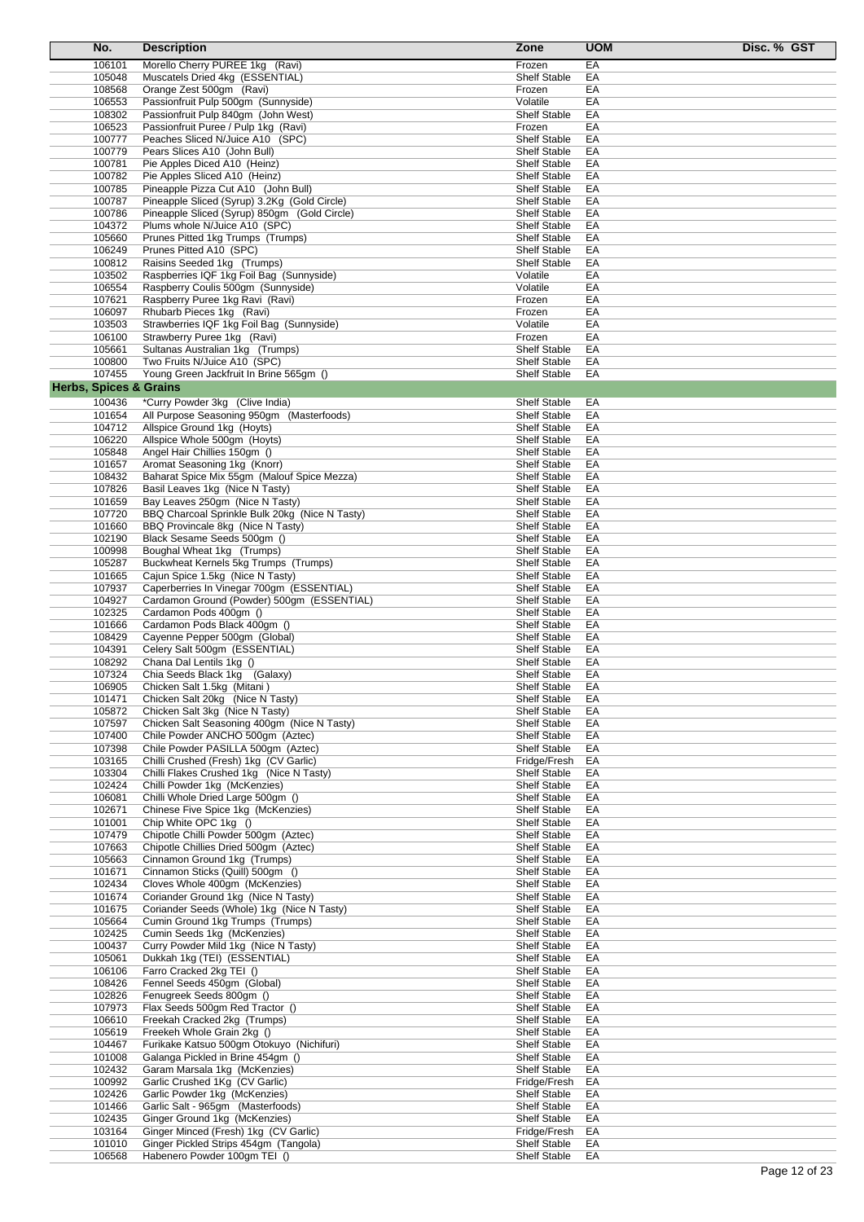| No. | Description | Zone | UOM | Disc. % | GST |
|---|---|---|---|---|---|
| 106101 | Morello Cherry PUREE 1kg (Ravi) | Frozen | EA | | |
| 105048 | Muscatels Dried 4kg (ESSENTIAL) | Shelf Stable | EA | | |
| 108568 | Orange Zest 500gm (Ravi) | Frozen | EA | | |
| 106553 | Passionfruit Pulp 500gm (Sunnyside) | Volatile | EA | | |
| 108302 | Passionfruit Pulp 840gm (John West) | Shelf Stable | EA | | |
| 106523 | Passionfruit Puree / Pulp 1kg (Ravi) | Frozen | EA | | |
| 100777 | Peaches Sliced N/Juice A10 (SPC) | Shelf Stable | EA | | |
| 100779 | Pears Slices A10 (John Bull) | Shelf Stable | EA | | |
| 100781 | Pie Apples Diced A10 (Heinz) | Shelf Stable | EA | | |
| 100782 | Pie Apples Sliced A10 (Heinz) | Shelf Stable | EA | | |
| 100785 | Pineapple Pizza Cut A10 (John Bull) | Shelf Stable | EA | | |
| 100787 | Pineapple Sliced (Syrup) 3.2Kg (Gold Circle) | Shelf Stable | EA | | |
| 100786 | Pineapple Sliced (Syrup) 850gm (Gold Circle) | Shelf Stable | EA | | |
| 104372 | Plums whole N/Juice A10 (SPC) | Shelf Stable | EA | | |
| 105660 | Prunes Pitted 1kg Trumps (Trumps) | Shelf Stable | EA | | |
| 106249 | Prunes Pitted A10 (SPC) | Shelf Stable | EA | | |
| 100812 | Raisins Seeded 1kg (Trumps) | Shelf Stable | EA | | |
| 103502 | Raspberries IQF 1kg Foil Bag (Sunnyside) | Volatile | EA | | |
| 106554 | Raspberry Coulis 500gm (Sunnyside) | Volatile | EA | | |
| 107621 | Raspberry Puree 1kg Ravi (Ravi) | Frozen | EA | | |
| 106097 | Rhubarb Pieces 1kg (Ravi) | Frozen | EA | | |
| 103503 | Strawberries IQF 1kg Foil Bag (Sunnyside) | Volatile | EA | | |
| 106100 | Strawberry Puree 1kg (Ravi) | Frozen | EA | | |
| 105661 | Sultanas Australian 1kg (Trumps) | Shelf Stable | EA | | |
| 100800 | Two Fruits N/Juice A10 (SPC) | Shelf Stable | EA | | |
| 107455 | Young Green Jackfruit In Brine 565gm () | Shelf Stable | EA | | |
| **Herbs, Spices & Grains** | | | | | |
| 100436 | *Curry Powder 3kg (Clive India) | Shelf Stable | EA | | |
| 101654 | All Purpose Seasoning 950gm (Masterfoods) | Shelf Stable | EA | | |
| 104712 | Allspice Ground 1kg (Hoyts) | Shelf Stable | EA | | |
| 106220 | Allspice Whole 500gm (Hoyts) | Shelf Stable | EA | | |
| 105848 | Angel Hair Chillies 150gm () | Shelf Stable | EA | | |
| 101657 | Aromat Seasoning 1kg (Knorr) | Shelf Stable | EA | | |
| 108432 | Baharat Spice Mix 55gm (Malouf Spice Mezza) | Shelf Stable | EA | | |
| 107826 | Basil Leaves 1kg (Nice N Tasty) | Shelf Stable | EA | | |
| 101659 | Bay Leaves 250gm (Nice N Tasty) | Shelf Stable | EA | | |
| 107720 | BBQ Charcoal Sprinkle Bulk 20kg (Nice N Tasty) | Shelf Stable | EA | | |
| 101660 | BBQ Provincale 8kg (Nice N Tasty) | Shelf Stable | EA | | |
| 102190 | Black Sesame Seeds 500gm () | Shelf Stable | EA | | |
| 100998 | Boughal Wheat 1kg (Trumps) | Shelf Stable | EA | | |
| 105287 | Buckwheat Kernels 5kg Trumps (Trumps) | Shelf Stable | EA | | |
| 101665 | Cajun Spice 1.5kg (Nice N Tasty) | Shelf Stable | EA | | |
| 107937 | Caperberries In Vinegar 700gm (ESSENTIAL) | Shelf Stable | EA | | |
| 104927 | Cardamon Ground (Powder) 500gm (ESSENTIAL) | Shelf Stable | EA | | |
| 102325 | Cardamon Pods 400gm () | Shelf Stable | EA | | |
| 101666 | Cardamon Pods Black 400gm () | Shelf Stable | EA | | |
| 108429 | Cayenne Pepper 500gm (Global) | Shelf Stable | EA | | |
| 104391 | Celery Salt 500gm (ESSENTIAL) | Shelf Stable | EA | | |
| 108292 | Chana Dal Lentils 1kg () | Shelf Stable | EA | | |
| 107324 | Chia Seeds Black 1kg (Galaxy) | Shelf Stable | EA | | |
| 106905 | Chicken Salt 1.5kg (Mitani ) | Shelf Stable | EA | | |
| 101471 | Chicken Salt 20kg (Nice N Tasty) | Shelf Stable | EA | | |
| 105872 | Chicken Salt 3kg (Nice N Tasty) | Shelf Stable | EA | | |
| 107597 | Chicken Salt Seasoning 400gm (Nice N Tasty) | Shelf Stable | EA | | |
| 107400 | Chile Powder ANCHO 500gm (Aztec) | Shelf Stable | EA | | |
| 107398 | Chile Powder PASILLA 500gm (Aztec) | Shelf Stable | EA | | |
| 103165 | Chilli Crushed (Fresh) 1kg (CV Garlic) | Fridge/Fresh | EA | | |
| 103304 | Chilli Flakes Crushed 1kg (Nice N Tasty) | Shelf Stable | EA | | |
| 102424 | Chilli Powder 1kg (McKenzies) | Shelf Stable | EA | | |
| 106081 | Chilli Whole Dried Large 500gm () | Shelf Stable | EA | | |
| 102671 | Chinese Five Spice 1kg (McKenzies) | Shelf Stable | EA | | |
| 101001 | Chip White OPC 1kg () | Shelf Stable | EA | | |
| 107479 | Chipotle Chilli Powder 500gm (Aztec) | Shelf Stable | EA | | |
| 107663 | Chipotle Chillies Dried 500gm (Aztec) | Shelf Stable | EA | | |
| 105663 | Cinnamon Ground 1kg (Trumps) | Shelf Stable | EA | | |
| 101671 | Cinnamon Sticks (Quill) 500gm () | Shelf Stable | EA | | |
| 102434 | Cloves Whole 400gm (McKenzies) | Shelf Stable | EA | | |
| 101674 | Coriander Ground 1kg (Nice N Tasty) | Shelf Stable | EA | | |
| 101675 | Coriander Seeds (Whole) 1kg (Nice N Tasty) | Shelf Stable | EA | | |
| 105664 | Cumin Ground 1kg Trumps (Trumps) | Shelf Stable | EA | | |
| 102425 | Cumin Seeds 1kg (McKenzies) | Shelf Stable | EA | | |
| 100437 | Curry Powder Mild 1kg (Nice N Tasty) | Shelf Stable | EA | | |
| 105061 | Dukkah 1kg (TEI) (ESSENTIAL) | Shelf Stable | EA | | |
| 106106 | Farro Cracked 2kg TEI () | Shelf Stable | EA | | |
| 108426 | Fennel Seeds 450gm (Global) | Shelf Stable | EA | | |
| 102826 | Fenugreek Seeds 800gm () | Shelf Stable | EA | | |
| 107973 | Flax Seeds 500gm Red Tractor () | Shelf Stable | EA | | |
| 106610 | Freekah Cracked 2kg (Trumps) | Shelf Stable | EA | | |
| 105619 | Freekeh Whole Grain 2kg () | Shelf Stable | EA | | |
| 104467 | Furikake Katsuo 500gm Otokuyo (Nichifuri) | Shelf Stable | EA | | |
| 101008 | Galanga Pickled in Brine 454gm () | Shelf Stable | EA | | |
| 102432 | Garam Marsala 1kg (McKenzies) | Shelf Stable | EA | | |
| 100992 | Garlic Crushed 1Kg (CV Garlic) | Fridge/Fresh | EA | | |
| 102426 | Garlic Powder 1kg (McKenzies) | Shelf Stable | EA | | |
| 101466 | Garlic Salt - 965gm (Masterfoods) | Shelf Stable | EA | | |
| 102435 | Ginger Ground 1kg (McKenzies) | Shelf Stable | EA | | |
| 103164 | Ginger Minced (Fresh) 1kg (CV Garlic) | Fridge/Fresh | EA | | |
| 101010 | Ginger Pickled Strips 454gm (Tangola) | Shelf Stable | EA | | |
| 106568 | Habenero Powder 100gm TEI () | Shelf Stable | EA | | |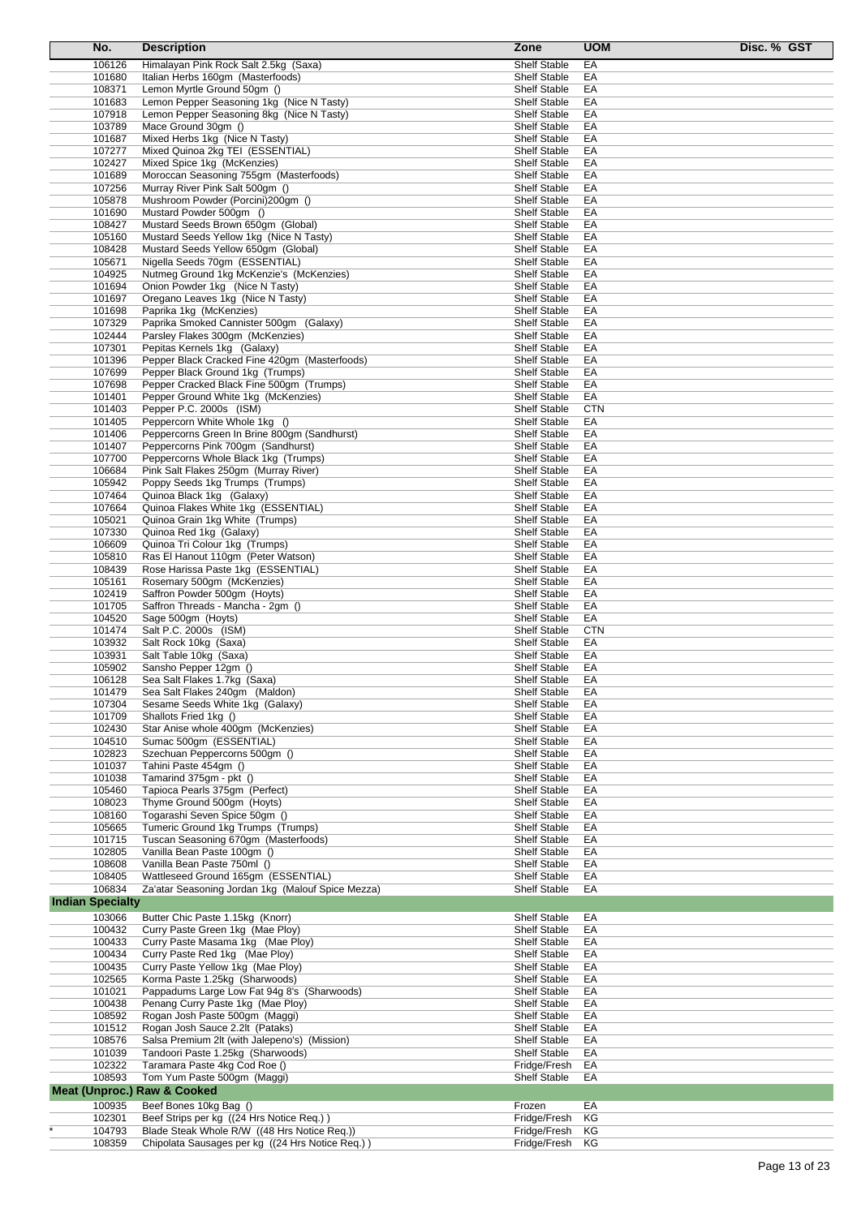| No. | Description | Zone | UOM | Disc. % | GST |
|---|---|---|---|---|---|
| 106126 | Himalayan Pink Rock Salt 2.5kg (Saxa) | Shelf Stable | EA | | |
| 101680 | Italian Herbs 160gm (Masterfoods) | Shelf Stable | EA | | |
| 108371 | Lemon Myrtle Ground 50gm () | Shelf Stable | EA | | |
| 101683 | Lemon Pepper Seasoning 1kg (Nice N Tasty) | Shelf Stable | EA | | |
| 107918 | Lemon Pepper Seasoning 8kg (Nice N Tasty) | Shelf Stable | EA | | |
| 103789 | Mace Ground 30gm () | Shelf Stable | EA | | |
| 101687 | Mixed Herbs 1kg (Nice N Tasty) | Shelf Stable | EA | | |
| 107277 | Mixed Quinoa 2kg TEI (ESSENTIAL) | Shelf Stable | EA | | |
| 102427 | Mixed Spice 1kg (McKenzies) | Shelf Stable | EA | | |
| 101689 | Moroccan Seasoning 755gm (Masterfoods) | Shelf Stable | EA | | |
| 107256 | Murray River Pink Salt 500gm () | Shelf Stable | EA | | |
| 105878 | Mushroom Powder (Porcini)200gm () | Shelf Stable | EA | | |
| 101690 | Mustard Powder 500gm () | Shelf Stable | EA | | |
| 108427 | Mustard Seeds Brown 650gm (Global) | Shelf Stable | EA | | |
| 105160 | Mustard Seeds Yellow 1kg (Nice N Tasty) | Shelf Stable | EA | | |
| 108428 | Mustard Seeds Yellow 650gm (Global) | Shelf Stable | EA | | |
| 105671 | Nigella Seeds 70gm (ESSENTIAL) | Shelf Stable | EA | | |
| 104925 | Nutmeg Ground 1kg McKenzie's (McKenzies) | Shelf Stable | EA | | |
| 101694 | Onion Powder 1kg (Nice N Tasty) | Shelf Stable | EA | | |
| 101697 | Oregano Leaves 1kg (Nice N Tasty) | Shelf Stable | EA | | |
| 101698 | Paprika 1kg (McKenzies) | Shelf Stable | EA | | |
| 107329 | Paprika Smoked Cannister 500gm (Galaxy) | Shelf Stable | EA | | |
| 102444 | Parsley Flakes 300gm (McKenzies) | Shelf Stable | EA | | |
| 107301 | Pepitas Kernels 1kg (Galaxy) | Shelf Stable | EA | | |
| 101396 | Pepper Black Cracked Fine 420gm (Masterfoods) | Shelf Stable | EA | | |
| 107699 | Pepper Black Ground 1kg (Trumps) | Shelf Stable | EA | | |
| 107698 | Pepper Cracked Black Fine 500gm (Trumps) | Shelf Stable | EA | | |
| 101401 | Pepper Ground White 1kg (McKenzies) | Shelf Stable | EA | | |
| 101403 | Pepper P.C. 2000s (ISM) | Shelf Stable | CTN | | |
| 101405 | Peppercorn White Whole 1kg () | Shelf Stable | EA | | |
| 101406 | Peppercorns Green In Brine 800gm (Sandhurst) | Shelf Stable | EA | | |
| 101407 | Peppercorns Pink 700gm (Sandhurst) | Shelf Stable | EA | | |
| 107700 | Peppercorns Whole Black 1kg (Trumps) | Shelf Stable | EA | | |
| 106684 | Pink Salt Flakes 250gm (Murray River) | Shelf Stable | EA | | |
| 105942 | Poppy Seeds 1kg Trumps (Trumps) | Shelf Stable | EA | | |
| 107464 | Quinoa Black 1kg (Galaxy) | Shelf Stable | EA | | |
| 107664 | Quinoa Flakes White 1kg (ESSENTIAL) | Shelf Stable | EA | | |
| 105021 | Quinoa Grain 1kg White (Trumps) | Shelf Stable | EA | | |
| 107330 | Quinoa Red 1kg (Galaxy) | Shelf Stable | EA | | |
| 106609 | Quinoa Tri Colour 1kg (Trumps) | Shelf Stable | EA | | |
| 105810 | Ras El Hanout 110gm (Peter Watson) | Shelf Stable | EA | | |
| 108439 | Rose Harissa Paste 1kg (ESSENTIAL) | Shelf Stable | EA | | |
| 105161 | Rosemary 500gm (McKenzies) | Shelf Stable | EA | | |
| 102419 | Saffron Powder 500gm (Hoyts) | Shelf Stable | EA | | |
| 101705 | Saffron Threads - Mancha - 2gm () | Shelf Stable | EA | | |
| 104520 | Sage 500gm (Hoyts) | Shelf Stable | EA | | |
| 101474 | Salt P.C. 2000s (ISM) | Shelf Stable | CTN | | |
| 103932 | Salt Rock 10kg (Saxa) | Shelf Stable | EA | | |
| 103931 | Salt Table 10kg (Saxa) | Shelf Stable | EA | | |
| 105902 | Sansho Pepper 12gm () | Shelf Stable | EA | | |
| 106128 | Sea Salt Flakes 1.7kg (Saxa) | Shelf Stable | EA | | |
| 101479 | Sea Salt Flakes 240gm (Maldon) | Shelf Stable | EA | | |
| 107304 | Sesame Seeds White 1kg (Galaxy) | Shelf Stable | EA | | |
| 101709 | Shallots Fried 1kg () | Shelf Stable | EA | | |
| 102430 | Star Anise whole 400gm (McKenzies) | Shelf Stable | EA | | |
| 104510 | Sumac 500gm (ESSENTIAL) | Shelf Stable | EA | | |
| 102823 | Szechuan Peppercorns 500gm () | Shelf Stable | EA | | |
| 101037 | Tahini Paste 454gm () | Shelf Stable | EA | | |
| 101038 | Tamarind 375gm - pkt () | Shelf Stable | EA | | |
| 105460 | Tapioca Pearls 375gm (Perfect) | Shelf Stable | EA | | |
| 108023 | Thyme Ground 500gm (Hoyts) | Shelf Stable | EA | | |
| 108160 | Togarashi Seven Spice 50gm () | Shelf Stable | EA | | |
| 105665 | Tumeric Ground 1kg Trumps (Trumps) | Shelf Stable | EA | | |
| 101715 | Tuscan Seasoning 670gm (Masterfoods) | Shelf Stable | EA | | |
| 102805 | Vanilla Bean Paste 100gm () | Shelf Stable | EA | | |
| 108608 | Vanilla Bean Paste 750ml () | Shelf Stable | EA | | |
| 108405 | Wattleseed Ground 165gm (ESSENTIAL) | Shelf Stable | EA | | |
| 106834 | Za'atar Seasoning Jordan 1kg (Malouf Spice Mezza) | Shelf Stable | EA | | |
| **Indian Specialty** | | | | | |
| 103066 | Butter Chic Paste 1.15kg (Knorr) | Shelf Stable | EA | | |
| 100432 | Curry Paste Green 1kg (Mae Ploy) | Shelf Stable | EA | | |
| 100433 | Curry Paste Masama 1kg (Mae Ploy) | Shelf Stable | EA | | |
| 100434 | Curry Paste Red 1kg (Mae Ploy) | Shelf Stable | EA | | |
| 100435 | Curry Paste Yellow 1kg (Mae Ploy) | Shelf Stable | EA | | |
| 102565 | Korma Paste 1.25kg (Sharwoods) | Shelf Stable | EA | | |
| 101021 | Pappadums Large Low Fat 94g 8's (Sharwoods) | Shelf Stable | EA | | |
| 100438 | Penang Curry Paste 1kg (Mae Ploy) | Shelf Stable | EA | | |
| 108592 | Rogan Josh Paste 500gm (Maggi) | Shelf Stable | EA | | |
| 101512 | Rogan Josh Sauce 2.2lt (Pataks) | Shelf Stable | EA | | |
| 108576 | Salsa Premium 2lt (with Jalepeno's) (Mission) | Shelf Stable | EA | | |
| 101039 | Tandoori Paste 1.25kg (Sharwoods) | Shelf Stable | EA | | |
| 102322 | Taramara Paste 4kg Cod Roe () | Fridge/Fresh | EA | | |
| 108593 | Tom Yum Paste 500gm (Maggi) | Shelf Stable | EA | | |
| **Meat (Unproc.) Raw & Cooked** | | | | | |
| 100935 | Beef Bones 10kg Bag () | Frozen | EA | | |
| 102301 | Beef Strips per kg ((24 Hrs Notice Req.) ) | Fridge/Fresh | KG | | |
| * 104793 | Blade Steak Whole R/W ((48 Hrs Notice Req.)) | Fridge/Fresh | KG | | |
| 108359 | Chipolata Sausages per kg ((24 Hrs Notice Req.) ) | Fridge/Fresh | KG | | |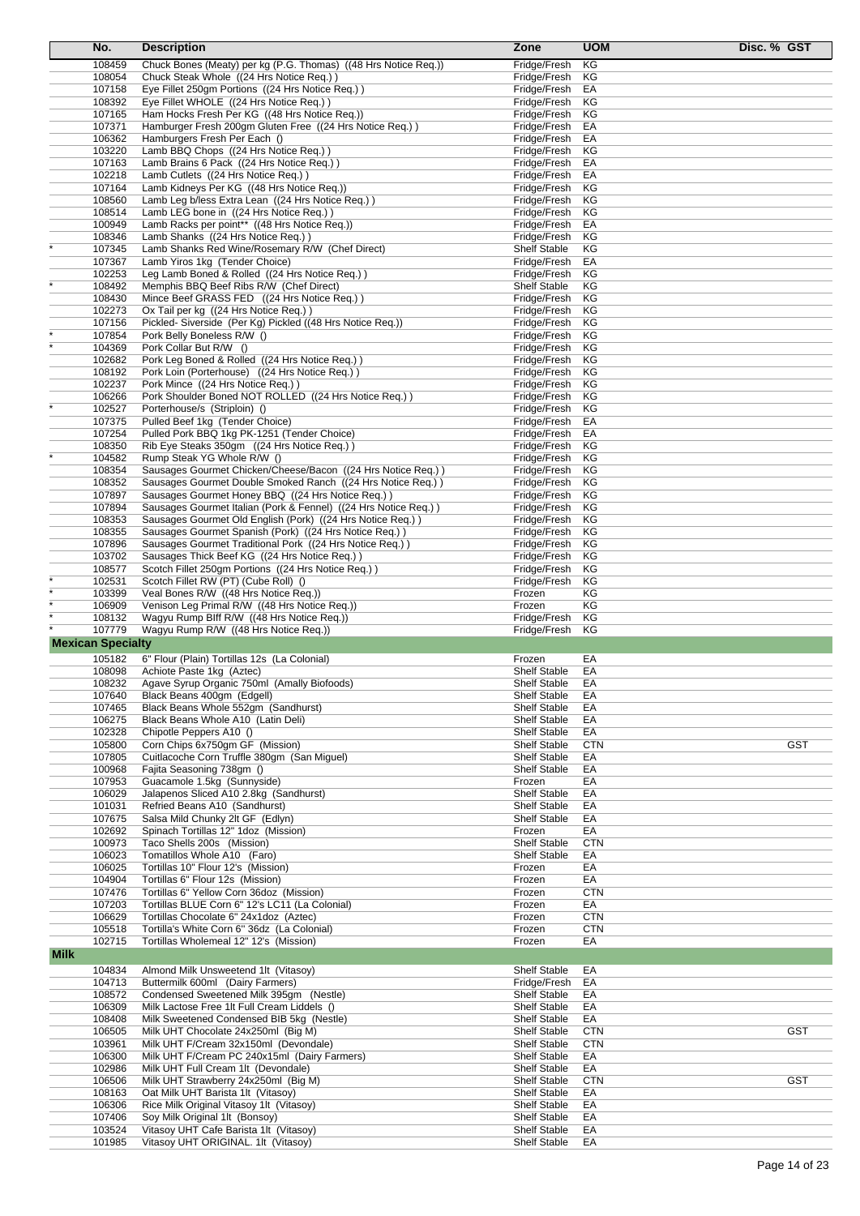| | No. | Description | Zone | UOM | Disc. % | GST |
|---|---|---|---|---|---|---|
| | 108459 | Chuck Bones (Meaty) per kg (P.G. Thomas) ((48 Hrs Notice Req.)) | Fridge/Fresh | KG | | |
| | 108054 | Chuck Steak Whole ((24 Hrs Notice Req.) ) | Fridge/Fresh | KG | | |
| | 107158 | Eye Fillet 250gm Portions ((24 Hrs Notice Req.) ) | Fridge/Fresh | EA | | |
| | 108392 | Eye Fillet WHOLE ((24 Hrs Notice Req.) ) | Fridge/Fresh | KG | | |
| | 107165 | Ham Hocks Fresh Per KG ((48 Hrs Notice Req.)) | Fridge/Fresh | KG | | |
| | 107371 | Hamburger Fresh 200gm Gluten Free ((24 Hrs Notice Req.) ) | Fridge/Fresh | EA | | |
| | 106362 | Hamburgers Fresh Per Each () | Fridge/Fresh | EA | | |
| | 103220 | Lamb BBQ Chops ((24 Hrs Notice Req.) ) | Fridge/Fresh | KG | | |
| | 107163 | Lamb Brains 6 Pack ((24 Hrs Notice Req.) ) | Fridge/Fresh | EA | | |
| | 102218 | Lamb Cutlets ((24 Hrs Notice Req.) ) | Fridge/Fresh | EA | | |
| | 107164 | Lamb Kidneys Per KG ((48 Hrs Notice Req.)) | Fridge/Fresh | KG | | |
| | 108560 | Lamb Leg b/less Extra Lean ((24 Hrs Notice Req.) ) | Fridge/Fresh | KG | | |
| | 108514 | Lamb LEG bone in ((24 Hrs Notice Req.) ) | Fridge/Fresh | KG | | |
| | 100949 | Lamb Racks per point** ((48 Hrs Notice Req.)) | Fridge/Fresh | EA | | |
| | 108346 | Lamb Shanks ((24 Hrs Notice Req.) ) | Fridge/Fresh | KG | | |
| * | 107345 | Lamb Shanks Red Wine/Rosemary R/W (Chef Direct) | Shelf Stable | KG | | |
| | 107367 | Lamb Yiros 1kg (Tender Choice) | Fridge/Fresh | EA | | |
| | 102253 | Leg Lamb Boned & Rolled ((24 Hrs Notice Req.) ) | Fridge/Fresh | KG | | |
| * | 108492 | Memphis BBQ Beef Ribs R/W (Chef Direct) | Shelf Stable | KG | | |
| | 108430 | Mince Beef GRASS FED ((24 Hrs Notice Req.) ) | Fridge/Fresh | KG | | |
| | 102273 | Ox Tail per kg ((24 Hrs Notice Req.) ) | Fridge/Fresh | KG | | |
| | 107156 | Pickled- Siverside (Per Kg) Pickled ((48 Hrs Notice Req.)) | Fridge/Fresh | KG | | |
| * | 107854 | Pork Belly Boneless R/W () | Fridge/Fresh | KG | | |
| * | 104369 | Pork Collar But R/W () | Fridge/Fresh | KG | | |
| | 102682 | Pork Leg Boned & Rolled ((24 Hrs Notice Req.) ) | Fridge/Fresh | KG | | |
| | 108192 | Pork Loin (Porterhouse) ((24 Hrs Notice Req.) ) | Fridge/Fresh | KG | | |
| | 102237 | Pork Mince ((24 Hrs Notice Req.) ) | Fridge/Fresh | KG | | |
| | 106266 | Pork Shoulder Boned NOT ROLLED ((24 Hrs Notice Req.) ) | Fridge/Fresh | KG | | |
| * | 102527 | Porterhouse/s (Striploin) () | Fridge/Fresh | KG | | |
| | 107375 | Pulled Beef 1kg (Tender Choice) | Fridge/Fresh | EA | | |
| | 107254 | Pulled Pork BBQ 1kg PK-1251 (Tender Choice) | Fridge/Fresh | EA | | |
| | 108350 | Rib Eye Steaks 350gm ((24 Hrs Notice Req.) ) | Fridge/Fresh | KG | | |
| * | 104582 | Rump Steak YG Whole R/W () | Fridge/Fresh | KG | | |
| | 108354 | Sausages Gourmet Chicken/Cheese/Bacon ((24 Hrs Notice Req.) ) | Fridge/Fresh | KG | | |
| | 108352 | Sausages Gourmet Double Smoked Ranch ((24 Hrs Notice Req.) ) | Fridge/Fresh | KG | | |
| | 107897 | Sausages Gourmet Honey BBQ ((24 Hrs Notice Req.) ) | Fridge/Fresh | KG | | |
| | 107894 | Sausages Gourmet Italian (Pork & Fennel) ((24 Hrs Notice Req.) ) | Fridge/Fresh | KG | | |
| | 108353 | Sausages Gourmet Old English (Pork) ((24 Hrs Notice Req.) ) | Fridge/Fresh | KG | | |
| | 108355 | Sausages Gourmet Spanish (Pork) ((24 Hrs Notice Req.) ) | Fridge/Fresh | KG | | |
| | 107896 | Sausages Gourmet Traditional Pork ((24 Hrs Notice Req.) ) | Fridge/Fresh | KG | | |
| | 103702 | Sausages Thick Beef KG ((24 Hrs Notice Req.) ) | Fridge/Fresh | KG | | |
| | 108577 | Scotch Fillet 250gm Portions ((24 Hrs Notice Req.) ) | Fridge/Fresh | KG | | |
| * | 102531 | Scotch Fillet RW (PT) (Cube Roll) () | Fridge/Fresh | KG | | |
| * | 103399 | Veal Bones R/W ((48 Hrs Notice Req.)) | Frozen | KG | | |
| * | 106909 | Venison Leg Primal R/W ((48 Hrs Notice Req.)) | Frozen | KG | | |
| * | 108132 | Wagyu Rump Blff R/W ((48 Hrs Notice Req.)) | Fridge/Fresh | KG | | |
| * | 107779 | Wagyu Rump R/W ((48 Hrs Notice Req.)) | Fridge/Fresh | KG | | |
| **Mexican Specialty** | | | | | | |
| | 105182 | 6" Flour (Plain) Tortillas 12s (La Colonial) | Frozen | EA | | |
| | 108098 | Achiote Paste 1kg (Aztec) | Shelf Stable | EA | | |
| | 108232 | Agave Syrup Organic 750ml (Amally Biofoods) | Shelf Stable | EA | | |
| | 107640 | Black Beans 400gm (Edgell) | Shelf Stable | EA | | |
| | 107465 | Black Beans Whole 552gm (Sandhurst) | Shelf Stable | EA | | |
| | 106275 | Black Beans Whole A10 (Latin Deli) | Shelf Stable | EA | | |
| | 102328 | Chipotle Peppers A10 () | Shelf Stable | EA | | |
| | 105800 | Corn Chips 6x750gm GF (Mission) | Shelf Stable | CTN | | GST |
| | 107805 | Cuitlacoche Corn Truffle 380gm (San Miguel) | Shelf Stable | EA | | |
| | 100968 | Fajita Seasoning 738gm () | Shelf Stable | EA | | |
| | 107953 | Guacamole 1.5kg (Sunnyside) | Frozen | EA | | |
| | 106029 | Jalapenos Sliced A10 2.8kg (Sandhurst) | Shelf Stable | EA | | |
| | 101031 | Refried Beans A10 (Sandhurst) | Shelf Stable | EA | | |
| | 107675 | Salsa Mild Chunky 2lt GF (Edlyn) | Shelf Stable | EA | | |
| | 102692 | Spinach Tortillas 12" 1doz (Mission) | Frozen | EA | | |
| | 100973 | Taco Shells 200s (Mission) | Shelf Stable | CTN | | |
| | 106023 | Tomatillos Whole A10 (Faro) | Shelf Stable | EA | | |
| | 106025 | Tortillas 10" Flour 12's (Mission) | Frozen | EA | | |
| | 104904 | Tortillas 6" Flour 12s (Mission) | Frozen | EA | | |
| | 107476 | Tortillas 6" Yellow Corn 36doz (Mission) | Frozen | CTN | | |
| | 107203 | Tortillas BLUE Corn 6" 12's LC11 (La Colonial) | Frozen | EA | | |
| | 106629 | Tortillas Chocolate 6" 24x1doz (Aztec) | Frozen | CTN | | |
| | 105518 | Tortilla's White Corn 6" 36dz (La Colonial) | Frozen | CTN | | |
| | 102715 | Tortillas Wholemeal 12" 12's (Mission) | Frozen | EA | | |
| **Milk** | | | | | | |
| | 104834 | Almond Milk Unsweetend 1lt (Vitasoy) | Shelf Stable | EA | | |
| | 104713 | Buttermilk 600ml (Dairy Farmers) | Fridge/Fresh | EA | | |
| | 108572 | Condensed Sweetened Milk 395gm (Nestle) | Shelf Stable | EA | | |
| | 106309 | Milk Lactose Free 1lt Full Cream Liddels () | Shelf Stable | EA | | |
| | 108408 | Milk Sweetened Condensed BIB 5kg (Nestle) | Shelf Stable | EA | | |
| | 106505 | Milk UHT Chocolate 24x250ml (Big M) | Shelf Stable | CTN | | GST |
| | 103961 | Milk UHT F/Cream 32x150ml (Devondale) | Shelf Stable | CTN | | |
| | 106300 | Milk UHT F/Cream PC 240x15ml (Dairy Farmers) | Shelf Stable | EA | | |
| | 102986 | Milk UHT Full Cream 1lt (Devondale) | Shelf Stable | EA | | |
| | 106506 | Milk UHT Strawberry 24x250ml (Big M) | Shelf Stable | CTN | | GST |
| | 108163 | Oat Milk UHT Barista 1lt (Vitasoy) | Shelf Stable | EA | | |
| | 106306 | Rice Milk Original Vitasoy 1lt (Vitasoy) | Shelf Stable | EA | | |
| | 107406 | Soy Milk Original 1lt (Bonsoy) | Shelf Stable | EA | | |
| | 103524 | Vitasoy UHT Cafe Barista 1lt (Vitasoy) | Shelf Stable | EA | | |
| | 101985 | Vitasoy UHT ORIGINAL. 1lt (Vitasoy) | Shelf Stable | EA | | |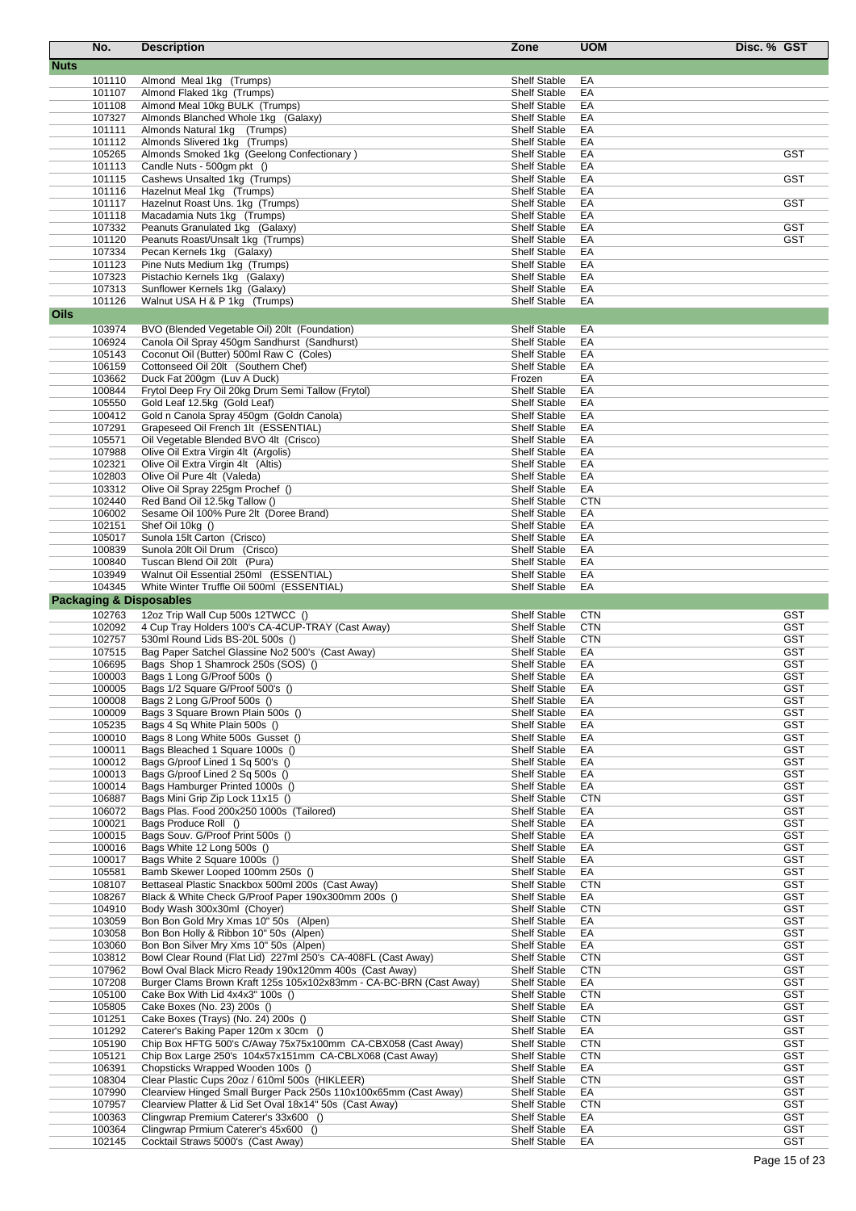| No. | Description | Zone | UOM | Disc. % | GST |
|---|---|---|---|---|---|
| **Nuts** | | | | | |
| 101110 | Almond Meal 1kg (Trumps) | Shelf Stable | EA | | |
| 101107 | Almond Flaked 1kg (Trumps) | Shelf Stable | EA | | |
| 101108 | Almond Meal 10kg BULK (Trumps) | Shelf Stable | EA | | |
| 107327 | Almonds Blanched Whole 1kg (Galaxy) | Shelf Stable | EA | | |
| 101111 | Almonds Natural 1kg (Trumps) | Shelf Stable | EA | | |
| 101112 | Almonds Slivered 1kg (Trumps) | Shelf Stable | EA | | |
| 105265 | Almonds Smoked 1kg (Geelong Confectionary ) | Shelf Stable | EA | | GST |
| 101113 | Candle Nuts - 500gm pkt () | Shelf Stable | EA | | |
| 101115 | Cashews Unsalted 1kg (Trumps) | Shelf Stable | EA | | GST |
| 101116 | Hazelnut Meal 1kg (Trumps) | Shelf Stable | EA | | |
| 101117 | Hazelnut Roast Uns. 1kg (Trumps) | Shelf Stable | EA | | GST |
| 101118 | Macadamia Nuts 1kg (Trumps) | Shelf Stable | EA | | |
| 107332 | Peanuts Granulated 1kg (Galaxy) | Shelf Stable | EA | | GST |
| 101120 | Peanuts Roast/Unsalt 1kg (Trumps) | Shelf Stable | EA | | GST |
| 107334 | Pecan Kernels 1kg (Galaxy) | Shelf Stable | EA | | |
| 101123 | Pine Nuts Medium 1kg (Trumps) | Shelf Stable | EA | | |
| 107323 | Pistachio Kernels 1kg (Galaxy) | Shelf Stable | EA | | |
| 107313 | Sunflower Kernels 1kg (Galaxy) | Shelf Stable | EA | | |
| 101126 | Walnut USA H & P 1kg (Trumps) | Shelf Stable | EA | | |
| **Oils** | | | | | |
| 103974 | BVO (Blended Vegetable Oil) 20lt (Foundation) | Shelf Stable | EA | | |
| 106924 | Canola Oil Spray 450gm Sandhurst (Sandhurst) | Shelf Stable | EA | | |
| 105143 | Coconut Oil (Butter) 500ml Raw C (Coles) | Shelf Stable | EA | | |
| 106159 | Cottonseed Oil 20lt (Southern Chef) | Shelf Stable | EA | | |
| 103662 | Duck Fat 200gm (Luv A Duck) | Frozen | EA | | |
| 100844 | Frytol Deep Fry Oil 20kg Drum Semi Tallow (Frytol) | Shelf Stable | EA | | |
| 105550 | Gold Leaf 12.5kg (Gold Leaf) | Shelf Stable | EA | | |
| 100412 | Gold n Canola Spray 450gm (Goldn Canola) | Shelf Stable | EA | | |
| 107291 | Grapeseed Oil French 1lt (ESSENTIAL) | Shelf Stable | EA | | |
| 105571 | Oil Vegetable Blended BVO 4lt (Crisco) | Shelf Stable | EA | | |
| 107988 | Olive Oil Extra Virgin 4lt (Argolis) | Shelf Stable | EA | | |
| 102321 | Olive Oil Extra Virgin 4lt (Altis) | Shelf Stable | EA | | |
| 102803 | Olive Oil Pure 4lt (Valeda) | Shelf Stable | EA | | |
| 103312 | Olive Oil Spray 225gm Prochef () | Shelf Stable | EA | | |
| 102440 | Red Band Oil 12.5kg Tallow () | Shelf Stable | CTN | | |
| 106002 | Sesame Oil 100% Pure 2lt (Doree Brand) | Shelf Stable | EA | | |
| 102151 | Shef Oil 10kg () | Shelf Stable | EA | | |
| 105017 | Sunola 15lt Carton (Crisco) | Shelf Stable | EA | | |
| 100839 | Sunola 20lt Oil Drum (Crisco) | Shelf Stable | EA | | |
| 100840 | Tuscan Blend Oil 20lt (Pura) | Shelf Stable | EA | | |
| 103949 | Walnut Oil Essential 250ml (ESSENTIAL) | Shelf Stable | EA | | |
| 104345 | White Winter Truffle Oil 500ml (ESSENTIAL) | Shelf Stable | EA | | |
| **Packaging & Disposables** | | | | | |
| 102763 | 12oz Trip Wall Cup 500s 12TWCC () | Shelf Stable | CTN | | GST |
| 102092 | 4 Cup Tray Holders 100's CA-4CUP-TRAY (Cast Away) | Shelf Stable | CTN | | GST |
| 102757 | 530ml Round Lids BS-20L 500s () | Shelf Stable | CTN | | GST |
| 107515 | Bag Paper Satchel Glassine No2 500's (Cast Away) | Shelf Stable | EA | | GST |
| 106695 | Bags Shop 1 Shamrock 250s (SOS) () | Shelf Stable | EA | | GST |
| 100003 | Bags 1 Long G/Proof 500s () | Shelf Stable | EA | | GST |
| 100005 | Bags 1/2 Square G/Proof 500's () | Shelf Stable | EA | | GST |
| 100008 | Bags 2 Long G/Proof 500s () | Shelf Stable | EA | | GST |
| 100009 | Bags 3 Square Brown Plain 500s () | Shelf Stable | EA | | GST |
| 105235 | Bags 4 Sq White Plain 500s () | Shelf Stable | EA | | GST |
| 100010 | Bags 8 Long White 500s Gusset () | Shelf Stable | EA | | GST |
| 100011 | Bags Bleached 1 Square 1000s () | Shelf Stable | EA | | GST |
| 100012 | Bags G/proof Lined 1 Sq 500's () | Shelf Stable | EA | | GST |
| 100013 | Bags G/proof Lined 2 Sq 500s () | Shelf Stable | EA | | GST |
| 100014 | Bags Hamburger Printed 1000s () | Shelf Stable | EA | | GST |
| 106887 | Bags Mini Grip Zip Lock 11x15 () | Shelf Stable | CTN | | GST |
| 106072 | Bags Plas. Food 200x250 1000s (Tailored) | Shelf Stable | EA | | GST |
| 100021 | Bags Produce Roll () | Shelf Stable | EA | | GST |
| 100015 | Bags Souv. G/Proof Print 500s () | Shelf Stable | EA | | GST |
| 100016 | Bags White 12 Long 500s () | Shelf Stable | EA | | GST |
| 100017 | Bags White 2 Square 1000s () | Shelf Stable | EA | | GST |
| 105581 | Bamb Skewer Looped 100mm 250s () | Shelf Stable | EA | | GST |
| 108107 | Bettaseal Plastic Snackbox 500ml 200s (Cast Away) | Shelf Stable | CTN | | GST |
| 108267 | Black & White Check G/Proof Paper 190x300mm 200s () | Shelf Stable | EA | | GST |
| 104910 | Body Wash 300x30ml (Choyer) | Shelf Stable | CTN | | GST |
| 103059 | Bon Bon Gold Mry Xmas 10" 50s (Alpen) | Shelf Stable | EA | | GST |
| 103058 | Bon Bon Holly & Ribbon 10" 50s (Alpen) | Shelf Stable | EA | | GST |
| 103060 | Bon Bon Silver Mry Xms 10" 50s (Alpen) | Shelf Stable | EA | | GST |
| 103812 | Bowl Clear Round (Flat Lid) 227ml 250's CA-408FL (Cast Away) | Shelf Stable | CTN | | GST |
| 107962 | Bowl Oval Black Micro Ready 190x120mm 400s (Cast Away) | Shelf Stable | CTN | | GST |
| 107208 | Burger Clams Brown Kraft 125s 105x102x83mm - CA-BC-BRN (Cast Away) | Shelf Stable | EA | | GST |
| 105100 | Cake Box With Lid 4x4x3" 100s () | Shelf Stable | CTN | | GST |
| 105805 | Cake Boxes (No. 23) 200s () | Shelf Stable | EA | | GST |
| 101251 | Cake Boxes (Trays) (No. 24) 200s () | Shelf Stable | CTN | | GST |
| 101292 | Caterer's Baking Paper 120m x 30cm () | Shelf Stable | EA | | GST |
| 105190 | Chip Box HFTG 500's C/Away 75x75x100mm CA-CBX058 (Cast Away) | Shelf Stable | CTN | | GST |
| 105121 | Chip Box Large 250's 104x57x151mm CA-CBLX068 (Cast Away) | Shelf Stable | CTN | | GST |
| 106391 | Chopsticks Wrapped Wooden 100s () | Shelf Stable | EA | | GST |
| 108304 | Clear Plastic Cups 20oz / 610ml 500s (HIKLEER) | Shelf Stable | CTN | | GST |
| 107990 | Clearview Hinged Small Burger Pack 250s 110x100x65mm (Cast Away) | Shelf Stable | EA | | GST |
| 107957 | Clearview Platter & Lid Set Oval 18x14" 50s (Cast Away) | Shelf Stable | CTN | | GST |
| 100363 | Clingwrap Premium Caterer's 33x600 () | Shelf Stable | EA | | GST |
| 100364 | Clingwrap Prmium Caterer's 45x600 () | Shelf Stable | EA | | GST |
| 102145 | Cocktail Straws 5000's (Cast Away) | Shelf Stable | EA | | GST |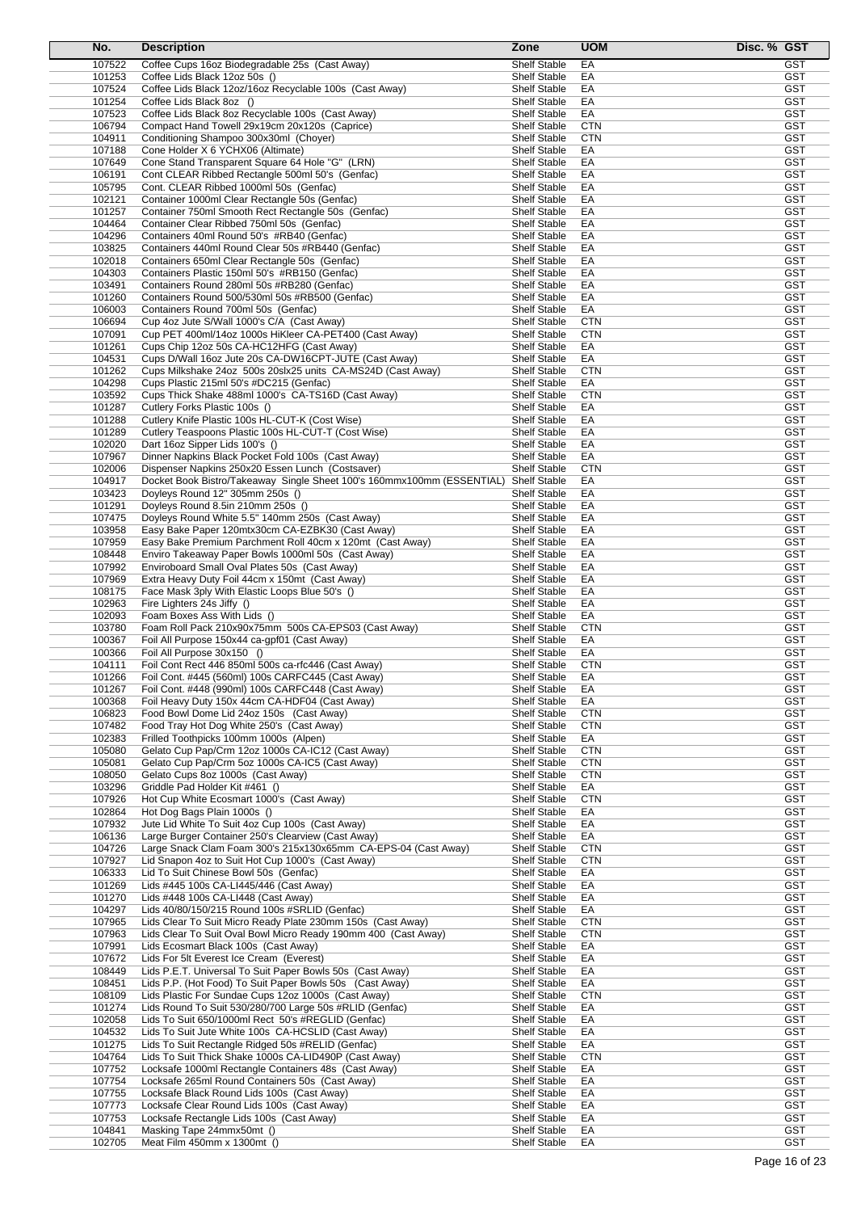| No. | Description | Zone | UOM | Disc. % | GST |
|---|---|---|---|---|---|
| 107522 | Coffee Cups 16oz Biodegradable 25s (Cast Away) | Shelf Stable | EA | | GST |
| 101253 | Coffee Lids Black 12oz 50s () | Shelf Stable | EA | | GST |
| 107524 | Coffee Lids Black 12oz/16oz Recyclable 100s (Cast Away) | Shelf Stable | EA | | GST |
| 101254 | Coffee Lids Black 8oz () | Shelf Stable | EA | | GST |
| 107523 | Coffee Lids Black 8oz Recyclable 100s (Cast Away) | Shelf Stable | EA | | GST |
| 106794 | Compact Hand Towell 29x19cm 20x120s (Caprice) | Shelf Stable | CTN | | GST |
| 104911 | Conditioning Shampoo 300x30ml (Choyer) | Shelf Stable | CTN | | GST |
| 107188 | Cone Holder X 6 YCHX06 (Altimate) | Shelf Stable | EA | | GST |
| 107649 | Cone Stand Transparent Square 64 Hole "G" (LRN) | Shelf Stable | EA | | GST |
| 106191 | Cont CLEAR Ribbed Rectangle 500ml 50's (Genfac) | Shelf Stable | EA | | GST |
| 105795 | Cont. CLEAR Ribbed 1000ml 50s (Genfac) | Shelf Stable | EA | | GST |
| 102121 | Container 1000ml Clear Rectangle 50s (Genfac) | Shelf Stable | EA | | GST |
| 101257 | Container 750ml Smooth Rect Rectangle 50s (Genfac) | Shelf Stable | EA | | GST |
| 104464 | Container Clear Ribbed 750ml 50s (Genfac) | Shelf Stable | EA | | GST |
| 104296 | Containers 40ml Round 50's #RB40 (Genfac) | Shelf Stable | EA | | GST |
| 103825 | Containers 440ml Round Clear 50s #RB440 (Genfac) | Shelf Stable | EA | | GST |
| 102018 | Containers 650ml Clear Rectangle 50s (Genfac) | Shelf Stable | EA | | GST |
| 104303 | Containers Plastic 150ml 50's #RB150 (Genfac) | Shelf Stable | EA | | GST |
| 103491 | Containers Round 280ml 50s #RB280 (Genfac) | Shelf Stable | EA | | GST |
| 101260 | Containers Round 500/530ml 50s #RB500 (Genfac) | Shelf Stable | EA | | GST |
| 106003 | Containers Round 700ml 50s (Genfac) | Shelf Stable | EA | | GST |
| 106694 | Cup 4oz Jute S/Wall 1000's C/A (Cast Away) | Shelf Stable | CTN | | GST |
| 107091 | Cup PET 400ml/14oz 1000s HiKleer CA-PET400 (Cast Away) | Shelf Stable | CTN | | GST |
| 101261 | Cups Chip 12oz 50s CA-HC12HFG (Cast Away) | Shelf Stable | EA | | GST |
| 104531 | Cups D/Wall 16oz Jute 20s CA-DW16CPT-JUTE (Cast Away) | Shelf Stable | EA | | GST |
| 101262 | Cups Milkshake 24oz 500s 20slx25 units CA-MS24D (Cast Away) | Shelf Stable | CTN | | GST |
| 104298 | Cups Plastic 215ml 50's #DC215 (Genfac) | Shelf Stable | EA | | GST |
| 103592 | Cups Thick Shake 488ml 1000's CA-TS16D (Cast Away) | Shelf Stable | CTN | | GST |
| 101287 | Cutlery Forks Plastic 100s () | Shelf Stable | EA | | GST |
| 101288 | Cutlery Knife Plastic 100s HL-CUT-K (Cost Wise) | Shelf Stable | EA | | GST |
| 101289 | Cutlery Teaspoons Plastic 100s HL-CUT-T (Cost Wise) | Shelf Stable | EA | | GST |
| 102020 | Dart 16oz Sipper Lids 100's () | Shelf Stable | EA | | GST |
| 107967 | Dinner Napkins Black Pocket Fold 100s (Cast Away) | Shelf Stable | EA | | GST |
| 102006 | Dispenser Napkins 250x20 Essen Lunch (Costsaver) | Shelf Stable | CTN | | GST |
| 104917 | Docket Book Bistro/Takeaway Single Sheet 100's 160mmx100mm (ESSENTIAL) | Shelf Stable | EA | | GST |
| 103423 | Doyleys Round 12" 305mm 250s () | Shelf Stable | EA | | GST |
| 101291 | Doyleys Round 8.5in 210mm 250s () | Shelf Stable | EA | | GST |
| 107475 | Doyleys Round White 5.5" 140mm 250s (Cast Away) | Shelf Stable | EA | | GST |
| 103958 | Easy Bake Paper 120mtx30cm CA-EZBK30 (Cast Away) | Shelf Stable | EA | | GST |
| 107959 | Easy Bake Premium Parchment Roll 40cm x 120mt (Cast Away) | Shelf Stable | EA | | GST |
| 108448 | Enviro Takeaway Paper Bowls 1000ml 50s (Cast Away) | Shelf Stable | EA | | GST |
| 107992 | Enviroboard Small Oval Plates 50s (Cast Away) | Shelf Stable | EA | | GST |
| 107969 | Extra Heavy Duty Foil 44cm x 150mt (Cast Away) | Shelf Stable | EA | | GST |
| 108175 | Face Mask 3ply With Elastic Loops Blue 50's () | Shelf Stable | EA | | GST |
| 102963 | Fire Lighters 24s Jiffy () | Shelf Stable | EA | | GST |
| 102093 | Foam Boxes Ass With Lids () | Shelf Stable | EA | | GST |
| 103780 | Foam Roll Pack 210x90x75mm 500s CA-EPS03 (Cast Away) | Shelf Stable | CTN | | GST |
| 100367 | Foil All Purpose 150x44 ca-gpf01 (Cast Away) | Shelf Stable | EA | | GST |
| 100366 | Foil All Purpose 30x150 () | Shelf Stable | EA | | GST |
| 104111 | Foil Cont Rect 446 850ml 500s ca-rfc446 (Cast Away) | Shelf Stable | CTN | | GST |
| 101266 | Foil Cont. #445 (560ml) 100s CARFC445 (Cast Away) | Shelf Stable | EA | | GST |
| 101267 | Foil Cont. #448 (990ml) 100s CARFC448 (Cast Away) | Shelf Stable | EA | | GST |
| 100368 | Foil Heavy Duty 150x 44cm CA-HDF04 (Cast Away) | Shelf Stable | EA | | GST |
| 106823 | Food Bowl Dome Lid 24oz 150s (Cast Away) | Shelf Stable | CTN | | GST |
| 107482 | Food Tray Hot Dog White 250's (Cast Away) | Shelf Stable | CTN | | GST |
| 102383 | Frilled Toothpicks 100mm 1000s (Alpen) | Shelf Stable | EA | | GST |
| 105080 | Gelato Cup Pap/Crm 12oz 1000s CA-IC12 (Cast Away) | Shelf Stable | CTN | | GST |
| 105081 | Gelato Cup Pap/Crm 5oz 1000s CA-IC5 (Cast Away) | Shelf Stable | CTN | | GST |
| 108050 | Gelato Cups 8oz 1000s (Cast Away) | Shelf Stable | CTN | | GST |
| 103296 | Griddle Pad Holder Kit #461 () | Shelf Stable | EA | | GST |
| 107926 | Hot Cup White Ecosmart 1000's (Cast Away) | Shelf Stable | CTN | | GST |
| 102864 | Hot Dog Bags Plain 1000s () | Shelf Stable | EA | | GST |
| 107932 | Jute Lid White To Suit 4oz Cup 100s (Cast Away) | Shelf Stable | EA | | GST |
| 106136 | Large Burger Container 250's Clearview (Cast Away) | Shelf Stable | EA | | GST |
| 104726 | Large Snack Clam Foam 300's 215x130x65mm CA-EPS-04 (Cast Away) | Shelf Stable | CTN | | GST |
| 107927 | Lid Snapon 4oz to Suit Hot Cup 1000's (Cast Away) | Shelf Stable | CTN | | GST |
| 106333 | Lid To Suit Chinese Bowl 50s (Genfac) | Shelf Stable | EA | | GST |
| 101269 | Lids #445 100s CA-LI445/446 (Cast Away) | Shelf Stable | EA | | GST |
| 101270 | Lids #448 100s CA-LI448 (Cast Away) | Shelf Stable | EA | | GST |
| 104297 | Lids 40/80/150/215 Round 100s #SRLID (Genfac) | Shelf Stable | EA | | GST |
| 107965 | Lids Clear To Suit Micro Ready Plate 230mm 150s (Cast Away) | Shelf Stable | CTN | | GST |
| 107963 | Lids Clear To Suit Oval Bowl Micro Ready 190mm 400 (Cast Away) | Shelf Stable | CTN | | GST |
| 107991 | Lids Ecosmart Black 100s (Cast Away) | Shelf Stable | EA | | GST |
| 107672 | Lids For 5lt Everest Ice Cream (Everest) | Shelf Stable | EA | | GST |
| 108449 | Lids P.E.T. Universal To Suit Paper Bowls 50s (Cast Away) | Shelf Stable | EA | | GST |
| 108451 | Lids P.P. (Hot Food) To Suit Paper Bowls 50s (Cast Away) | Shelf Stable | EA | | GST |
| 108109 | Lids Plastic For Sundae Cups 12oz 1000s (Cast Away) | Shelf Stable | CTN | | GST |
| 101274 | Lids Round To Suit 530/280/700 Large 50s #RLID (Genfac) | Shelf Stable | EA | | GST |
| 102058 | Lids To Suit 650/1000ml Rect 50's #REGLID (Genfac) | Shelf Stable | EA | | GST |
| 104532 | Lids To Suit Jute White 100s CA-HCSLID (Cast Away) | Shelf Stable | EA | | GST |
| 101275 | Lids To Suit Rectangle Ridged 50s #RELID (Genfac) | Shelf Stable | EA | | GST |
| 104764 | Lids To Suit Thick Shake 1000s CA-LID490P (Cast Away) | Shelf Stable | CTN | | GST |
| 107752 | Locksafe 1000ml Rectangle Containers 48s (Cast Away) | Shelf Stable | EA | | GST |
| 107754 | Locksafe 265ml Round Containers 50s (Cast Away) | Shelf Stable | EA | | GST |
| 107755 | Locksafe Black Round Lids 100s (Cast Away) | Shelf Stable | EA | | GST |
| 107773 | Locksafe Clear Round Lids 100s (Cast Away) | Shelf Stable | EA | | GST |
| 107753 | Locksafe Rectangle Lids 100s (Cast Away) | Shelf Stable | EA | | GST |
| 104841 | Masking Tape 24mmx50mt () | Shelf Stable | EA | | GST |
| 102705 | Meat Film 450mm x 1300mt () | Shelf Stable | EA | | GST |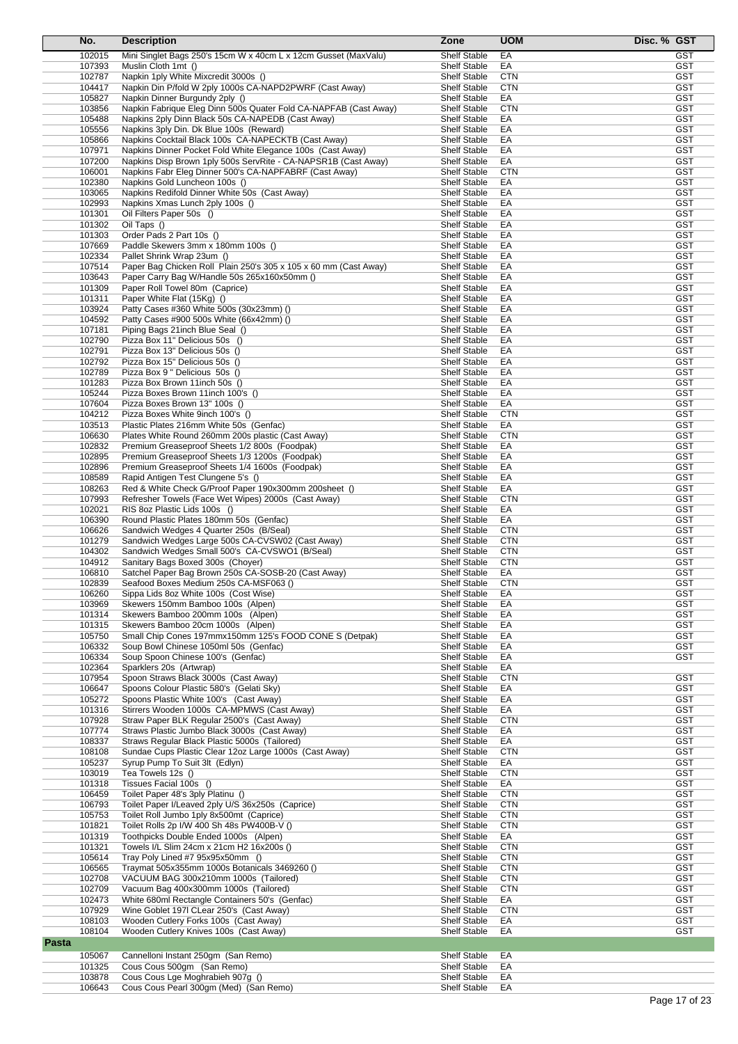| No. | Description | Zone | UOM | Disc. % | GST |
|---|---|---|---|---|---|
| 102015 | Mini Singlet Bags 250's 15cm W x 40cm L x 12cm Gusset (MaxValu) | Shelf Stable | EA | | GST |
| 107393 | Muslin Cloth 1mt () | Shelf Stable | EA | | GST |
| 102787 | Napkin 1ply White Mixcredit 3000s () | Shelf Stable | CTN | | GST |
| 104417 | Napkin Din P/fold W 2ply 1000s CA-NAPD2PWRF (Cast Away) | Shelf Stable | CTN | | GST |
| 105827 | Napkin Dinner Burgundy 2ply () | Shelf Stable | EA | | GST |
| 103856 | Napkin Fabrique Eleg Dinn 500s Quater Fold CA-NAPFAB (Cast Away) | Shelf Stable | CTN | | GST |
| 105488 | Napkins 2ply Dinn Black 50s CA-NAPEDB (Cast Away) | Shelf Stable | EA | | GST |
| 105556 | Napkins 3ply Din. Dk Blue 100s (Reward) | Shelf Stable | EA | | GST |
| 105866 | Napkins Cocktail Black 100s CA-NAPECKTB (Cast Away) | Shelf Stable | EA | | GST |
| 107971 | Napkins Dinner Pocket Fold White Elegance 100s (Cast Away) | Shelf Stable | EA | | GST |
| 107200 | Napkins Disp Brown 1ply 500s ServRite - CA-NAPSR1B (Cast Away) | Shelf Stable | EA | | GST |
| 106001 | Napkins Fabr Eleg Dinner 500's CA-NAPFABRF (Cast Away) | Shelf Stable | CTN | | GST |
| 102380 | Napkins Gold Luncheon 100s () | Shelf Stable | EA | | GST |
| 103065 | Napkins Redifold Dinner White 50s (Cast Away) | Shelf Stable | EA | | GST |
| 102993 | Napkins Xmas Lunch 2ply 100s () | Shelf Stable | EA | | GST |
| 101301 | Oil Filters Paper 50s () | Shelf Stable | EA | | GST |
| 101302 | Oil Taps () | Shelf Stable | EA | | GST |
| 101303 | Order Pads 2 Part 10s () | Shelf Stable | EA | | GST |
| 107669 | Paddle Skewers 3mm x 180mm 100s () | Shelf Stable | EA | | GST |
| 102334 | Pallet Shrink Wrap 23um () | Shelf Stable | EA | | GST |
| 107514 | Paper Bag Chicken Roll Plain 250's 305 x 105 x 60 mm (Cast Away) | Shelf Stable | EA | | GST |
| 103643 | Paper Carry Bag W/Handle 50s 265x160x50mm () | Shelf Stable | EA | | GST |
| 101309 | Paper Roll Towel 80m (Caprice) | Shelf Stable | EA | | GST |
| 101311 | Paper White Flat (15Kg) () | Shelf Stable | EA | | GST |
| 103924 | Patty Cases #360 White 500s (30x23mm) () | Shelf Stable | EA | | GST |
| 104592 | Patty Cases #900 500s White (66x42mm) () | Shelf Stable | EA | | GST |
| 107181 | Piping Bags 21inch Blue Seal () | Shelf Stable | EA | | GST |
| 102790 | Pizza Box 11" Delicious 50s () | Shelf Stable | EA | | GST |
| 102791 | Pizza Box 13" Delicious 50s () | Shelf Stable | EA | | GST |
| 102792 | Pizza Box 15" Delicious 50s () | Shelf Stable | EA | | GST |
| 102789 | Pizza Box 9 " Delicious 50s () | Shelf Stable | EA | | GST |
| 101283 | Pizza Box Brown 11inch 50s () | Shelf Stable | EA | | GST |
| 105244 | Pizza Boxes Brown 11inch 100's () | Shelf Stable | EA | | GST |
| 107604 | Pizza Boxes Brown 13" 100s () | Shelf Stable | EA | | GST |
| 104212 | Pizza Boxes White 9inch 100's () | Shelf Stable | CTN | | GST |
| 103513 | Plastic Plates 216mm White 50s (Genfac) | Shelf Stable | EA | | GST |
| 106630 | Plates White Round 260mm 200s plastic (Cast Away) | Shelf Stable | CTN | | GST |
| 102832 | Premium Greaseproof Sheets 1/2 800s (Foodpak) | Shelf Stable | EA | | GST |
| 102895 | Premium Greaseproof Sheets 1/3 1200s (Foodpak) | Shelf Stable | EA | | GST |
| 102896 | Premium Greaseproof Sheets 1/4 1600s (Foodpak) | Shelf Stable | EA | | GST |
| 108589 | Rapid Antigen Test Clungene 5's () | Shelf Stable | EA | | GST |
| 108263 | Red & White Check G/Proof Paper 190x300mm 200sheet () | Shelf Stable | EA | | GST |
| 107993 | Refresher Towels (Face Wet Wipes) 2000s (Cast Away) | Shelf Stable | CTN | | GST |
| 102021 | RIS 8oz Plastic Lids 100s () | Shelf Stable | EA | | GST |
| 106390 | Round Plastic Plates 180mm 50s (Genfac) | Shelf Stable | EA | | GST |
| 106626 | Sandwich Wedges 4 Quarter 250s (B/Seal) | Shelf Stable | CTN | | GST |
| 101279 | Sandwich Wedges Large 500s CA-CVSW02 (Cast Away) | Shelf Stable | CTN | | GST |
| 104302 | Sandwich Wedges Small 500's CA-CVSWO1 (B/Seal) | Shelf Stable | CTN | | GST |
| 104912 | Sanitary Bags Boxed 300s (Choyer) | Shelf Stable | CTN | | GST |
| 106810 | Satchel Paper Bag Brown 250s CA-SOSB-20 (Cast Away) | Shelf Stable | EA | | GST |
| 102839 | Seafood Boxes Medium 250s CA-MSF063 () | Shelf Stable | CTN | | GST |
| 106260 | Sippa Lids 8oz White 100s (Cost Wise) | Shelf Stable | EA | | GST |
| 103969 | Skewers 150mm Bamboo 100s (Alpen) | Shelf Stable | EA | | GST |
| 101314 | Skewers Bamboo 200mm 100s (Alpen) | Shelf Stable | EA | | GST |
| 101315 | Skewers Bamboo 20cm 1000s (Alpen) | Shelf Stable | EA | | GST |
| 105750 | Small Chip Cones 197mmx150mm 125's FOOD CONE S (Detpak) | Shelf Stable | EA | | GST |
| 106332 | Soup Bowl Chinese 1050ml 50s (Genfac) | Shelf Stable | EA | | GST |
| 106334 | Soup Spoon Chinese 100's (Genfac) | Shelf Stable | EA | | GST |
| 102364 | Sparklers 20s (Artwrap) | Shelf Stable | EA | | |
| 107954 | Spoon Straws Black 3000s (Cast Away) | Shelf Stable | CTN | | GST |
| 106647 | Spoons Colour Plastic 580's (Gelati Sky) | Shelf Stable | EA | | GST |
| 105272 | Spoons Plastic White 100's (Cast Away) | Shelf Stable | EA | | GST |
| 101316 | Stirrers Wooden 1000s CA-MPMWS (Cast Away) | Shelf Stable | EA | | GST |
| 107928 | Straw Paper BLK Regular 2500's (Cast Away) | Shelf Stable | CTN | | GST |
| 107774 | Straws Plastic Jumbo Black 3000s (Cast Away) | Shelf Stable | EA | | GST |
| 108337 | Straws Regular Black Plastic 5000s (Tailored) | Shelf Stable | EA | | GST |
| 108108 | Sundae Cups Plastic Clear 12oz Large 1000s (Cast Away) | Shelf Stable | CTN | | GST |
| 105237 | Syrup Pump To Suit 3lt (Edlyn) | Shelf Stable | EA | | GST |
| 103019 | Tea Towels 12s () | Shelf Stable | CTN | | GST |
| 101318 | Tissues Facial 100s () | Shelf Stable | EA | | GST |
| 106459 | Toilet Paper 48's 3ply Platinu () | Shelf Stable | CTN | | GST |
| 106793 | Toilet Paper I/Leaved 2ply U/S 36x250s (Caprice) | Shelf Stable | CTN | | GST |
| 105753 | Toilet Roll Jumbo 1ply 8x500mt (Caprice) | Shelf Stable | CTN | | GST |
| 101821 | Toilet Rolls 2p I/W 400 Sh 48s PW400B-V () | Shelf Stable | CTN | | GST |
| 101319 | Toothpicks Double Ended 1000s (Alpen) | Shelf Stable | EA | | GST |
| 101321 | Towels I/L Slim 24cm x 21cm H2 16x200s () | Shelf Stable | CTN | | GST |
| 105614 | Tray Poly Lined #7 95x95x50mm () | Shelf Stable | CTN | | GST |
| 106565 | Traymat 505x355mm 1000s Botanicals 3469260 () | Shelf Stable | CTN | | GST |
| 102708 | VACUUM BAG 300x210mm 1000s (Tailored) | Shelf Stable | CTN | | GST |
| 102709 | Vacuum Bag 400x300mm 1000s (Tailored) | Shelf Stable | CTN | | GST |
| 102473 | White 680ml Rectangle Containers 50's (Genfac) | Shelf Stable | EA | | GST |
| 107929 | Wine Goblet 197l CLear 250's (Cast Away) | Shelf Stable | CTN | | GST |
| 108103 | Wooden Cutlery Forks 100s (Cast Away) | Shelf Stable | EA | | GST |
| 108104 | Wooden Cutlery Knives 100s (Cast Away) | Shelf Stable | EA | | GST |
| **Pasta** | | | | | |
| 105067 | Cannelloni Instant 250gm (San Remo) | Shelf Stable | EA | | |
| 101325 | Cous Cous 500gm (San Remo) | Shelf Stable | EA | | |
| 103878 | Cous Cous Lge Moghrabieh 907g () | Shelf Stable | EA | | |
| 106643 | Cous Cous Pearl 300gm (Med) (San Remo) | Shelf Stable | EA | | |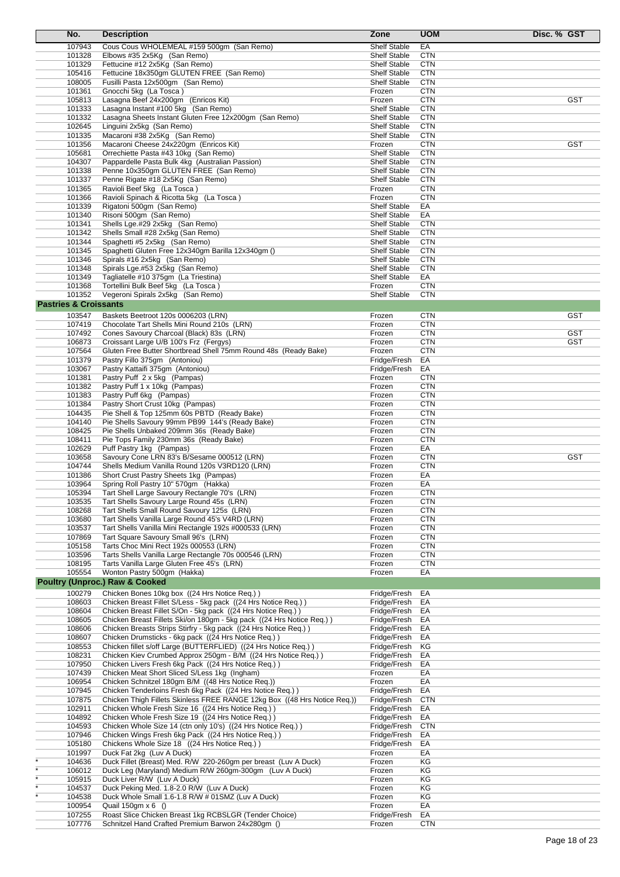| No. | Description | Zone | UOM | Disc. % | GST |
|---|---|---|---|---|---|
| 107943 | Cous Cous WHOLEMEAL #159 500gm (San Remo) | Shelf Stable | EA | | |
| 101328 | Elbows #35 2x5Kg (San Remo) | Shelf Stable | CTN | | |
| 101329 | Fettucine #12 2x5Kg (San Remo) | Shelf Stable | CTN | | |
| 105416 | Fettucine 18x350gm GLUTEN FREE (San Remo) | Shelf Stable | CTN | | |
| 108005 | Fusilli Pasta 12x500gm (San Remo) | Shelf Stable | CTN | | |
| 101361 | Gnocchi 5kg (La Tosca ) | Frozen | CTN | | |
| 105813 | Lasagna Beef 24x200gm (Enricos Kit) | Frozen | CTN | | GST |
| 101333 | Lasagna Instant #100 5kg (San Remo) | Shelf Stable | CTN | | |
| 101332 | Lasagna Sheets Instant Gluten Free 12x200gm (San Remo) | Shelf Stable | CTN | | |
| 102645 | Linguini 2x5kg (San Remo) | Shelf Stable | CTN | | |
| 101335 | Macaroni #38 2x5Kg (San Remo) | Shelf Stable | CTN | | |
| 101356 | Macaroni Cheese 24x220gm (Enricos Kit) | Frozen | CTN | | GST |
| 105681 | Orrechiette Pasta #43 10kg (San Remo) | Shelf Stable | CTN | | |
| 104307 | Pappardelle Pasta Bulk 4kg (Australian Passion) | Shelf Stable | CTN | | |
| 101338 | Penne 10x350gm GLUTEN FREE (San Remo) | Shelf Stable | CTN | | |
| 101337 | Penne Rigate #18 2x5Kg (San Remo) | Shelf Stable | CTN | | |
| 101365 | Ravioli Beef 5kg (La Tosca ) | Frozen | CTN | | |
| 101366 | Ravioli Spinach & Ricotta 5kg (La Tosca ) | Frozen | CTN | | |
| 101339 | Rigatoni 500gm (San Remo) | Shelf Stable | EA | | |
| 101340 | Risoni 500gm (San Remo) | Shelf Stable | EA | | |
| 101341 | Shells Lge.#29 2x5kg (San Remo) | Shelf Stable | CTN | | |
| 101342 | Shells Small #28 2x5kg (San Remo) | Shelf Stable | CTN | | |
| 101344 | Spaghetti #5 2x5kg (San Remo) | Shelf Stable | CTN | | |
| 101345 | Spaghetti Gluten Free 12x340gm Barilla 12x340gm () | Shelf Stable | CTN | | |
| 101346 | Spirals #16 2x5kg (San Remo) | Shelf Stable | CTN | | |
| 101348 | Spirals Lge.#53 2x5kg (San Remo) | Shelf Stable | CTN | | |
| 101349 | Tagliatelle #10 375gm (La Triestina) | Shelf Stable | EA | | |
| 101368 | Tortellini Bulk Beef 5kg (La Tosca ) | Frozen | CTN | | |
| 101352 | Vegeroni Spirals 2x5kg (San Remo) | Shelf Stable | CTN | | |
| **Pastries & Croissants** | | | | | |
| 103547 | Baskets Beetroot 120s 0006203 (LRN) | Frozen | CTN | | GST |
| 107419 | Chocolate Tart Shells Mini Round 210s (LRN) | Frozen | CTN | | |
| 107492 | Cones Savoury Charcoal (Black) 83s (LRN) | Frozen | CTN | | GST |
| 106873 | Croissant Large U/B 100's Frz (Fergys) | Frozen | CTN | | GST |
| 107564 | Gluten Free Butter Shortbread Shell 75mm Round 48s (Ready Bake) | Frozen | CTN | | |
| 101379 | Pastry Fillo 375gm (Antoniou) | Fridge/Fresh | EA | | |
| 103067 | Pastry Kattaifi 375gm (Antoniou) | Fridge/Fresh | EA | | |
| 101381 | Pastry Puff 2 x 5kg (Pampas) | Frozen | CTN | | |
| 101382 | Pastry Puff 1 x 10kg (Pampas) | Frozen | CTN | | |
| 101383 | Pastry Puff 6kg (Pampas) | Frozen | CTN | | |
| 101384 | Pastry Short Crust 10kg (Pampas) | Frozen | CTN | | |
| 104435 | Pie Shell & Top 125mm 60s PBTD (Ready Bake) | Frozen | CTN | | |
| 104140 | Pie Shells Savoury 99mm PB99 144's (Ready Bake) | Frozen | CTN | | |
| 108425 | Pie Shells Unbaked 209mm 36s (Ready Bake) | Frozen | CTN | | |
| 108411 | Pie Tops Family 230mm 36s (Ready Bake) | Frozen | CTN | | |
| 102629 | Puff Pastry 1kg (Pampas) | Frozen | EA | | |
| 103658 | Savoury Cone LRN 83's B/Sesame 000512 (LRN) | Frozen | CTN | | GST |
| 104744 | Shells Medium Vanilla Round 120s V3RD120 (LRN) | Frozen | CTN | | |
| 101386 | Short Crust Pastry Sheets 1kg (Pampas) | Frozen | EA | | |
| 103964 | Spring Roll Pastry 10" 570gm (Hakka) | Frozen | EA | | |
| 105394 | Tart Shell Large Savoury Rectangle 70's (LRN) | Frozen | CTN | | |
| 103535 | Tart Shells Savoury Large Round 45s (LRN) | Frozen | CTN | | |
| 108268 | Tart Shells Small Round Savoury 125s (LRN) | Frozen | CTN | | |
| 103680 | Tart Shells Vanilla Large Round 45's V4RD (LRN) | Frozen | CTN | | |
| 103537 | Tart Shells Vanilla Mini Rectangle 192s #000533 (LRN) | Frozen | CTN | | |
| 107869 | Tart Square Savoury Small 96's (LRN) | Frozen | CTN | | |
| 105158 | Tarts Choc Mini Rect 192s 000553 (LRN) | Frozen | CTN | | |
| 103596 | Tarts Shells Vanilla Large Rectangle 70s 000546 (LRN) | Frozen | CTN | | |
| 108195 | Tarts Vanilla Large Gluten Free 45's (LRN) | Frozen | CTN | | |
| 105554 | Wonton Pastry 500gm (Hakka) | Frozen | EA | | |
| **Poultry (Unproc.) Raw & Cooked** | | | | | |
| 100279 | Chicken Bones 10kg box ((24 Hrs Notice Req.) ) | Fridge/Fresh | EA | | |
| 108603 | Chicken Breast Fillet S/Less - 5kg pack ((24 Hrs Notice Req.) ) | Fridge/Fresh | EA | | |
| 108604 | Chicken Breast Fillet S/On - 5kg pack ((24 Hrs Notice Req.) ) | Fridge/Fresh | EA | | |
| 108605 | Chicken Breast Fillets Ski/on 180gm - 5kg pack ((24 Hrs Notice Req.) ) | Fridge/Fresh | EA | | |
| 108606 | Chicken Breasts Strips Stirfry - 5kg pack ((24 Hrs Notice Req.) ) | Fridge/Fresh | EA | | |
| 108607 | Chicken Drumsticks - 6kg pack ((24 Hrs Notice Req.) ) | Fridge/Fresh | EA | | |
| 108553 | Chicken fillet s/off Large (BUTTERFLIED) ((24 Hrs Notice Req.) ) | Fridge/Fresh | KG | | |
| 108231 | Chicken Kiev Crumbed Approx 250gm - B/M ((24 Hrs Notice Req.) ) | Fridge/Fresh | EA | | |
| 107950 | Chicken Livers Fresh 6kg Pack ((24 Hrs Notice Req.) ) | Fridge/Fresh | EA | | |
| 107439 | Chicken Meat Short Sliced S/Less 1kg (Ingham) | Frozen | EA | | |
| 106954 | Chicken Schnitzel 180gm B/M ((48 Hrs Notice Req.)) | Frozen | EA | | |
| 107945 | Chicken Tenderloins Fresh 6kg Pack ((24 Hrs Notice Req.) ) | Fridge/Fresh | EA | | |
| 107875 | Chicken Thigh Fillets Skinless FREE RANGE 12kg Box ((48 Hrs Notice Req.)) | Fridge/Fresh | CTN | | |
| 102911 | Chicken Whole Fresh Size 16 ((24 Hrs Notice Req.) ) | Fridge/Fresh | EA | | |
| 104892 | Chicken Whole Fresh Size 19 ((24 Hrs Notice Req.) ) | Fridge/Fresh | EA | | |
| 104593 | Chicken Whole Size 14 (ctn only 10's) ((24 Hrs Notice Req.) ) | Fridge/Fresh | CTN | | |
| 107946 | Chicken Wings Fresh 6kg Pack ((24 Hrs Notice Req.) ) | Fridge/Fresh | EA | | |
| 105180 | Chickens Whole Size 18 ((24 Hrs Notice Req.) ) | Fridge/Fresh | EA | | |
| 101997 | Duck Fat 2kg (Luv A Duck) | Frozen | EA | | |
| * 104636 | Duck Fillet (Breast) Med. R/W 220-260gm per breast (Luv A Duck) | Frozen | KG | | |
| * 106012 | Duck Leg (Maryland) Medium R/W 260gm-300gm (Luv A Duck) | Frozen | KG | | |
| * 105915 | Duck Liver R/W (Luv A Duck) | Frozen | KG | | |
| * 104537 | Duck Peking Med. 1.8-2.0 R/W (Luv A Duck) | Frozen | KG | | |
| * 104538 | Duck Whole Small 1.6-1.8 R/W # 01SMZ (Luv A Duck) | Frozen | KG | | |
| 100954 | Quail 150gm x 6 () | Frozen | EA | | |
| 107255 | Roast Slice Chicken Breast 1kg RCBSLGR (Tender Choice) | Fridge/Fresh | EA | | |
| 107776 | Schnitzel Hand Crafted Premium Barwon 24x280gm () | Frozen | CTN | | |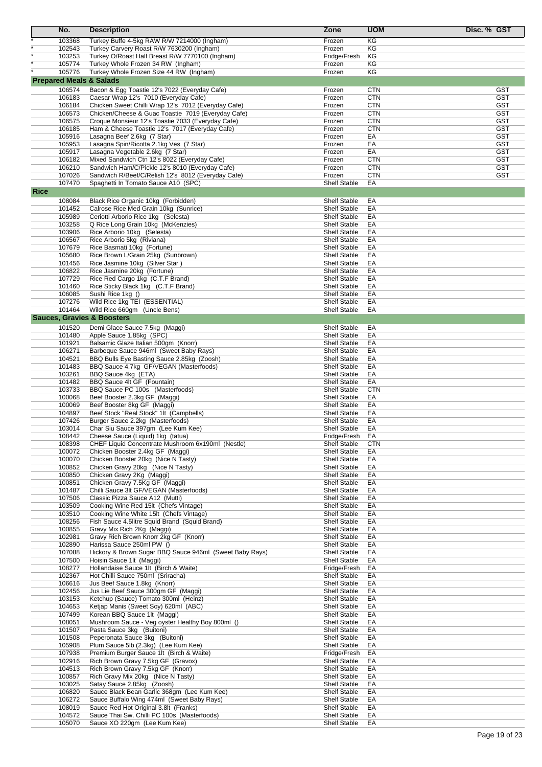| | No. | Description | Zone | UOM | Disc. % | GST |
|---|---|---|---|---|---|---|
| * | 103368 | Turkey Buffe 4-5kg RAW R/W 7214000 (Ingham) | Frozen | KG | | |
| * | 102543 | Turkey Carvery Roast R/W 7630200 (Ingham) | Frozen | KG | | |
| * | 103253 | Turkey O/Roast Half Breast R/W 7770100 (Ingham) | Fridge/Fresh | KG | | |
| * | 105774 | Turkey Whole Frozen 34 RW (Ingham) | Frozen | KG | | |
| * | 105776 | Turkey Whole Frozen Size 44 RW (Ingham) | Frozen | KG | | |
| **Prepared Meals & Salads** | | | | | | |
| | 106574 | Bacon & Egg Toastie 12's 7022 (Everyday Cafe) | Frozen | CTN | | GST |
| | 106183 | Caesar Wrap 12's 7010 (Everyday Cafe) | Frozen | CTN | | GST |
| | 106184 | Chicken Sweet Chilli Wrap 12's 7012 (Everyday Cafe) | Frozen | CTN | | GST |
| | 106573 | Chicken/Cheese & Guac Toastie 7019 (Everyday Cafe) | Frozen | CTN | | GST |
| | 106575 | Croque Monsieur 12's Toastie 7033 (Everyday Cafe) | Frozen | CTN | | GST |
| | 106185 | Ham & Cheese Toastie 12's 7017 (Everyday Cafe) | Frozen | CTN | | GST |
| | 105916 | Lasagna Beef 2.6kg (7 Star) | Frozen | EA | | GST |
| | 105953 | Lasagna Spin/Ricotta 2.1kg Ves (7 Star) | Frozen | EA | | GST |
| | 105917 | Lasagna Vegetable 2.6kg (7 Star) | Frozen | EA | | GST |
| | 106182 | Mixed Sandwich Ctn 12's 8022 (Everyday Cafe) | Frozen | CTN | | GST |
| | 106210 | Sandwich Ham/C/Pickle 12's 8010 (Everyday Cafe) | Frozen | CTN | | GST |
| | 107026 | Sandwich R/Beef/C/Relish 12's 8012 (Everyday Cafe) | Frozen | CTN | | GST |
| | 107470 | Spaghetti In Tomato Sauce A10 (SPC) | Shelf Stable | EA | | |
| **Rice** | | | | | | |
| | 108084 | Black Rice Organic 10kg (Forbidden) | Shelf Stable | EA | | |
| | 101452 | Calrose Rice Med Grain 10kg (Sunrice) | Shelf Stable | EA | | |
| | 105989 | Ceriotti Arborio Rice 1kg (Selesta) | Shelf Stable | EA | | |
| | 103258 | Q Rice Long Grain 10kg (McKenzies) | Shelf Stable | EA | | |
| | 103906 | Rice Arborio 10kg (Selesta) | Shelf Stable | EA | | |
| | 106567 | Rice Arborio 5kg (Riviana) | Shelf Stable | EA | | |
| | 107679 | Rice Basmati 10kg (Fortune) | Shelf Stable | EA | | |
| | 105680 | Rice Brown L/Grain 25kg (Sunbrown) | Shelf Stable | EA | | |
| | 101456 | Rice Jasmine 10kg (Silver Star ) | Shelf Stable | EA | | |
| | 106822 | Rice Jasmine 20kg (Fortune) | Shelf Stable | EA | | |
| | 107729 | Rice Red Cargo 1kg (C.T.F Brand) | Shelf Stable | EA | | |
| | 101460 | Rice Sticky Black 1kg (C.T.F Brand) | Shelf Stable | EA | | |
| | 106085 | Sushi Rice 1kg () | Shelf Stable | EA | | |
| | 107276 | Wild Rice 1kg TEI (ESSENTIAL) | Shelf Stable | EA | | |
| | 101464 | Wild Rice 660gm (Uncle Bens) | Shelf Stable | EA | | |
| **Sauces, Gravies & Boosters** | | | | | | |
| | 101520 | Demi Glace Sauce 7.5kg (Maggi) | Shelf Stable | EA | | |
| | 101480 | Apple Sauce 1.85kg (SPC) | Shelf Stable | EA | | |
| | 101921 | Balsamic Glaze Italian 500gm (Knorr) | Shelf Stable | EA | | |
| | 106271 | Barbeque Sauce 946ml (Sweet Baby Rays) | Shelf Stable | EA | | |
| | 104521 | BBQ Bulls Eye Basting Sauce 2.85kg (Zoosh) | Shelf Stable | EA | | |
| | 101483 | BBQ Sauce 4.7kg GF/VEGAN (Masterfoods) | Shelf Stable | EA | | |
| | 103261 | BBQ Sauce 4kg (ETA) | Shelf Stable | EA | | |
| | 101482 | BBQ Sauce 4lt GF (Fountain) | Shelf Stable | EA | | |
| | 103733 | BBQ Sauce PC 100s (Masterfoods) | Shelf Stable | CTN | | |
| | 100068 | Beef Booster 2.3kg GF (Maggi) | Shelf Stable | EA | | |
| | 100069 | Beef Booster 8kg GF (Maggi) | Shelf Stable | EA | | |
| | 104897 | Beef Stock "Real Stock" 1lt (Campbells) | Shelf Stable | EA | | |
| | 107426 | Burger Sauce 2.2kg (Masterfoods) | Shelf Stable | EA | | |
| | 103014 | Char Siu Sauce 397gm (Lee Kum Kee) | Shelf Stable | EA | | |
| | 108442 | Cheese Sauce (Liquid) 1kg (tatua) | Fridge/Fresh | EA | | |
| | 108398 | CHEF Liquid Concentrate Mushroom 6x190ml (Nestle) | Shelf Stable | CTN | | |
| | 100072 | Chicken Booster 2.4kg GF (Maggi) | Shelf Stable | EA | | |
| | 100070 | Chicken Booster 20kg (Nice N Tasty) | Shelf Stable | EA | | |
| | 100852 | Chicken Gravy 20kg (Nice N Tasty) | Shelf Stable | EA | | |
| | 100850 | Chicken Gravy 2Kg (Maggi) | Shelf Stable | EA | | |
| | 100851 | Chicken Gravy 7.5Kg GF (Maggi) | Shelf Stable | EA | | |
| | 101487 | Chilli Sauce 3lt GF/VEGAN (Masterfoods) | Shelf Stable | EA | | |
| | 107506 | Classic Pizza Sauce A12 (Mutti) | Shelf Stable | EA | | |
| | 103509 | Cooking Wine Red 15lt (Chefs Vintage) | Shelf Stable | EA | | |
| | 103510 | Cooking Wine White 15lt (Chefs Vintage) | Shelf Stable | EA | | |
| | 108256 | Fish Sauce 4.5litre Squid Brand (Squid Brand) | Shelf Stable | EA | | |
| | 100855 | Gravy Mix Rich 2Kg (Maggi) | Shelf Stable | EA | | |
| | 102981 | Gravy Rich Brown Knorr 2kg GF (Knorr) | Shelf Stable | EA | | |
| | 102890 | Harissa Sauce 250ml PW () | Shelf Stable | EA | | |
| | 107088 | Hickory & Brown Sugar BBQ Sauce 946ml (Sweet Baby Rays) | Shelf Stable | EA | | |
| | 107500 | Hoisin Sauce 1lt (Maggi) | Shelf Stable | EA | | |
| | 108277 | Hollandaise Sauce 1lt (Birch & Waite) | Fridge/Fresh | EA | | |
| | 102367 | Hot Chilli Sauce 750ml (Sriracha) | Shelf Stable | EA | | |
| | 106616 | Jus Beef Sauce 1.8kg (Knorr) | Shelf Stable | EA | | |
| | 102456 | Jus Lie Beef Sauce 300gm GF (Maggi) | Shelf Stable | EA | | |
| | 103153 | Ketchup (Sauce) Tomato 300ml (Heinz) | Shelf Stable | EA | | |
| | 104653 | Ketjap Manis (Sweet Soy) 620ml (ABC) | Shelf Stable | EA | | |
| | 107499 | Korean BBQ Sauce 1lt (Maggi) | Shelf Stable | EA | | |
| | 108051 | Mushroom Sauce - Veg oyster Healthy Boy 800ml () | Shelf Stable | EA | | |
| | 101507 | Pasta Sauce 3kg (Buitoni) | Shelf Stable | EA | | |
| | 101508 | Peperonata Sauce 3kg (Buitoni) | Shelf Stable | EA | | |
| | 105908 | Plum Sauce 5lb (2.3kg) (Lee Kum Kee) | Shelf Stable | EA | | |
| | 107938 | Premium Burger Sauce 1lt (Birch & Waite) | Fridge/Fresh | EA | | |
| | 102916 | Rich Brown Gravy 7.5kg GF (Gravox) | Shelf Stable | EA | | |
| | 104513 | Rich Brown Gravy 7.5kg GF (Knorr) | Shelf Stable | EA | | |
| | 100857 | Rich Gravy Mix 20kg (Nice N Tasty) | Shelf Stable | EA | | |
| | 103025 | Satay Sauce 2.85kg (Zoosh) | Shelf Stable | EA | | |
| | 106820 | Sauce Black Bean Garlic 368gm (Lee Kum Kee) | Shelf Stable | EA | | |
| | 106272 | Sauce Buffalo Wing 474ml (Sweet Baby Rays) | Shelf Stable | EA | | |
| | 108019 | Sauce Red Hot Original 3.8lt (Franks) | Shelf Stable | EA | | |
| | 104572 | Sauce Thai Sw. Chilli PC 100s (Masterfoods) | Shelf Stable | EA | | |
| | 105070 | Sauce XO 220gm (Lee Kum Kee) | Shelf Stable | EA | | |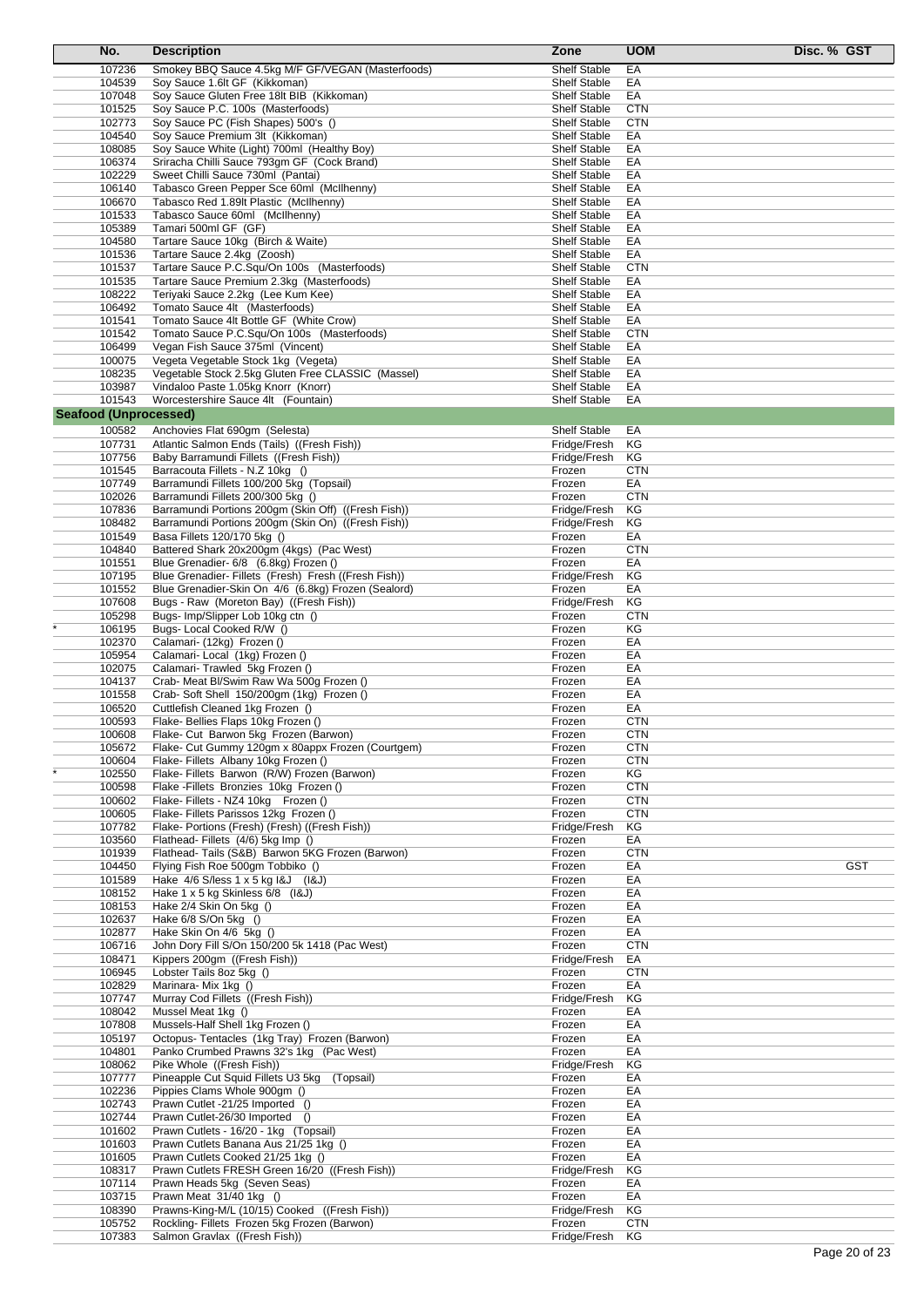| No. | Description | Zone | UOM | Disc. % | GST |
|---|---|---|---|---|---|
| 107236 | Smokey BBQ Sauce 4.5kg M/F GF/VEGAN (Masterfoods) | Shelf Stable | EA | | |
| 104539 | Soy Sauce 1.6lt GF (Kikkoman) | Shelf Stable | EA | | |
| 107048 | Soy Sauce Gluten Free 18lt BIB (Kikkoman) | Shelf Stable | EA | | |
| 101525 | Soy Sauce P.C. 100s (Masterfoods) | Shelf Stable | CTN | | |
| 102773 | Soy Sauce PC (Fish Shapes) 500's () | Shelf Stable | CTN | | |
| 104540 | Soy Sauce Premium 3lt (Kikkoman) | Shelf Stable | EA | | |
| 108085 | Soy Sauce White (Light) 700ml (Healthy Boy) | Shelf Stable | EA | | |
| 106374 | Sriracha Chilli Sauce 793gm GF (Cock Brand) | Shelf Stable | EA | | |
| 102229 | Sweet Chilli Sauce 730ml (Pantai) | Shelf Stable | EA | | |
| 106140 | Tabasco Green Pepper Sce 60ml (McIlhenny) | Shelf Stable | EA | | |
| 106670 | Tabasco Red 1.89lt Plastic (McIlhenny) | Shelf Stable | EA | | |
| 101533 | Tabasco Sauce 60ml (McIlhenny) | Shelf Stable | EA | | |
| 105389 | Tamari 500ml GF (GF) | Shelf Stable | EA | | |
| 104580 | Tartare Sauce 10kg (Birch & Waite) | Shelf Stable | EA | | |
| 101536 | Tartare Sauce 2.4kg (Zoosh) | Shelf Stable | EA | | |
| 101537 | Tartare Sauce P.C.Squ/On 100s (Masterfoods) | Shelf Stable | CTN | | |
| 101535 | Tartare Sauce Premium 2.3kg (Masterfoods) | Shelf Stable | EA | | |
| 108222 | Teriyaki Sauce 2.2kg (Lee Kum Kee) | Shelf Stable | EA | | |
| 106492 | Tomato Sauce 4lt (Masterfoods) | Shelf Stable | EA | | |
| 101541 | Tomato Sauce 4lt Bottle GF (White Crow) | Shelf Stable | EA | | |
| 101542 | Tomato Sauce P.C.Squ/On 100s (Masterfoods) | Shelf Stable | CTN | | |
| 106499 | Vegan Fish Sauce 375ml (Vincent) | Shelf Stable | EA | | |
| 100075 | Vegeta Vegetable Stock 1kg (Vegeta) | Shelf Stable | EA | | |
| 108235 | Vegetable Stock 2.5kg Gluten Free CLASSIC (Massel) | Shelf Stable | EA | | |
| 103987 | Vindaloo Paste 1.05kg Knorr (Knorr) | Shelf Stable | EA | | |
| 101543 | Worcestershire Sauce 4lt (Fountain) | Shelf Stable | EA | | |
| **Seafood (Unprocessed)** | | | | | |
| 100582 | Anchovies Flat 690gm (Selesta) | Shelf Stable | EA | | |
| 107731 | Atlantic Salmon Ends (Tails) ((Fresh Fish)) | Fridge/Fresh | KG | | |
| 107756 | Baby Barramundi Fillets ((Fresh Fish)) | Fridge/Fresh | KG | | |
| 101545 | Barracouta Fillets - N.Z 10kg () | Frozen | CTN | | |
| 107749 | Barramundi Fillets 100/200 5kg (Topsail) | Frozen | EA | | |
| 102026 | Barramundi Fillets 200/300 5kg () | Frozen | CTN | | |
| 107836 | Barramundi Portions 200gm (Skin Off) ((Fresh Fish)) | Fridge/Fresh | KG | | |
| 108482 | Barramundi Portions 200gm (Skin On) ((Fresh Fish)) | Fridge/Fresh | KG | | |
| 101549 | Basa Fillets 120/170 5kg () | Frozen | EA | | |
| 104840 | Battered Shark 20x200gm (4kgs) (Pac West) | Frozen | CTN | | |
| 101551 | Blue Grenadier- 6/8 (6.8kg) Frozen () | Frozen | EA | | |
| 107195 | Blue Grenadier- Fillets (Fresh) Fresh ((Fresh Fish)) | Fridge/Fresh | KG | | |
| 101552 | Blue Grenadier-Skin On 4/6 (6.8kg) Frozen (Sealord) | Frozen | EA | | |
| 107608 | Bugs - Raw (Moreton Bay) ((Fresh Fish)) | Fridge/Fresh | KG | | |
| 105298 | Bugs- Imp/Slipper Lob 10kg ctn () | Frozen | CTN | | |
| * 106195 | Bugs- Local Cooked R/W () | Frozen | KG | | |
| 102370 | Calamari- (12kg) Frozen () | Frozen | EA | | |
| 105954 | Calamari- Local (1kg) Frozen () | Frozen | EA | | |
| 102075 | Calamari- Trawled 5kg Frozen () | Frozen | EA | | |
| 104137 | Crab- Meat Bl/Swim Raw Wa 500g Frozen () | Frozen | EA | | |
| 101558 | Crab- Soft Shell 150/200gm (1kg) Frozen () | Frozen | EA | | |
| 106520 | Cuttlefish Cleaned 1kg Frozen () | Frozen | EA | | |
| 100593 | Flake- Bellies Flaps 10kg Frozen () | Frozen | CTN | | |
| 100608 | Flake- Cut Barwon 5kg Frozen (Barwon) | Frozen | CTN | | |
| 105672 | Flake- Cut Gummy 120gm x 80appx Frozen (Courtgem) | Frozen | CTN | | |
| 100604 | Flake- Fillets Albany 10kg Frozen () | Frozen | CTN | | |
| * 102550 | Flake- Fillets Barwon (R/W) Frozen (Barwon) | Frozen | KG | | |
| 100598 | Flake -Fillets Bronzies 10kg Frozen () | Frozen | CTN | | |
| 100602 | Flake- Fillets - NZ4 10kg Frozen () | Frozen | CTN | | |
| 100605 | Flake- Fillets Parissos 12kg Frozen () | Frozen | CTN | | |
| 107782 | Flake- Portions (Fresh) (Fresh) ((Fresh Fish)) | Fridge/Fresh | KG | | |
| 103560 | Flathead- Fillets (4/6) 5kg Imp () | Frozen | EA | | |
| 101939 | Flathead- Tails (S&B) Barwon 5KG Frozen (Barwon) | Frozen | CTN | | |
| 104450 | Flying Fish Roe 500gm Tobbiko () | Frozen | EA | | GST |
| 101589 | Hake 4/6 S/less 1 x 5 kg I&J (I&J) | Frozen | EA | | |
| 108152 | Hake 1 x 5 kg Skinless 6/8 (I&J) | Frozen | EA | | |
| 108153 | Hake 2/4 Skin On 5kg () | Frozen | EA | | |
| 102637 | Hake 6/8 S/On 5kg () | Frozen | EA | | |
| 102877 | Hake Skin On 4/6 5kg () | Frozen | EA | | |
| 106716 | John Dory Fill S/On 150/200 5k 1418 (Pac West) | Frozen | CTN | | |
| 108471 | Kippers 200gm ((Fresh Fish)) | Fridge/Fresh | EA | | |
| 106945 | Lobster Tails 8oz 5kg () | Frozen | CTN | | |
| 102829 | Marinara- Mix 1kg () | Frozen | EA | | |
| 107747 | Murray Cod Fillets ((Fresh Fish)) | Fridge/Fresh | KG | | |
| 108042 | Mussel Meat 1kg () | Frozen | EA | | |
| 107808 | Mussels-Half Shell 1kg Frozen () | Frozen | EA | | |
| 105197 | Octopus- Tentacles (1kg Tray) Frozen (Barwon) | Frozen | EA | | |
| 104801 | Panko Crumbed Prawns 32's 1kg (Pac West) | Frozen | EA | | |
| 108062 | Pike Whole ((Fresh Fish)) | Fridge/Fresh | KG | | |
| 107777 | Pineapple Cut Squid Fillets U3 5kg (Topsail) | Frozen | EA | | |
| 102236 | Pippies Clams Whole 900gm () | Frozen | EA | | |
| 102743 | Prawn Cutlet -21/25 Imported () | Frozen | EA | | |
| 102744 | Prawn Cutlet-26/30 Imported () | Frozen | EA | | |
| 101602 | Prawn Cutlets - 16/20 - 1kg (Topsail) | Frozen | EA | | |
| 101603 | Prawn Cutlets Banana Aus 21/25 1kg () | Frozen | EA | | |
| 101605 | Prawn Cutlets Cooked 21/25 1kg () | Frozen | EA | | |
| 108317 | Prawn Cutlets FRESH Green 16/20 ((Fresh Fish)) | Fridge/Fresh | KG | | |
| 107114 | Prawn Heads 5kg (Seven Seas) | Frozen | EA | | |
| 103715 | Prawn Meat 31/40 1kg () | Frozen | EA | | |
| 108390 | Prawns-King-M/L (10/15) Cooked ((Fresh Fish)) | Fridge/Fresh | KG | | |
| 105752 | Rockling- Fillets Frozen 5kg Frozen (Barwon) | Frozen | CTN | | |
| 107383 | Salmon Gravlax ((Fresh Fish)) | Fridge/Fresh | KG | | |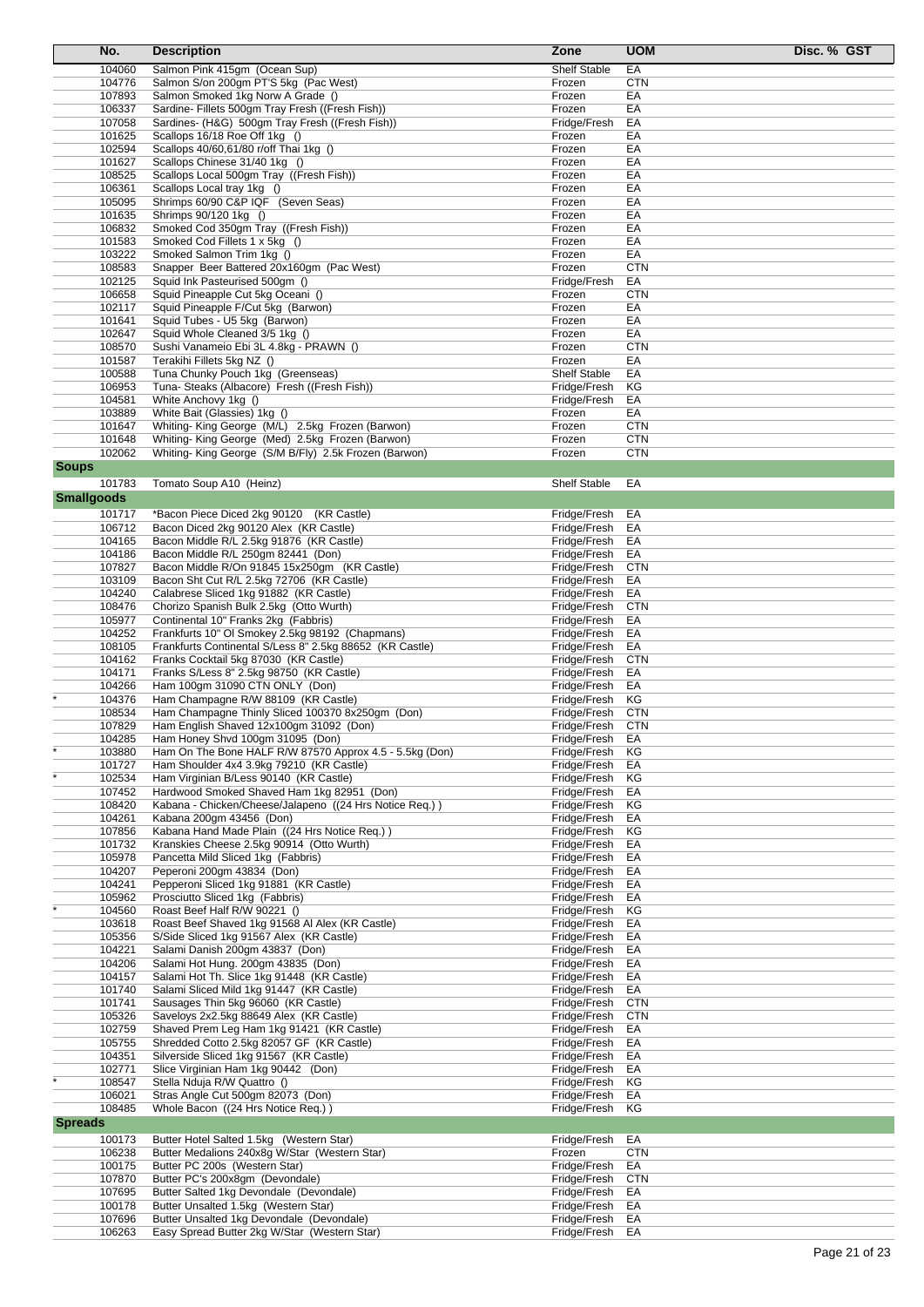| | No. | Description | Zone | UOM | Disc. % | GST |
|---|---|---|---|---|---|---|
| | 104060 | Salmon Pink 415gm (Ocean Sup) | Shelf Stable | EA | | |
| | 104776 | Salmon S/on 200gm PT'S 5kg (Pac West) | Frozen | CTN | | |
| | 107893 | Salmon Smoked 1kg Norw A Grade () | Frozen | EA | | |
| | 106337 | Sardine- Fillets 500gm Tray Fresh ((Fresh Fish)) | Frozen | EA | | |
| | 107058 | Sardines- (H&G) 500gm Tray Fresh ((Fresh Fish)) | Fridge/Fresh | EA | | |
| | 101625 | Scallops 16/18 Roe Off 1kg () | Frozen | EA | | |
| | 102594 | Scallops 40/60,61/80 r/off Thai 1kg () | Frozen | EA | | |
| | 101627 | Scallops Chinese 31/40 1kg () | Frozen | EA | | |
| | 108525 | Scallops Local 500gm Tray ((Fresh Fish)) | Frozen | EA | | |
| | 106361 | Scallops Local tray 1kg () | Frozen | EA | | |
| | 105095 | Shrimps 60/90 C&P IQF (Seven Seas) | Frozen | EA | | |
| | 101635 | Shrimps 90/120 1kg () | Frozen | EA | | |
| | 106832 | Smoked Cod 350gm Tray ((Fresh Fish)) | Frozen | EA | | |
| | 101583 | Smoked Cod Fillets 1 x 5kg () | Frozen | EA | | |
| | 103222 | Smoked Salmon Trim 1kg () | Frozen | EA | | |
| | 108583 | Snapper Beer Battered 20x160gm (Pac West) | Frozen | CTN | | |
| | 102125 | Squid Ink Pasteurised 500gm () | Fridge/Fresh | EA | | |
| | 106658 | Squid Pineapple Cut 5kg Oceani () | Frozen | CTN | | |
| | 102117 | Squid Pineapple F/Cut 5kg (Barwon) | Frozen | EA | | |
| | 101641 | Squid Tubes - U5 5kg (Barwon) | Frozen | EA | | |
| | 102647 | Squid Whole Cleaned 3/5 1kg () | Frozen | EA | | |
| | 108570 | Sushi Vanameio Ebi 3L 4.8kg - PRAWN () | Frozen | CTN | | |
| | 101587 | Terakihi Fillets 5kg NZ () | Frozen | EA | | |
| | 100588 | Tuna Chunky Pouch 1kg (Greenseas) | Shelf Stable | EA | | |
| | 106953 | Tuna- Steaks (Albacore) Fresh ((Fresh Fish)) | Fridge/Fresh | KG | | |
| | 104581 | White Anchovy 1kg () | Fridge/Fresh | EA | | |
| | 103889 | White Bait (Glassies) 1kg () | Frozen | EA | | |
| | 101647 | Whiting- King George (M/L) 2.5kg Frozen (Barwon) | Frozen | CTN | | |
| | 101648 | Whiting- King George (Med) 2.5kg Frozen (Barwon) | Frozen | CTN | | |
| | 102062 | Whiting- King George (S/M B/Fly) 2.5k Frozen (Barwon) | Frozen | CTN | | |
| **Soups** | | | | | | |
| | 101783 | Tomato Soup A10 (Heinz) | Shelf Stable | EA | | |
| **Smallgoods** | | | | | | |
| | 101717 | *Bacon Piece Diced 2kg 90120 (KR Castle) | Fridge/Fresh | EA | | |
| | 106712 | Bacon Diced 2kg 90120 Alex (KR Castle) | Fridge/Fresh | EA | | |
| | 104165 | Bacon Middle R/L 2.5kg 91876 (KR Castle) | Fridge/Fresh | EA | | |
| | 104186 | Bacon Middle R/L 250gm 82441 (Don) | Fridge/Fresh | EA | | |
| | 107827 | Bacon Middle R/On 91845 15x250gm (KR Castle) | Fridge/Fresh | CTN | | |
| | 103109 | Bacon Sht Cut R/L 2.5kg 72706 (KR Castle) | Fridge/Fresh | EA | | |
| | 104240 | Calabrese Sliced 1kg 91882 (KR Castle) | Fridge/Fresh | EA | | |
| | 108476 | Chorizo Spanish Bulk 2.5kg (Otto Wurth) | Fridge/Fresh | CTN | | |
| | 105977 | Continental 10" Franks 2kg (Fabbris) | Fridge/Fresh | EA | | |
| | 104252 | Frankfurts 10" Ol Smokey 2.5kg 98192 (Chapmans) | Fridge/Fresh | EA | | |
| | 108105 | Frankfurts Continental S/Less 8" 2.5kg 88652 (KR Castle) | Fridge/Fresh | EA | | |
| | 104162 | Franks Cocktail 5kg 87030 (KR Castle) | Fridge/Fresh | CTN | | |
| | 104171 | Franks S/Less 8" 2.5kg 98750 (KR Castle) | Fridge/Fresh | EA | | |
| | 104266 | Ham 100gm 31090 CTN ONLY (Don) | Fridge/Fresh | EA | | |
| * | 104376 | Ham Champagne R/W 88109 (KR Castle) | Fridge/Fresh | KG | | |
| | 108534 | Ham Champagne Thinly Sliced 100370 8x250gm (Don) | Fridge/Fresh | CTN | | |
| | 107829 | Ham English Shaved 12x100gm 31092 (Don) | Fridge/Fresh | CTN | | |
| | 104285 | Ham Honey Shvd 100gm 31095 (Don) | Fridge/Fresh | EA | | |
| * | 103880 | Ham On The Bone HALF R/W 87570 Approx 4.5 - 5.5kg (Don) | Fridge/Fresh | KG | | |
| | 101727 | Ham Shoulder 4x4 3.9kg 79210 (KR Castle) | Fridge/Fresh | EA | | |
| * | 102534 | Ham Virginian B/Less 90140 (KR Castle) | Fridge/Fresh | KG | | |
| | 107452 | Hardwood Smoked Shaved Ham 1kg 82951 (Don) | Fridge/Fresh | EA | | |
| | 108420 | Kabana - Chicken/Cheese/Jalapeno ((24 Hrs Notice Req.) ) | Fridge/Fresh | KG | | |
| | 104261 | Kabana 200gm 43456 (Don) | Fridge/Fresh | EA | | |
| | 107856 | Kabana Hand Made Plain ((24 Hrs Notice Req.) ) | Fridge/Fresh | KG | | |
| | 101732 | Kranskies Cheese 2.5kg 90914 (Otto Wurth) | Fridge/Fresh | EA | | |
| | 105978 | Pancetta Mild Sliced 1kg (Fabbris) | Fridge/Fresh | EA | | |
| | 104207 | Peperoni 200gm 43834 (Don) | Fridge/Fresh | EA | | |
| | 104241 | Pepperoni Sliced 1kg 91881 (KR Castle) | Fridge/Fresh | EA | | |
| | 105962 | Prosciutto Sliced 1kg (Fabbris) | Fridge/Fresh | EA | | |
| * | 104560 | Roast Beef Half R/W 90221 () | Fridge/Fresh | KG | | |
| | 103618 | Roast Beef Shaved 1kg 91568 Al Alex (KR Castle) | Fridge/Fresh | EA | | |
| | 105356 | S/Side Sliced 1kg 91567 Alex (KR Castle) | Fridge/Fresh | EA | | |
| | 104221 | Salami Danish 200gm 43837 (Don) | Fridge/Fresh | EA | | |
| | 104206 | Salami Hot Hung. 200gm 43835 (Don) | Fridge/Fresh | EA | | |
| | 104157 | Salami Hot Th. Slice 1kg 91448 (KR Castle) | Fridge/Fresh | EA | | |
| | 101740 | Salami Sliced Mild 1kg 91447 (KR Castle) | Fridge/Fresh | EA | | |
| | 101741 | Sausages Thin 5kg 96060 (KR Castle) | Fridge/Fresh | CTN | | |
| | 105326 | Saveloys 2x2.5kg 88649 Alex (KR Castle) | Fridge/Fresh | CTN | | |
| | 102759 | Shaved Prem Leg Ham 1kg 91421 (KR Castle) | Fridge/Fresh | EA | | |
| | 105755 | Shredded Cotto 2.5kg 82057 GF (KR Castle) | Fridge/Fresh | EA | | |
| | 104351 | Silverside Sliced 1kg 91567 (KR Castle) | Fridge/Fresh | EA | | |
| | 102771 | Slice Virginian Ham 1kg 90442 (Don) | Fridge/Fresh | EA | | |
| * | 108547 | Stella Nduja R/W Quattro () | Fridge/Fresh | KG | | |
| | 106021 | Stras Angle Cut 500gm 82073 (Don) | Fridge/Fresh | EA | | |
| | 108485 | Whole Bacon ((24 Hrs Notice Req.) ) | Fridge/Fresh | KG | | |
| **Spreads** | | | | | | |
| | 100173 | Butter Hotel Salted 1.5kg (Western Star) | Fridge/Fresh | EA | | |
| | 106238 | Butter Medalions 240x8g W/Star (Western Star) | Frozen | CTN | | |
| | 100175 | Butter PC 200s (Western Star) | Fridge/Fresh | EA | | |
| | 107870 | Butter PC's 200x8gm (Devondale) | Fridge/Fresh | CTN | | |
| | 107695 | Butter Salted 1kg Devondale (Devondale) | Fridge/Fresh | EA | | |
| | 100178 | Butter Unsalted 1.5kg (Western Star) | Fridge/Fresh | EA | | |
| | 107696 | Butter Unsalted 1kg Devondale (Devondale) | Fridge/Fresh | EA | | |
| | 106263 | Easy Spread Butter 2kg W/Star (Western Star) | Fridge/Fresh | EA | | |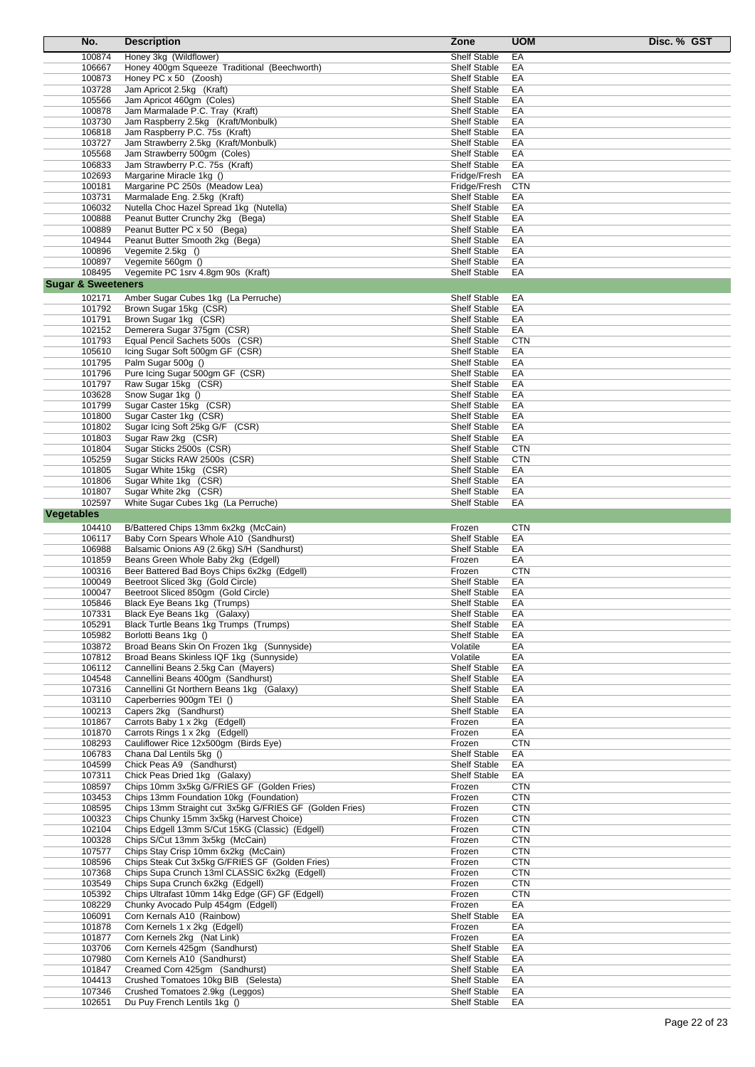| No. | Description | Zone | UOM | Disc. % | GST |
|---|---|---|---|---|---|
| 100874 | Honey 3kg (Wildflower) | Shelf Stable | EA | | |
| 106667 | Honey 400gm Squeeze Traditional (Beechworth) | Shelf Stable | EA | | |
| 100873 | Honey PC x 50 (Zoosh) | Shelf Stable | EA | | |
| 103728 | Jam Apricot 2.5kg (Kraft) | Shelf Stable | EA | | |
| 105566 | Jam Apricot 460gm (Coles) | Shelf Stable | EA | | |
| 100878 | Jam Marmalade P.C. Tray (Kraft) | Shelf Stable | EA | | |
| 103730 | Jam Raspberry 2.5kg (Kraft/Monbulk) | Shelf Stable | EA | | |
| 106818 | Jam Raspberry P.C. 75s (Kraft) | Shelf Stable | EA | | |
| 103727 | Jam Strawberry 2.5kg (Kraft/Monbulk) | Shelf Stable | EA | | |
| 105568 | Jam Strawberry 500gm (Coles) | Shelf Stable | EA | | |
| 106833 | Jam Strawberry P.C. 75s (Kraft) | Shelf Stable | EA | | |
| 102693 | Margarine Miracle 1kg () | Fridge/Fresh | EA | | |
| 100181 | Margarine PC 250s (Meadow Lea) | Fridge/Fresh | CTN | | |
| 103731 | Marmalade Eng. 2.5kg (Kraft) | Shelf Stable | EA | | |
| 106032 | Nutella Choc Hazel Spread 1kg (Nutella) | Shelf Stable | EA | | |
| 100888 | Peanut Butter Crunchy 2kg (Bega) | Shelf Stable | EA | | |
| 100889 | Peanut Butter PC x 50 (Bega) | Shelf Stable | EA | | |
| 104944 | Peanut Butter Smooth 2kg (Bega) | Shelf Stable | EA | | |
| 100896 | Vegemite 2.5kg () | Shelf Stable | EA | | |
| 100897 | Vegemite 560gm () | Shelf Stable | EA | | |
| 108495 | Vegemite PC 1srv 4.8gm 90s (Kraft) | Shelf Stable | EA | | |
| **Sugar & Sweeteners** | | | | | |
| 102171 | Amber Sugar Cubes 1kg (La Perruche) | Shelf Stable | EA | | |
| 101792 | Brown Sugar 15kg (CSR) | Shelf Stable | EA | | |
| 101791 | Brown Sugar 1kg (CSR) | Shelf Stable | EA | | |
| 102152 | Demerera Sugar 375gm (CSR) | Shelf Stable | EA | | |
| 101793 | Equal Pencil Sachets 500s (CSR) | Shelf Stable | CTN | | |
| 105610 | Icing Sugar Soft 500gm GF (CSR) | Shelf Stable | EA | | |
| 101795 | Palm Sugar 500g () | Shelf Stable | EA | | |
| 101796 | Pure Icing Sugar 500gm GF (CSR) | Shelf Stable | EA | | |
| 101797 | Raw Sugar 15kg (CSR) | Shelf Stable | EA | | |
| 103628 | Snow Sugar 1kg () | Shelf Stable | EA | | |
| 101799 | Sugar Caster 15kg (CSR) | Shelf Stable | EA | | |
| 101800 | Sugar Caster 1kg (CSR) | Shelf Stable | EA | | |
| 101802 | Sugar Icing Soft 25kg G/F (CSR) | Shelf Stable | EA | | |
| 101803 | Sugar Raw 2kg (CSR) | Shelf Stable | EA | | |
| 101804 | Sugar Sticks 2500s (CSR) | Shelf Stable | CTN | | |
| 105259 | Sugar Sticks RAW 2500s (CSR) | Shelf Stable | CTN | | |
| 101805 | Sugar White 15kg (CSR) | Shelf Stable | EA | | |
| 101806 | Sugar White 1kg (CSR) | Shelf Stable | EA | | |
| 101807 | Sugar White 2kg (CSR) | Shelf Stable | EA | | |
| 102597 | White Sugar Cubes 1kg (La Perruche) | Shelf Stable | EA | | |
| **Vegetables** | | | | | |
| 104410 | B/Battered Chips 13mm 6x2kg (McCain) | Frozen | CTN | | |
| 106117 | Baby Corn Spears Whole A10 (Sandhurst) | Shelf Stable | EA | | |
| 106988 | Balsamic Onions A9 (2.6kg) S/H (Sandhurst) | Shelf Stable | EA | | |
| 101859 | Beans Green Whole Baby 2kg (Edgell) | Frozen | EA | | |
| 100316 | Beer Battered Bad Boys Chips 6x2kg (Edgell) | Frozen | CTN | | |
| 100049 | Beetroot Sliced 3kg (Gold Circle) | Shelf Stable | EA | | |
| 100047 | Beetroot Sliced 850gm (Gold Circle) | Shelf Stable | EA | | |
| 105846 | Black Eye Beans 1kg (Trumps) | Shelf Stable | EA | | |
| 107331 | Black Eye Beans 1kg (Galaxy) | Shelf Stable | EA | | |
| 105291 | Black Turtle Beans 1kg Trumps (Trumps) | Shelf Stable | EA | | |
| 105982 | Borlotti Beans 1kg () | Shelf Stable | EA | | |
| 103872 | Broad Beans Skin On Frozen 1kg (Sunnyside) | Volatile | EA | | |
| 107812 | Broad Beans Skinless IQF 1kg (Sunnyside) | Volatile | EA | | |
| 106112 | Cannellini Beans 2.5kg Can (Mayers) | Shelf Stable | EA | | |
| 104548 | Cannellini Beans 400gm (Sandhurst) | Shelf Stable | EA | | |
| 107316 | Cannellini Gt Northern Beans 1kg (Galaxy) | Shelf Stable | EA | | |
| 103110 | Caperberries 900gm TEI () | Shelf Stable | EA | | |
| 100213 | Capers 2kg (Sandhurst) | Shelf Stable | EA | | |
| 101867 | Carrots Baby 1 x 2kg (Edgell) | Frozen | EA | | |
| 101870 | Carrots Rings 1 x 2kg (Edgell) | Frozen | EA | | |
| 108293 | Cauliflower Rice 12x500gm (Birds Eye) | Frozen | CTN | | |
| 106783 | Chana Dal Lentils 5kg () | Shelf Stable | EA | | |
| 104599 | Chick Peas A9 (Sandhurst) | Shelf Stable | EA | | |
| 107311 | Chick Peas Dried 1kg (Galaxy) | Shelf Stable | EA | | |
| 108597 | Chips 10mm 3x5kg G/FRIES GF (Golden Fries) | Frozen | CTN | | |
| 103453 | Chips 13mm Foundation 10kg (Foundation) | Frozen | CTN | | |
| 108595 | Chips 13mm Straight cut 3x5kg G/FRIES GF (Golden Fries) | Frozen | CTN | | |
| 100323 | Chips Chunky 15mm 3x5kg (Harvest Choice) | Frozen | CTN | | |
| 102104 | Chips Edgell 13mm S/Cut 15KG (Classic) (Edgell) | Frozen | CTN | | |
| 100328 | Chips S/Cut 13mm 3x5kg (McCain) | Frozen | CTN | | |
| 107577 | Chips Stay Crisp 10mm 6x2kg (McCain) | Frozen | CTN | | |
| 108596 | Chips Steak Cut 3x5kg G/FRIES GF (Golden Fries) | Frozen | CTN | | |
| 107368 | Chips Supa Crunch 13ml CLASSIC 6x2kg (Edgell) | Frozen | CTN | | |
| 103549 | Chips Supa Crunch 6x2kg (Edgell) | Frozen | CTN | | |
| 105392 | Chips Ultrafast 10mm 14kg Edge (GF) GF (Edgell) | Frozen | CTN | | |
| 108229 | Chunky Avocado Pulp 454gm (Edgell) | Frozen | EA | | |
| 106091 | Corn Kernals A10 (Rainbow) | Shelf Stable | EA | | |
| 101878 | Corn Kernels 1 x 2kg (Edgell) | Frozen | EA | | |
| 101877 | Corn Kernels 2kg (Nat Link) | Frozen | EA | | |
| 103706 | Corn Kernels 425gm (Sandhurst) | Shelf Stable | EA | | |
| 107980 | Corn Kernels A10 (Sandhurst) | Shelf Stable | EA | | |
| 101847 | Creamed Corn 425gm (Sandhurst) | Shelf Stable | EA | | |
| 104413 | Crushed Tomatoes 10kg BIB (Selesta) | Shelf Stable | EA | | |
| 107346 | Crushed Tomatoes 2.9kg (Leggos) | Shelf Stable | EA | | |
| 102651 | Du Puy French Lentils 1kg () | Shelf Stable | EA | | |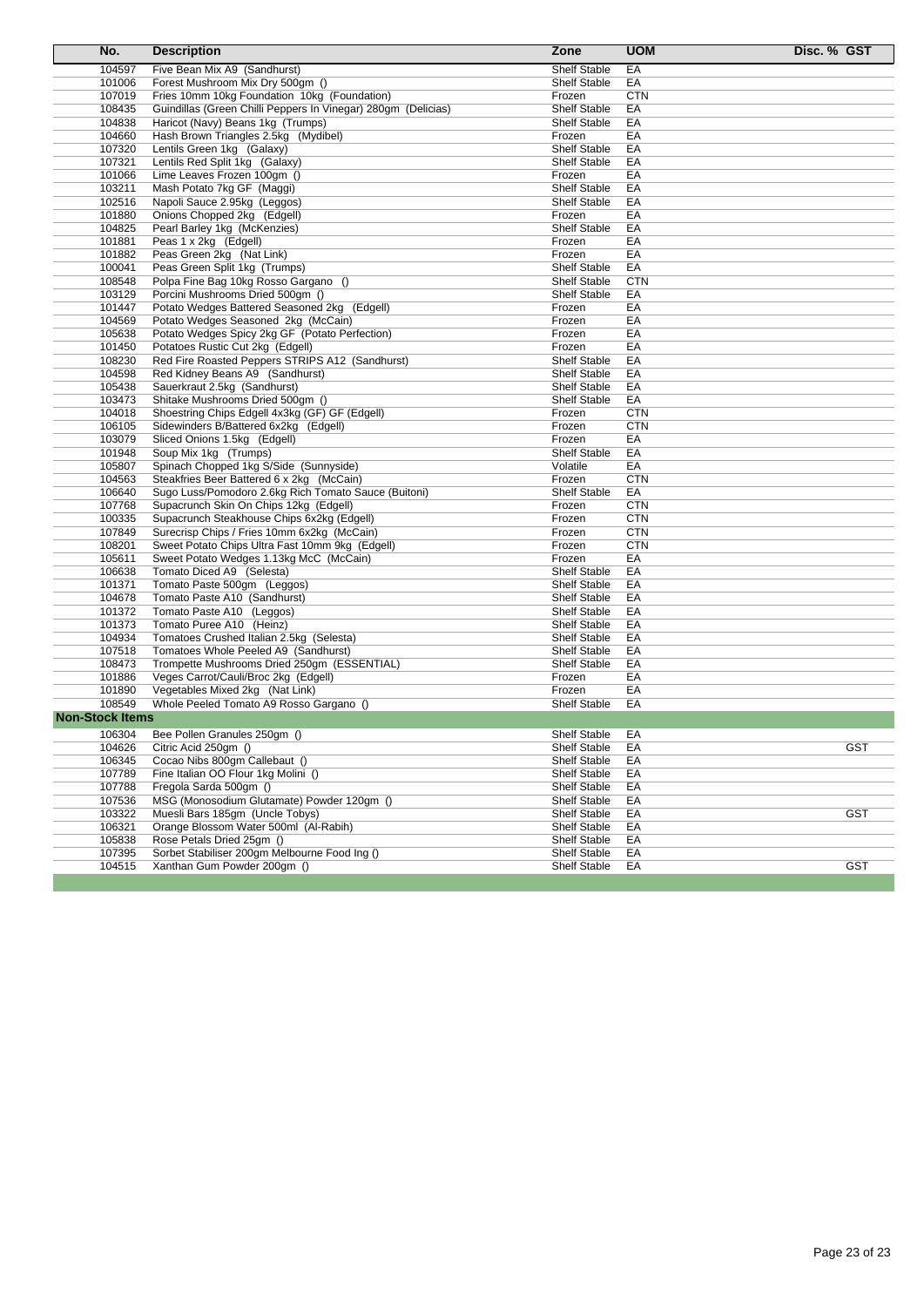| No. | Description | Zone | UOM | Disc. % | GST |
|---|---|---|---|---|---|
| 104597 | Five Bean Mix A9 (Sandhurst) | Shelf Stable | EA | | |
| 101006 | Forest Mushroom Mix Dry 500gm () | Shelf Stable | EA | | |
| 107019 | Fries 10mm 10kg Foundation 10kg (Foundation) | Frozen | CTN | | |
| 108435 | Guindillas (Green Chilli Peppers In Vinegar) 280gm (Delicias) | Shelf Stable | EA | | |
| 104838 | Haricot (Navy) Beans 1kg (Trumps) | Shelf Stable | EA | | |
| 104660 | Hash Brown Triangles 2.5kg (Mydibel) | Frozen | EA | | |
| 107320 | Lentils Green 1kg (Galaxy) | Shelf Stable | EA | | |
| 107321 | Lentils Red Split 1kg (Galaxy) | Shelf Stable | EA | | |
| 101066 | Lime Leaves Frozen 100gm () | Frozen | EA | | |
| 103211 | Mash Potato 7kg GF (Maggi) | Shelf Stable | EA | | |
| 102516 | Napoli Sauce 2.95kg (Leggos) | Shelf Stable | EA | | |
| 101880 | Onions Chopped 2kg (Edgell) | Frozen | EA | | |
| 104825 | Pearl Barley 1kg (McKenzies) | Shelf Stable | EA | | |
| 101881 | Peas 1 x 2kg (Edgell) | Frozen | EA | | |
| 101882 | Peas Green 2kg (Nat Link) | Frozen | EA | | |
| 100041 | Peas Green Split 1kg (Trumps) | Shelf Stable | EA | | |
| 108548 | Polpa Fine Bag 10kg Rosso Gargano () | Shelf Stable | CTN | | |
| 103129 | Porcini Mushrooms Dried 500gm () | Shelf Stable | EA | | |
| 101447 | Potato Wedges Battered Seasoned 2kg (Edgell) | Frozen | EA | | |
| 104569 | Potato Wedges Seasoned 2kg (McCain) | Frozen | EA | | |
| 105638 | Potato Wedges Spicy 2kg GF (Potato Perfection) | Frozen | EA | | |
| 101450 | Potatoes Rustic Cut 2kg (Edgell) | Frozen | EA | | |
| 108230 | Red Fire Roasted Peppers STRIPS A12 (Sandhurst) | Shelf Stable | EA | | |
| 104598 | Red Kidney Beans A9 (Sandhurst) | Shelf Stable | EA | | |
| 105438 | Sauerkraut 2.5kg (Sandhurst) | Shelf Stable | EA | | |
| 103473 | Shitake Mushrooms Dried 500gm () | Shelf Stable | EA | | |
| 104018 | Shoestring Chips Edgell 4x3kg (GF) GF (Edgell) | Frozen | CTN | | |
| 106105 | Sidewinders B/Battered 6x2kg (Edgell) | Frozen | CTN | | |
| 103079 | Sliced Onions 1.5kg (Edgell) | Frozen | EA | | |
| 101948 | Soup Mix 1kg (Trumps) | Shelf Stable | EA | | |
| 105807 | Spinach Chopped 1kg S/Side (Sunnyside) | Volatile | EA | | |
| 104563 | Steakfries Beer Battered 6 x 2kg (McCain) | Frozen | CTN | | |
| 106640 | Sugo Luss/Pomodoro 2.6kg Rich Tomato Sauce (Buitoni) | Shelf Stable | EA | | |
| 107768 | Supacrunch Skin On Chips 12kg (Edgell) | Frozen | CTN | | |
| 100335 | Supacrunch Steakhouse Chips 6x2kg (Edgell) | Frozen | CTN | | |
| 107849 | Surecrisp Chips / Fries 10mm 6x2kg (McCain) | Frozen | CTN | | |
| 108201 | Sweet Potato Chips Ultra Fast 10mm 9kg (Edgell) | Frozen | CTN | | |
| 105611 | Sweet Potato Wedges 1.13kg McC (McCain) | Frozen | EA | | |
| 106638 | Tomato Diced A9 (Selesta) | Shelf Stable | EA | | |
| 101371 | Tomato Paste 500gm (Leggos) | Shelf Stable | EA | | |
| 104678 | Tomato Paste A10 (Sandhurst) | Shelf Stable | EA | | |
| 101372 | Tomato Paste A10 (Leggos) | Shelf Stable | EA | | |
| 101373 | Tomato Puree A10 (Heinz) | Shelf Stable | EA | | |
| 104934 | Tomatoes Crushed Italian 2.5kg (Selesta) | Shelf Stable | EA | | |
| 107518 | Tomatoes Whole Peeled A9 (Sandhurst) | Shelf Stable | EA | | |
| 108473 | Trompette Mushrooms Dried 250gm (ESSENTIAL) | Shelf Stable | EA | | |
| 101886 | Veges Carrot/Cauli/Broc 2kg (Edgell) | Frozen | EA | | |
| 101890 | Vegetables Mixed 2kg (Nat Link) | Frozen | EA | | |
| 108549 | Whole Peeled Tomato A9 Rosso Gargano () | Shelf Stable | EA | | |
| **Non-Stock Items** | | | | | |
| 106304 | Bee Pollen Granules 250gm () | Shelf Stable | EA | | |
| 104626 | Citric Acid 250gm () | Shelf Stable | EA | | GST |
| 106345 | Cocao Nibs 800gm Callebaut () | Shelf Stable | EA | | |
| 107789 | Fine Italian OO Flour 1kg Molini () | Shelf Stable | EA | | |
| 107788 | Fregola Sarda 500gm () | Shelf Stable | EA | | |
| 107536 | MSG (Monosodium Glutamate) Powder 120gm () | Shelf Stable | EA | | |
| 103322 | Muesli Bars 185gm (Uncle Tobys) | Shelf Stable | EA | | GST |
| 106321 | Orange Blossom Water 500ml (Al-Rabih) | Shelf Stable | EA | | |
| 105838 | Rose Petals Dried 25gm () | Shelf Stable | EA | | |
| 107395 | Sorbet Stabiliser 200gm Melbourne Food Ing () | Shelf Stable | EA | | |
| 104515 | Xanthan Gum Powder 200gm () | Shelf Stable | EA | | GST |